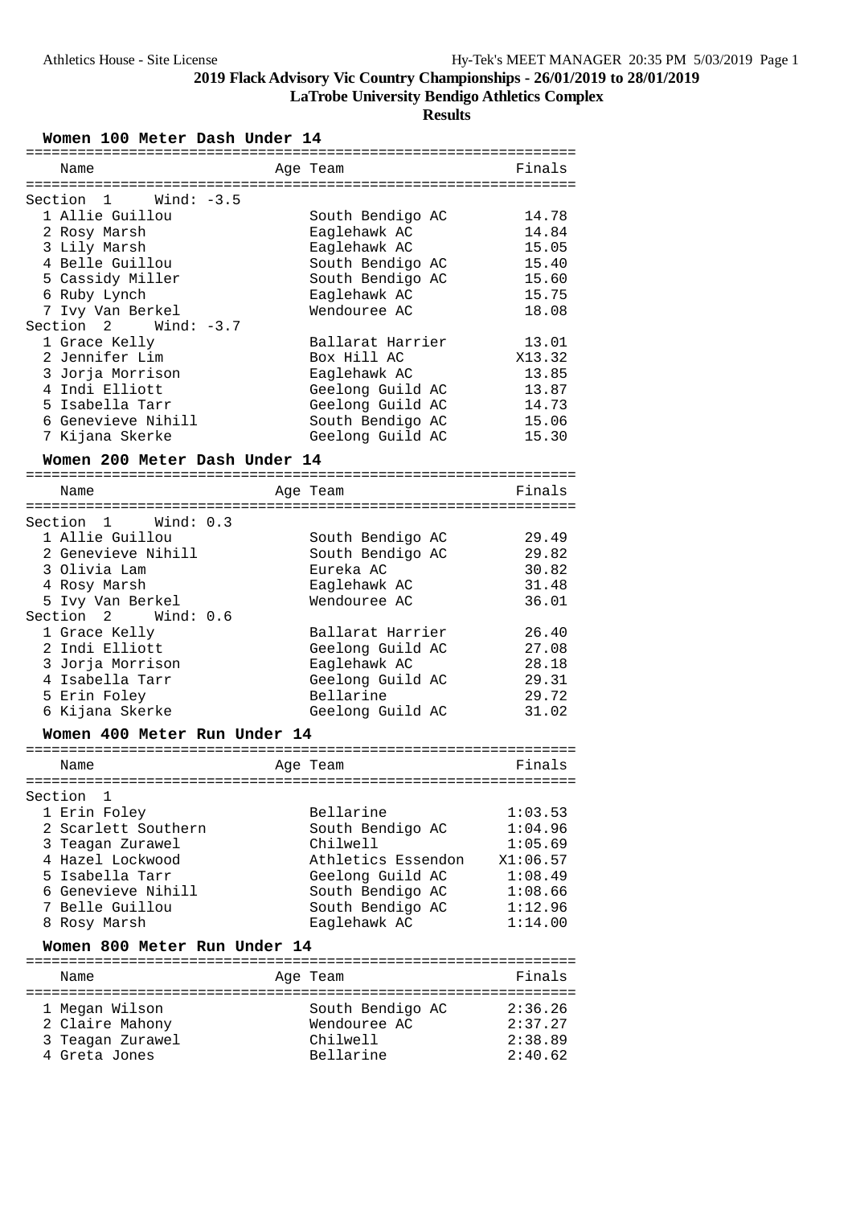# 2019 Flack Advisory Vic Country Championships - 26/01/2019 to 28/01/2019

**LaTrobe University Bendigo Athletics Complex**

**Results**

## Women 100 Meter Dash Under 14

| Name | Age | Team | Finals |
|---|---|---|---|
| **Section 1 Wind: -3.5** | | | |
| 1 Allie Guillou | | South Bendigo AC | 14.78 |
| 2 Rosy Marsh | | Eaglehawk AC | 14.84 |
| 3 Lily Marsh | | Eaglehawk AC | 15.05 |
| 4 Belle Guillou | | South Bendigo AC | 15.40 |
| 5 Cassidy Miller | | South Bendigo AC | 15.60 |
| 6 Ruby Lynch | | Eaglehawk AC | 15.75 |
| 7 Ivy Van Berkel | | Wendouree AC | 18.08 |
| **Section 2 Wind: -3.7** | | | |
| 1 Grace Kelly | | Ballarat Harrier | 13.01 |
| 2 Jennifer Lim | | Box Hill AC | X13.32 |
| 3 Jorja Morrison | | Eaglehawk AC | 13.85 |
| 4 Indi Elliott | | Geelong Guild AC | 13.87 |
| 5 Isabella Tarr | | Geelong Guild AC | 14.73 |
| 6 Genevieve Nihill | | South Bendigo AC | 15.06 |
| 7 Kijana Skerke | | Geelong Guild AC | 15.30 |

## Women 200 Meter Dash Under 14

| Name | Age | Team | Finals |
|---|---|---|---|
| **Section 1 Wind: 0.3** | | | |
| 1 Allie Guillou | | South Bendigo AC | 29.49 |
| 2 Genevieve Nihill | | South Bendigo AC | 29.82 |
| 3 Olivia Lam | | Eureka AC | 30.82 |
| 4 Rosy Marsh | | Eaglehawk AC | 31.48 |
| 5 Ivy Van Berkel | | Wendouree AC | 36.01 |
| **Section 2 Wind: 0.6** | | | |
| 1 Grace Kelly | | Ballarat Harrier | 26.40 |
| 2 Indi Elliott | | Geelong Guild AC | 27.08 |
| 3 Jorja Morrison | | Eaglehawk AC | 28.18 |
| 4 Isabella Tarr | | Geelong Guild AC | 29.31 |
| 5 Erin Foley | | Bellarine | 29.72 |
| 6 Kijana Skerke | | Geelong Guild AC | 31.02 |

## Women 400 Meter Run Under 14

| Name | Age | Team | Finals |
|---|---|---|---|
| **Section 1** | | | |
| 1 Erin Foley | | Bellarine | 1:03.53 |
| 2 Scarlett Southern | | South Bendigo AC | 1:04.96 |
| 3 Teagan Zurawel | | Chilwell | 1:05.69 |
| 4 Hazel Lockwood | | Athletics Essendon | X1:06.57 |
| 5 Isabella Tarr | | Geelong Guild AC | 1:08.49 |
| 6 Genevieve Nihill | | South Bendigo AC | 1:08.66 |
| 7 Belle Guillou | | South Bendigo AC | 1:12.96 |
| 8 Rosy Marsh | | Eaglehawk AC | 1:14.00 |

## Women 800 Meter Run Under 14

| Name | Age | Team | Finals |
|---|---|---|---|
| 1 Megan Wilson | | South Bendigo AC | 2:36.26 |
| 2 Claire Mahony | | Wendouree AC | 2:37.27 |
| 3 Teagan Zurawel | | Chilwell | 2:38.89 |
| 4 Greta Jones | | Bellarine | 2:40.62 |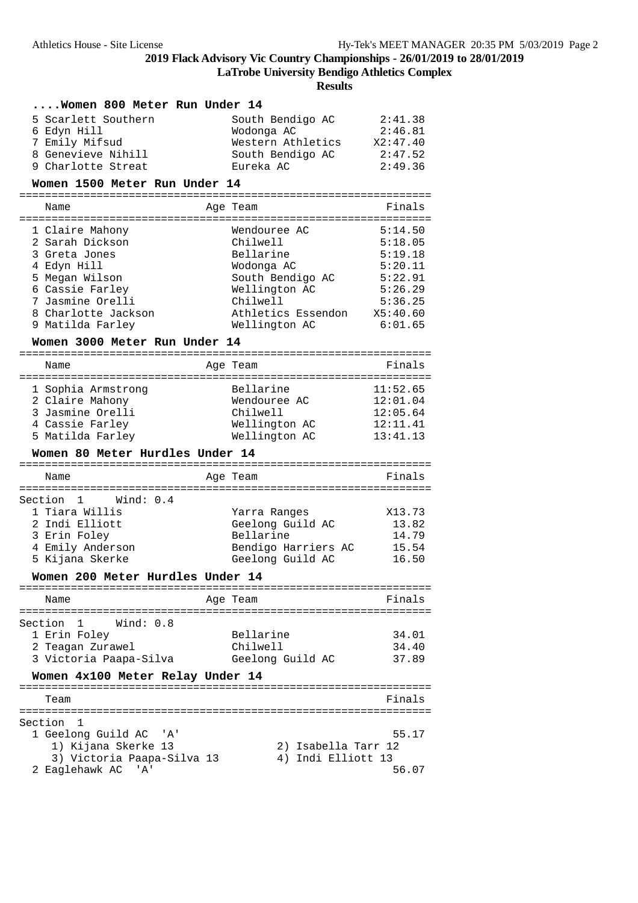# 2019 Flack Advisory Vic Country Championships - 26/01/2019 to 28/01/2019

**LaTrobe University Bendigo Athletics Complex**

**Results**

### ....Women 800 Meter Run Under 14

| Name | Age | Team | Finals |
|---|---|---|---|
| 5 Scarlett Southern | | South Bendigo AC | 2:41.38 |
| 6 Edyn Hill | | Wodonga AC | 2:46.81 |
| 7 Emily Mifsud | | Western Athletics | X2:47.40 |
| 8 Genevieve Nihill | | South Bendigo AC | 2:47.52 |
| 9 Charlotte Streat | | Eureka AC | 2:49.36 |

### Women 1500 Meter Run Under 14

| Name | Age | Team | Finals |
|---|---|---|---|
| 1 Claire Mahony | | Wendouree AC | 5:14.50 |
| 2 Sarah Dickson | | Chilwell | 5:18.05 |
| 3 Greta Jones | | Bellarine | 5:19.18 |
| 4 Edyn Hill | | Wodonga AC | 5:20.11 |
| 5 Megan Wilson | | South Bendigo AC | 5:22.91 |
| 6 Cassie Farley | | Wellington AC | 5:26.29 |
| 7 Jasmine Orelli | | Chilwell | 5:36.25 |
| 8 Charlotte Jackson | | Athletics Essendon | X5:40.60 |
| 9 Matilda Farley | | Wellington AC | 6:01.65 |

### Women 3000 Meter Run Under 14

| Name | Age | Team | Finals |
|---|---|---|---|
| 1 Sophia Armstrong | | Bellarine | 11:52.65 |
| 2 Claire Mahony | | Wendouree AC | 12:01.04 |
| 3 Jasmine Orelli | | Chilwell | 12:05.64 |
| 4 Cassie Farley | | Wellington AC | 12:11.41 |
| 5 Matilda Farley | | Wellington AC | 13:41.13 |

### Women 80 Meter Hurdles Under 14

Section 1 Wind: 0.4

| Name | Age | Team | Finals |
|---|---|---|---|
| 1 Tiara Willis | | Yarra Ranges | X13.73 |
| 2 Indi Elliott | | Geelong Guild AC | 13.82 |
| 3 Erin Foley | | Bellarine | 14.79 |
| 4 Emily Anderson | | Bendigo Harriers AC | 15.54 |
| 5 Kijana Skerke | | Geelong Guild AC | 16.50 |

### Women 200 Meter Hurdles Under 14

Section 1 Wind: 0.8

| Name | Age | Team | Finals |
|---|---|---|---|
| 1 Erin Foley | | Bellarine | 34.01 |
| 2 Teagan Zurawel | | Chilwell | 34.40 |
| 3 Victoria Paapa-Silva | | Geelong Guild AC | 37.89 |

### Women 4x100 Meter Relay Under 14

Section 1

| Team | Finals |
|---|---|
| 1 Geelong Guild AC 'A' | 55.17 |
| 1) Kijana Skerke 13; 2) Isabella Tarr 12; 3) Victoria Paapa-Silva 13; 4) Indi Elliott 13 | |
| 2 Eaglehawk AC 'A' | 56.07 |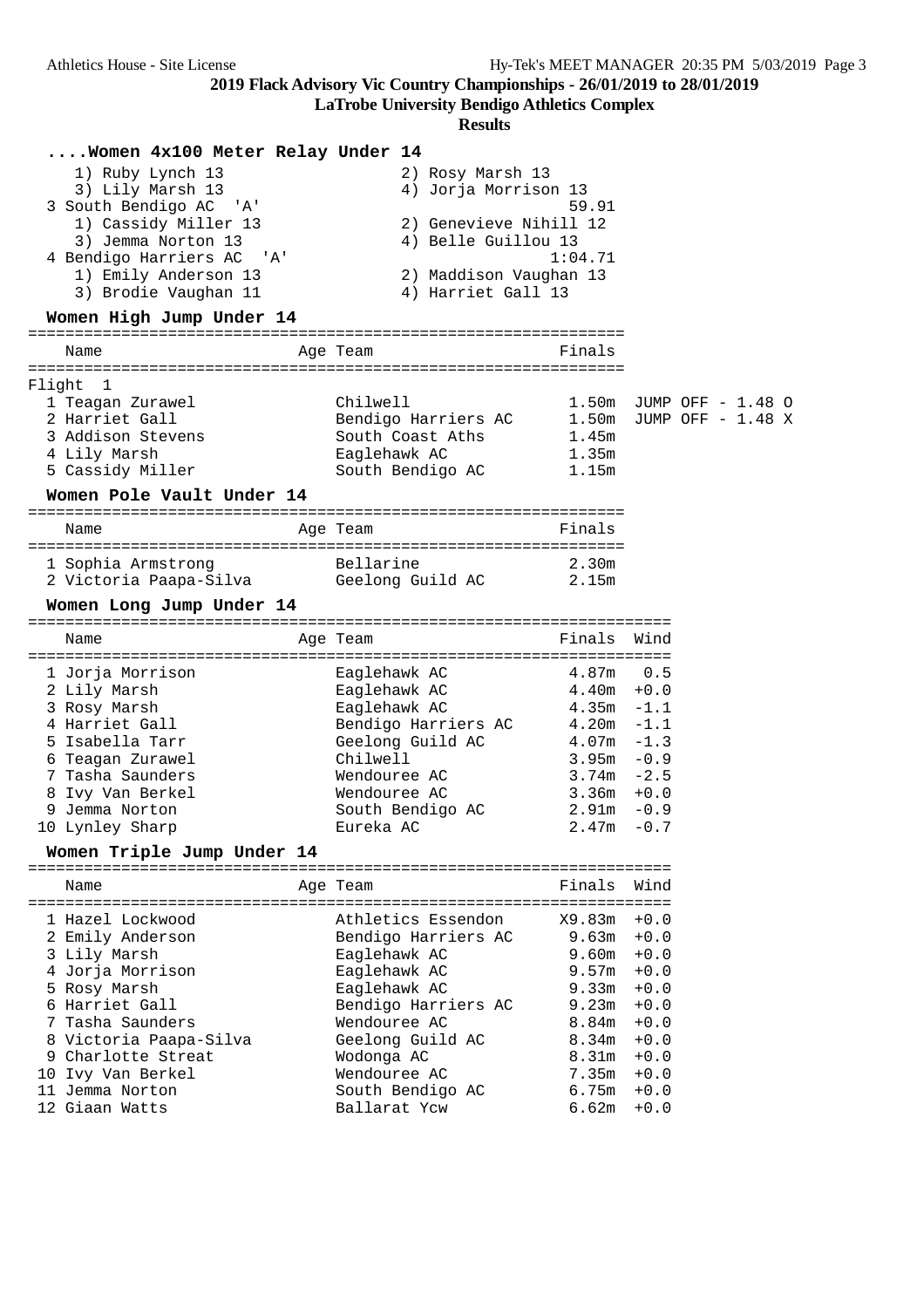## 2019 Flack Advisory Vic Country Championships - 26/01/2019 to 28/01/2019

**LaTrobe University Bendigo Athletics Complex**

**Results**

### ....Women 4x100 Meter Relay Under 14

1) Ruby Lynch 13 — 2) Rosy Marsh 13
3) Lily Marsh 13 — 4) Jorja Morrison 13

3 South Bendigo AC 'A' — 59.91
1) Cassidy Miller 13 — 2) Genevieve Nihill 12
3) Jemma Norton 13 — 4) Belle Guillou 13

4 Bendigo Harriers AC 'A' — 1:04.71
1) Emily Anderson 13 — 2) Maddison Vaughan 13
3) Brodie Vaughan 11 — 4) Harriet Gall 13

### Women High Jump Under 14

Flight 1

| | Name | Age | Team | Finals | |
|---|---|---|---|---|---|
| 1 | Teagan Zurawel | | Chilwell | 1.50m | JUMP OFF - 1.48 O |
| 2 | Harriet Gall | | Bendigo Harriers AC | 1.50m | JUMP OFF - 1.48 X |
| 3 | Addison Stevens | | South Coast Aths | 1.45m | |
| 4 | Lily Marsh | | Eaglehawk AC | 1.35m | |
| 5 | Cassidy Miller | | South Bendigo AC | 1.15m | |

### Women Pole Vault Under 14

| | Name | Age | Team | Finals |
|---|---|---|---|---|
| 1 | Sophia Armstrong | | Bellarine | 2.30m |
| 2 | Victoria Paapa-Silva | | Geelong Guild AC | 2.15m |

### Women Long Jump Under 14

| | Name | Age | Team | Finals | Wind |
|---|---|---|---|---|---|
| 1 | Jorja Morrison | | Eaglehawk AC | 4.87m | 0.5 |
| 2 | Lily Marsh | | Eaglehawk AC | 4.40m | +0.0 |
| 3 | Rosy Marsh | | Eaglehawk AC | 4.35m | -1.1 |
| 4 | Harriet Gall | | Bendigo Harriers AC | 4.20m | -1.1 |
| 5 | Isabella Tarr | | Geelong Guild AC | 4.07m | -1.3 |
| 6 | Teagan Zurawel | | Chilwell | 3.95m | -0.9 |
| 7 | Tasha Saunders | | Wendouree AC | 3.74m | -2.5 |
| 8 | Ivy Van Berkel | | Wendouree AC | 3.36m | +0.0 |
| 9 | Jemma Norton | | South Bendigo AC | 2.91m | -0.9 |
| 10 | Lynley Sharp | | Eureka AC | 2.47m | -0.7 |

### Women Triple Jump Under 14

| | Name | Age | Team | Finals | Wind |
|---|---|---|---|---|---|
| 1 | Hazel Lockwood | | Athletics Essendon | X9.83m | +0.0 |
| 2 | Emily Anderson | | Bendigo Harriers AC | 9.63m | +0.0 |
| 3 | Lily Marsh | | Eaglehawk AC | 9.60m | +0.0 |
| 4 | Jorja Morrison | | Eaglehawk AC | 9.57m | +0.0 |
| 5 | Rosy Marsh | | Eaglehawk AC | 9.33m | +0.0 |
| 6 | Harriet Gall | | Bendigo Harriers AC | 9.23m | +0.0 |
| 7 | Tasha Saunders | | Wendouree AC | 8.84m | +0.0 |
| 8 | Victoria Paapa-Silva | | Geelong Guild AC | 8.34m | +0.0 |
| 9 | Charlotte Streat | | Wodonga AC | 8.31m | +0.0 |
| 10 | Ivy Van Berkel | | Wendouree AC | 7.35m | +0.0 |
| 11 | Jemma Norton | | South Bendigo AC | 6.75m | +0.0 |
| 12 | Giaan Watts | | Ballarat Ycw | 6.62m | +0.0 |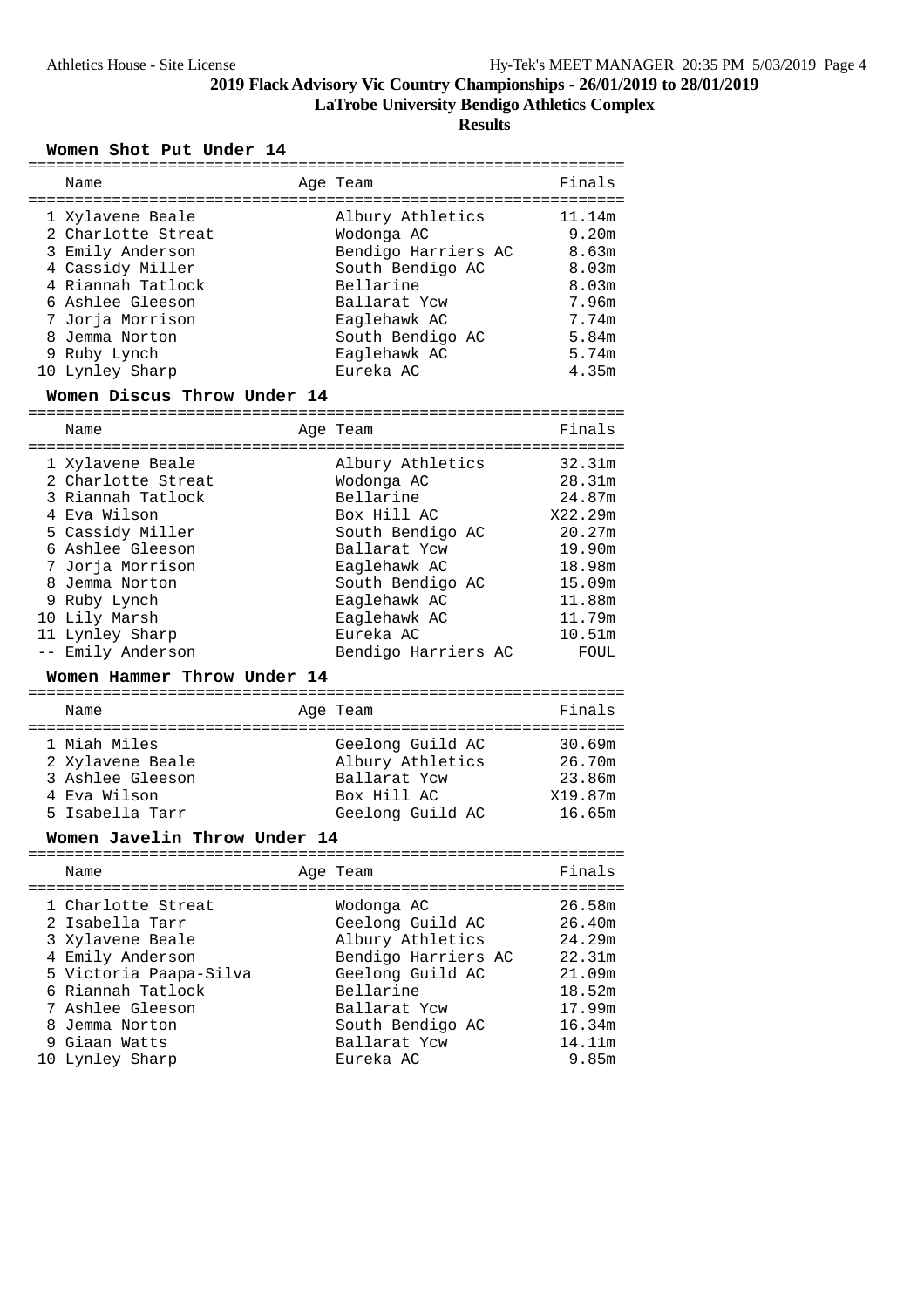# 2019 Flack Advisory Vic Country Championships - 26/01/2019 to 28/01/2019

## LaTrobe University Bendigo Athletics Complex

## Results

### Women Shot Put Under 14

| | Name | Age | Team | Finals |
|---|---|---|---|---|
| 1 | Xylavene Beale | | Albury Athletics | 11.14m |
| 2 | Charlotte Streat | | Wodonga AC | 9.20m |
| 3 | Emily Anderson | | Bendigo Harriers AC | 8.63m |
| 4 | Cassidy Miller | | South Bendigo AC | 8.03m |
| 4 | Riannah Tatlock | | Bellarine | 8.03m |
| 6 | Ashlee Gleeson | | Ballarat Ycw | 7.96m |
| 7 | Jorja Morrison | | Eaglehawk AC | 7.74m |
| 8 | Jemma Norton | | South Bendigo AC | 5.84m |
| 9 | Ruby Lynch | | Eaglehawk AC | 5.74m |
| 10 | Lynley Sharp | | Eureka AC | 4.35m |

### Women Discus Throw Under 14

| | Name | Age | Team | Finals |
|---|---|---|---|---|
| 1 | Xylavene Beale | | Albury Athletics | 32.31m |
| 2 | Charlotte Streat | | Wodonga AC | 28.31m |
| 3 | Riannah Tatlock | | Bellarine | 24.87m |
| 4 | Eva Wilson | | Box Hill AC | X22.29m |
| 5 | Cassidy Miller | | South Bendigo AC | 20.27m |
| 6 | Ashlee Gleeson | | Ballarat Ycw | 19.90m |
| 7 | Jorja Morrison | | Eaglehawk AC | 18.98m |
| 8 | Jemma Norton | | South Bendigo AC | 15.09m |
| 9 | Ruby Lynch | | Eaglehawk AC | 11.88m |
| 10 | Lily Marsh | | Eaglehawk AC | 11.79m |
| 11 | Lynley Sharp | | Eureka AC | 10.51m |
| -- | Emily Anderson | | Bendigo Harriers AC | FOUL |

### Women Hammer Throw Under 14

| | Name | Age | Team | Finals |
|---|---|---|---|---|
| 1 | Miah Miles | | Geelong Guild AC | 30.69m |
| 2 | Xylavene Beale | | Albury Athletics | 26.70m |
| 3 | Ashlee Gleeson | | Ballarat Ycw | 23.86m |
| 4 | Eva Wilson | | Box Hill AC | X19.87m |
| 5 | Isabella Tarr | | Geelong Guild AC | 16.65m |

### Women Javelin Throw Under 14

| | Name | Age | Team | Finals |
|---|---|---|---|---|
| 1 | Charlotte Streat | | Wodonga AC | 26.58m |
| 2 | Isabella Tarr | | Geelong Guild AC | 26.40m |
| 3 | Xylavene Beale | | Albury Athletics | 24.29m |
| 4 | Emily Anderson | | Bendigo Harriers AC | 22.31m |
| 5 | Victoria Paapa-Silva | | Geelong Guild AC | 21.09m |
| 6 | Riannah Tatlock | | Bellarine | 18.52m |
| 7 | Ashlee Gleeson | | Ballarat Ycw | 17.99m |
| 8 | Jemma Norton | | South Bendigo AC | 16.34m |
| 9 | Giaan Watts | | Ballarat Ycw | 14.11m |
| 10 | Lynley Sharp | | Eureka AC | 9.85m |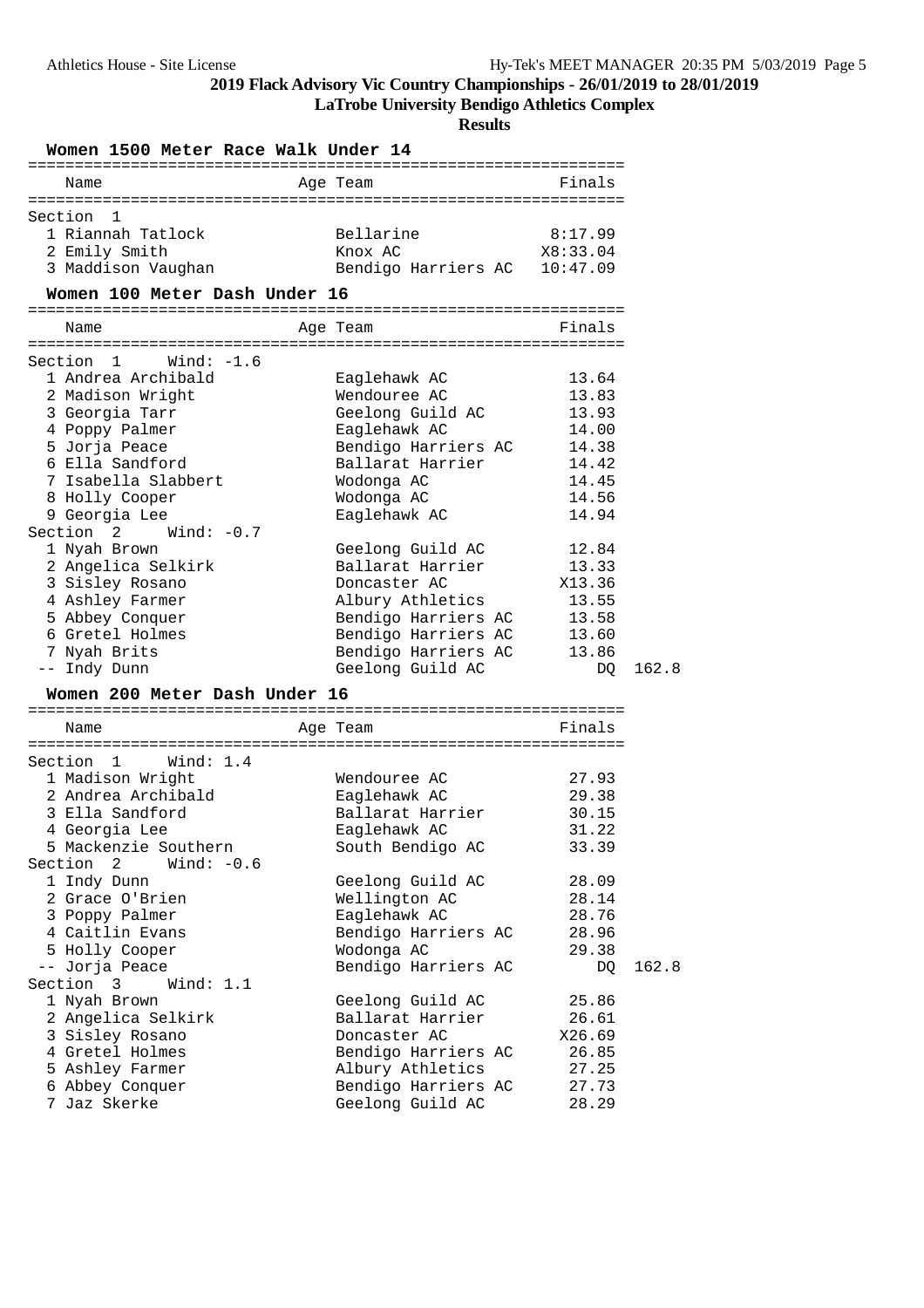## 2019 Flack Advisory Vic Country Championships - 26/01/2019 to 28/01/2019

### LaTrobe University Bendigo Athletics Complex

### Results

#### Women 1500 Meter Race Walk Under 14

| Place | Name | Age | Team | Finals |
|---|---|---|---|---|
| **Section 1** | | | | |
| 1 | Riannah Tatlock | | Bellarine | 8:17.99 |
| 2 | Emily Smith | | Knox AC | X8:33.04 |
| 3 | Maddison Vaughan | | Bendigo Harriers AC | 10:47.09 |

#### Women 100 Meter Dash Under 16

| Place | Name | Age | Team | Finals | |
|---|---|---|---|---|---|
| **Section 1 Wind: -1.6** | | | | | |
| 1 | Andrea Archibald | | Eaglehawk AC | 13.64 | |
| 2 | Madison Wright | | Wendouree AC | 13.83 | |
| 3 | Georgia Tarr | | Geelong Guild AC | 13.93 | |
| 4 | Poppy Palmer | | Eaglehawk AC | 14.00 | |
| 5 | Jorja Peace | | Bendigo Harriers AC | 14.38 | |
| 6 | Ella Sandford | | Ballarat Harrier | 14.42 | |
| 7 | Isabella Slabbert | | Wodonga AC | 14.45 | |
| 8 | Holly Cooper | | Wodonga AC | 14.56 | |
| 9 | Georgia Lee | | Eaglehawk AC | 14.94 | |
| **Section 2 Wind: -0.7** | | | | | |
| 1 | Nyah Brown | | Geelong Guild AC | 12.84 | |
| 2 | Angelica Selkirk | | Ballarat Harrier | 13.33 | |
| 3 | Sisley Rosano | | Doncaster AC | X13.36 | |
| 4 | Ashley Farmer | | Albury Athletics | 13.55 | |
| 5 | Abbey Conquer | | Bendigo Harriers AC | 13.58 | |
| 6 | Gretel Holmes | | Bendigo Harriers AC | 13.60 | |
| 7 | Nyah Brits | | Bendigo Harriers AC | 13.86 | |
| -- | Indy Dunn | | Geelong Guild AC | DQ | 162.8 |

#### Women 200 Meter Dash Under 16

| Place | Name | Age | Team | Finals | |
|---|---|---|---|---|---|
| **Section 1 Wind: 1.4** | | | | | |
| 1 | Madison Wright | | Wendouree AC | 27.93 | |
| 2 | Andrea Archibald | | Eaglehawk AC | 29.38 | |
| 3 | Ella Sandford | | Ballarat Harrier | 30.15 | |
| 4 | Georgia Lee | | Eaglehawk AC | 31.22 | |
| 5 | Mackenzie Southern | | South Bendigo AC | 33.39 | |
| **Section 2 Wind: -0.6** | | | | | |
| 1 | Indy Dunn | | Geelong Guild AC | 28.09 | |
| 2 | Grace O'Brien | | Wellington AC | 28.14 | |
| 3 | Poppy Palmer | | Eaglehawk AC | 28.76 | |
| 4 | Caitlin Evans | | Bendigo Harriers AC | 28.96 | |
| 5 | Holly Cooper | | Wodonga AC | 29.38 | |
| -- | Jorja Peace | | Bendigo Harriers AC | DQ | 162.8 |
| **Section 3 Wind: 1.1** | | | | | |
| 1 | Nyah Brown | | Geelong Guild AC | 25.86 | |
| 2 | Angelica Selkirk | | Ballarat Harrier | 26.61 | |
| 3 | Sisley Rosano | | Doncaster AC | X26.69 | |
| 4 | Gretel Holmes | | Bendigo Harriers AC | 26.85 | |
| 5 | Ashley Farmer | | Albury Athletics | 27.25 | |
| 6 | Abbey Conquer | | Bendigo Harriers AC | 27.73 | |
| 7 | Jaz Skerke | | Geelong Guild AC | 28.29 | |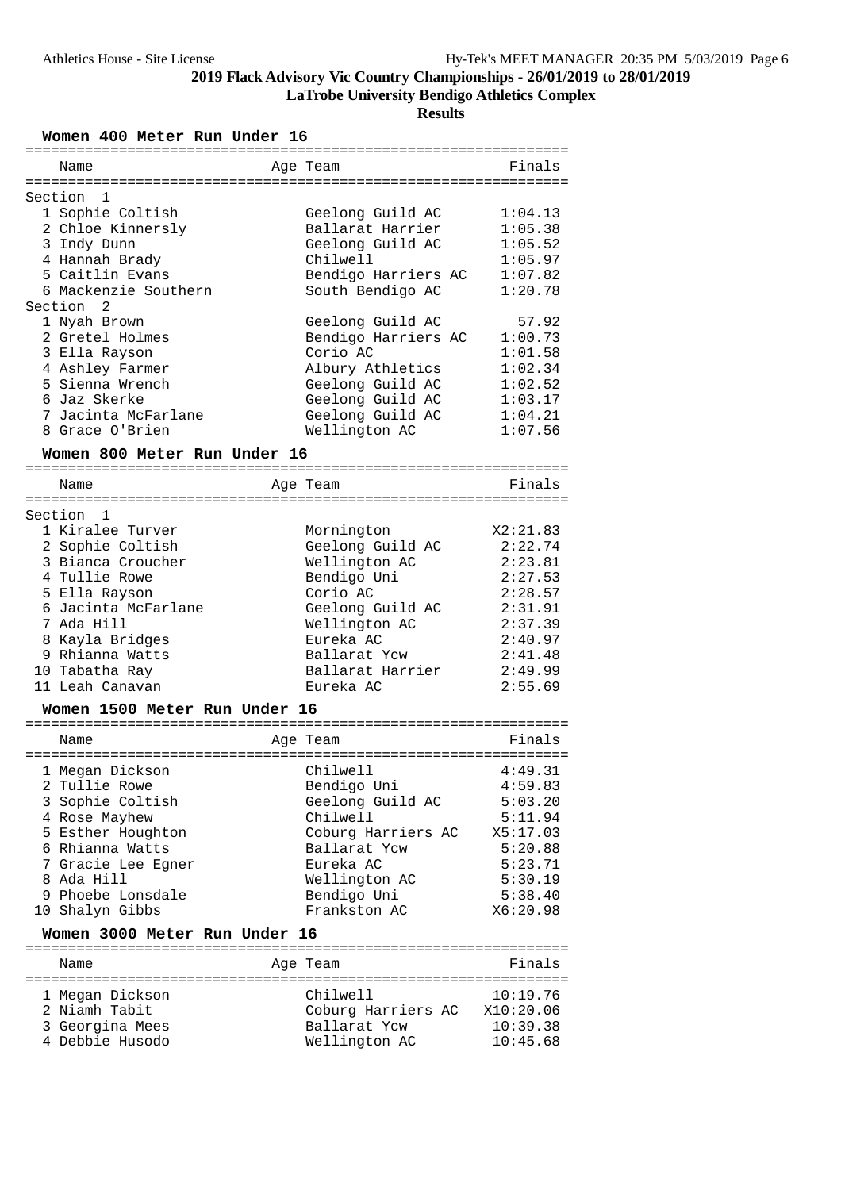# 2019 Flack Advisory Vic Country Championships - 26/01/2019 to 28/01/2019

**LaTrobe University Bendigo Athletics Complex**

**Results**

### Women 400 Meter Run Under 16

| | Name | Age | Team | Finals |
|---|---|---|---|---|
| **Section 1** | | | | |
| 1 | Sophie Coltish | | Geelong Guild AC | 1:04.13 |
| 2 | Chloe Kinnersly | | Ballarat Harrier | 1:05.38 |
| 3 | Indy Dunn | | Geelong Guild AC | 1:05.52 |
| 4 | Hannah Brady | | Chilwell | 1:05.97 |
| 5 | Caitlin Evans | | Bendigo Harriers AC | 1:07.82 |
| 6 | Mackenzie Southern | | South Bendigo AC | 1:20.78 |
| **Section 2** | | | | |
| 1 | Nyah Brown | | Geelong Guild AC | 57.92 |
| 2 | Gretel Holmes | | Bendigo Harriers AC | 1:00.73 |
| 3 | Ella Rayson | | Corio AC | 1:01.58 |
| 4 | Ashley Farmer | | Albury Athletics | 1:02.34 |
| 5 | Sienna Wrench | | Geelong Guild AC | 1:02.52 |
| 6 | Jaz Skerke | | Geelong Guild AC | 1:03.17 |
| 7 | Jacinta McFarlane | | Geelong Guild AC | 1:04.21 |
| 8 | Grace O'Brien | | Wellington AC | 1:07.56 |

### Women 800 Meter Run Under 16

| | Name | Age | Team | Finals |
|---|---|---|---|---|
| **Section 1** | | | | |
| 1 | Kiralee Turver | | Mornington | X2:21.83 |
| 2 | Sophie Coltish | | Geelong Guild AC | 2:22.74 |
| 3 | Bianca Croucher | | Wellington AC | 2:23.81 |
| 4 | Tullie Rowe | | Bendigo Uni | 2:27.53 |
| 5 | Ella Rayson | | Corio AC | 2:28.57 |
| 6 | Jacinta McFarlane | | Geelong Guild AC | 2:31.91 |
| 7 | Ada Hill | | Wellington AC | 2:37.39 |
| 8 | Kayla Bridges | | Eureka AC | 2:40.97 |
| 9 | Rhianna Watts | | Ballarat Ycw | 2:41.48 |
| 10 | Tabatha Ray | | Ballarat Harrier | 2:49.99 |
| 11 | Leah Canavan | | Eureka AC | 2:55.69 |

### Women 1500 Meter Run Under 16

| | Name | Age | Team | Finals |
|---|---|---|---|---|
| 1 | Megan Dickson | | Chilwell | 4:49.31 |
| 2 | Tullie Rowe | | Bendigo Uni | 4:59.83 |
| 3 | Sophie Coltish | | Geelong Guild AC | 5:03.20 |
| 4 | Rose Mayhew | | Chilwell | 5:11.94 |
| 5 | Esther Houghton | | Coburg Harriers AC | X5:17.03 |
| 6 | Rhianna Watts | | Ballarat Ycw | 5:20.88 |
| 7 | Gracie Lee Egner | | Eureka AC | 5:23.71 |
| 8 | Ada Hill | | Wellington AC | 5:30.19 |
| 9 | Phoebe Lonsdale | | Bendigo Uni | 5:38.40 |
| 10 | Shalyn Gibbs | | Frankston AC | X6:20.98 |

### Women 3000 Meter Run Under 16

| | Name | Age | Team | Finals |
|---|---|---|---|---|
| 1 | Megan Dickson | | Chilwell | 10:19.76 |
| 2 | Niamh Tabit | | Coburg Harriers AC | X10:20.06 |
| 3 | Georgina Mees | | Ballarat Ycw | 10:39.38 |
| 4 | Debbie Husodo | | Wellington AC | 10:45.68 |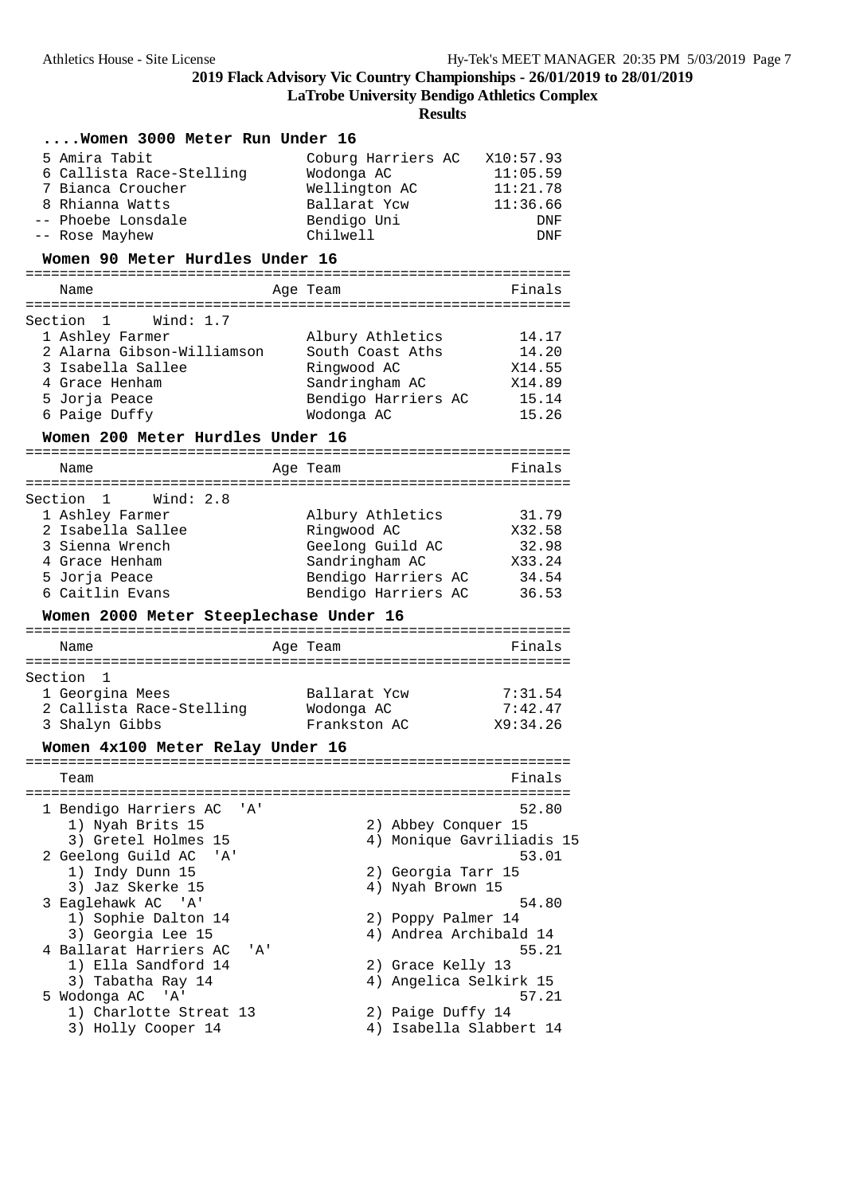2019 Flack Advisory Vic Country Championships - 26/01/2019 to 28/01/2019

LaTrobe University Bendigo Athletics Complex

Results

## ....Women 3000 Meter Run Under 16

| Place | Name | Age | Team | Finals |
|---|---|---|---|---|
| 5 | Amira Tabit | | Coburg Harriers AC | X10:57.93 |
| 6 | Callista Race-Stelling | | Wodonga AC | 11:05.59 |
| 7 | Bianca Croucher | | Wellington AC | 11:21.78 |
| 8 | Rhianna Watts | | Ballarat Ycw | 11:36.66 |
| -- | Phoebe Lonsdale | | Bendigo Uni | DNF |
| -- | Rose Mayhew | | Chilwell | DNF |

## Women 90 Meter Hurdles Under 16

Section 1 Wind: 1.7

| Place | Name | Age | Team | Finals |
|---|---|---|---|---|
| 1 | Ashley Farmer | | Albury Athletics | 14.17 |
| 2 | Alarna Gibson-Williamson | | South Coast Aths | 14.20 |
| 3 | Isabella Sallee | | Ringwood AC | X14.55 |
| 4 | Grace Henham | | Sandringham AC | X14.89 |
| 5 | Jorja Peace | | Bendigo Harriers AC | 15.14 |
| 6 | Paige Duffy | | Wodonga AC | 15.26 |

## Women 200 Meter Hurdles Under 16

Section 1 Wind: 2.8

| Place | Name | Age | Team | Finals |
|---|---|---|---|---|
| 1 | Ashley Farmer | | Albury Athletics | 31.79 |
| 2 | Isabella Sallee | | Ringwood AC | X32.58 |
| 3 | Sienna Wrench | | Geelong Guild AC | 32.98 |
| 4 | Grace Henham | | Sandringham AC | X33.24 |
| 5 | Jorja Peace | | Bendigo Harriers AC | 34.54 |
| 6 | Caitlin Evans | | Bendigo Harriers AC | 36.53 |

## Women 2000 Meter Steeplechase Under 16

Section 1

| Place | Name | Age | Team | Finals |
|---|---|---|---|---|
| 1 | Georgina Mees | | Ballarat Ycw | 7:31.54 |
| 2 | Callista Race-Stelling | | Wodonga AC | 7:42.47 |
| 3 | Shalyn Gibbs | | Frankston AC | X9:34.26 |

## Women 4x100 Meter Relay Under 16

| Place | Team | Finals |
|---|---|---|
| 1 | Bendigo Harriers AC 'A' | 52.80 |
| | 1) Nyah Brits 15, 2) Abbey Conquer 15, 3) Gretel Holmes 15, 4) Monique Gavriliadis 15 | |
| 2 | Geelong Guild AC 'A' | 53.01 |
| | 1) Indy Dunn 15, 2) Georgia Tarr 15, 3) Jaz Skerke 15, 4) Nyah Brown 15 | |
| 3 | Eaglehawk AC 'A' | 54.80 |
| | 1) Sophie Dalton 14, 2) Poppy Palmer 14, 3) Georgia Lee 15, 4) Andrea Archibald 14 | |
| 4 | Ballarat Harriers AC 'A' | 55.21 |
| | 1) Ella Sandford 14, 2) Grace Kelly 13, 3) Tabatha Ray 14, 4) Angelica Selkirk 15 | |
| 5 | Wodonga AC 'A' | 57.21 |
| | 1) Charlotte Streat 13, 2) Paige Duffy 14, 3) Holly Cooper 14, 4) Isabella Slabbert 14 | |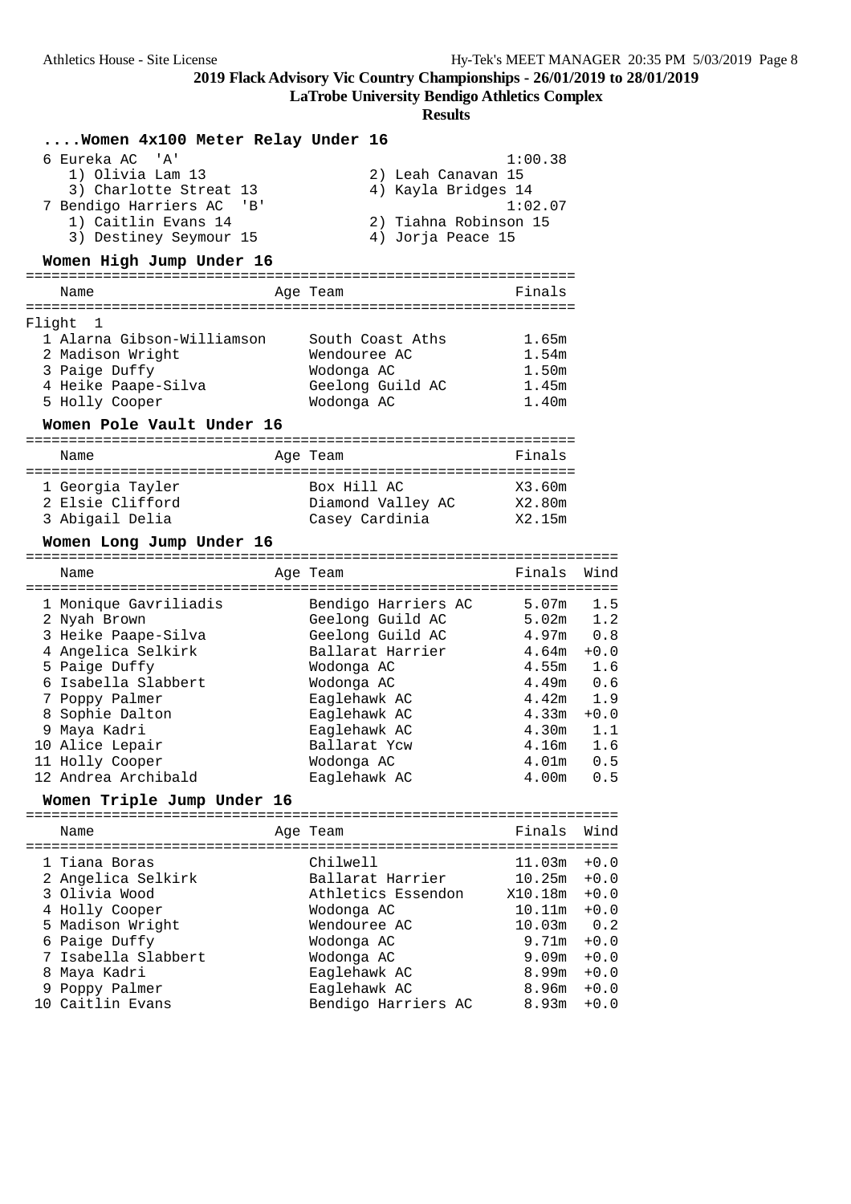## 2019 Flack Advisory Vic Country Championships - 26/01/2019 to 28/01/2019

**LaTrobe University Bendigo Athletics Complex**

**Results**

### ....Women 4x100 Meter Relay Under 16

| Place | Team | Finals |
|---|---|---|
| 6 | Eureka AC 'A' | 1:00.38 |
| | 1) Olivia Lam 13, 2) Leah Canavan 15, 3) Charlotte Streat 13, 4) Kayla Bridges 14 | |
| 7 | Bendigo Harriers AC 'B' | 1:02.07 |
| | 1) Caitlin Evans 14, 2) Tiahna Robinson 15, 3) Destiney Seymour 15, 4) Jorja Peace 15 | |

### Women High Jump Under 16

Flight 1

| Place | Name | Age | Team | Finals |
|---|---|---|---|---|
| 1 | Alarna Gibson-Williamson | | South Coast Aths | 1.65m |
| 2 | Madison Wright | | Wendouree AC | 1.54m |
| 3 | Paige Duffy | | Wodonga AC | 1.50m |
| 4 | Heike Paape-Silva | | Geelong Guild AC | 1.45m |
| 5 | Holly Cooper | | Wodonga AC | 1.40m |

### Women Pole Vault Under 16

| Place | Name | Age | Team | Finals |
|---|---|---|---|---|
| 1 | Georgia Tayler | | Box Hill AC | X3.60m |
| 2 | Elsie Clifford | | Diamond Valley AC | X2.80m |
| 3 | Abigail Delia | | Casey Cardinia | X2.15m |

### Women Long Jump Under 16

| Place | Name | Age | Team | Finals | Wind |
|---|---|---|---|---|---|
| 1 | Monique Gavriliadis | | Bendigo Harriers AC | 5.07m | 1.5 |
| 2 | Nyah Brown | | Geelong Guild AC | 5.02m | 1.2 |
| 3 | Heike Paape-Silva | | Geelong Guild AC | 4.97m | 0.8 |
| 4 | Angelica Selkirk | | Ballarat Harrier | 4.64m | +0.0 |
| 5 | Paige Duffy | | Wodonga AC | 4.55m | 1.6 |
| 6 | Isabella Slabbert | | Wodonga AC | 4.49m | 0.6 |
| 7 | Poppy Palmer | | Eaglehawk AC | 4.42m | 1.9 |
| 8 | Sophie Dalton | | Eaglehawk AC | 4.33m | +0.0 |
| 9 | Maya Kadri | | Eaglehawk AC | 4.30m | 1.1 |
| 10 | Alice Lepair | | Ballarat Ycw | 4.16m | 1.6 |
| 11 | Holly Cooper | | Wodonga AC | 4.01m | 0.5 |
| 12 | Andrea Archibald | | Eaglehawk AC | 4.00m | 0.5 |

### Women Triple Jump Under 16

| Place | Name | Age | Team | Finals | Wind |
|---|---|---|---|---|---|
| 1 | Tiana Boras | | Chilwell | 11.03m | +0.0 |
| 2 | Angelica Selkirk | | Ballarat Harrier | 10.25m | +0.0 |
| 3 | Olivia Wood | | Athletics Essendon | X10.18m | +0.0 |
| 4 | Holly Cooper | | Wodonga AC | 10.11m | +0.0 |
| 5 | Madison Wright | | Wendouree AC | 10.03m | 0.2 |
| 6 | Paige Duffy | | Wodonga AC | 9.71m | +0.0 |
| 7 | Isabella Slabbert | | Wodonga AC | 9.09m | +0.0 |
| 8 | Maya Kadri | | Eaglehawk AC | 8.99m | +0.0 |
| 9 | Poppy Palmer | | Eaglehawk AC | 8.96m | +0.0 |
| 10 | Caitlin Evans | | Bendigo Harriers AC | 8.93m | +0.0 |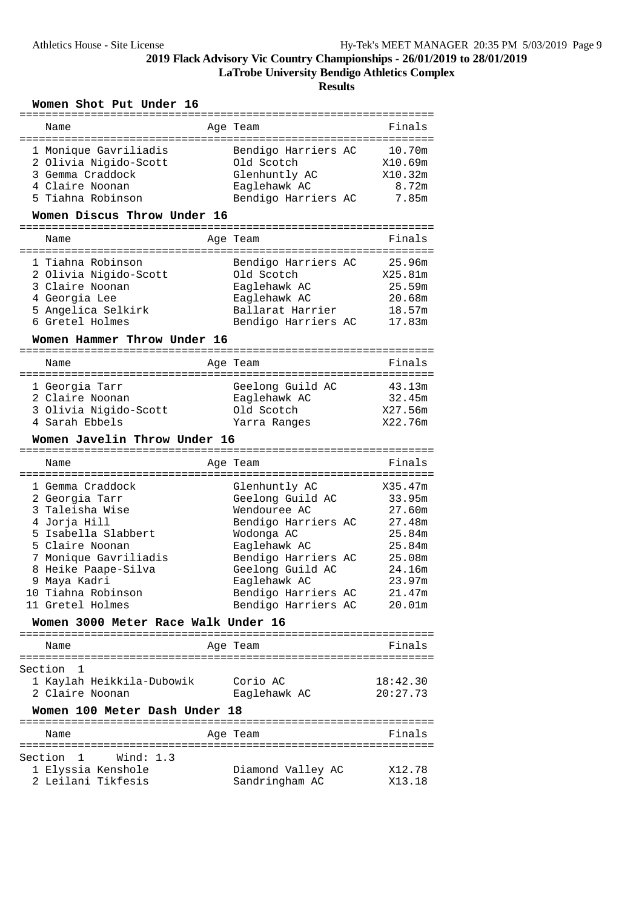## 2019 Flack Advisory Vic Country Championships - 26/01/2019 to 28/01/2019

### LaTrobe University Bendigo Athletics Complex

### Results

#### Women Shot Put Under 16

| | Name | Age | Team | Finals |
|---|---|---|---|---|
| 1 | Monique Gavriliadis | | Bendigo Harriers AC | 10.70m |
| 2 | Olivia Nigido-Scott | | Old Scotch | X10.69m |
| 3 | Gemma Craddock | | Glenhuntly AC | X10.32m |
| 4 | Claire Noonan | | Eaglehawk AC | 8.72m |
| 5 | Tiahna Robinson | | Bendigo Harriers AC | 7.85m |

#### Women Discus Throw Under 16

| | Name | Age | Team | Finals |
|---|---|---|---|---|
| 1 | Tiahna Robinson | | Bendigo Harriers AC | 25.96m |
| 2 | Olivia Nigido-Scott | | Old Scotch | X25.81m |
| 3 | Claire Noonan | | Eaglehawk AC | 25.59m |
| 4 | Georgia Lee | | Eaglehawk AC | 20.68m |
| 5 | Angelica Selkirk | | Ballarat Harrier | 18.57m |
| 6 | Gretel Holmes | | Bendigo Harriers AC | 17.83m |

#### Women Hammer Throw Under 16

| | Name | Age | Team | Finals |
|---|---|---|---|---|
| 1 | Georgia Tarr | | Geelong Guild AC | 43.13m |
| 2 | Claire Noonan | | Eaglehawk AC | 32.45m |
| 3 | Olivia Nigido-Scott | | Old Scotch | X27.56m |
| 4 | Sarah Ebbels | | Yarra Ranges | X22.76m |

#### Women Javelin Throw Under 16

| | Name | Age | Team | Finals |
|---|---|---|---|---|
| 1 | Gemma Craddock | | Glenhuntly AC | X35.47m |
| 2 | Georgia Tarr | | Geelong Guild AC | 33.95m |
| 3 | Taleisha Wise | | Wendouree AC | 27.60m |
| 4 | Jorja Hill | | Bendigo Harriers AC | 27.48m |
| 5 | Isabella Slabbert | | Wodonga AC | 25.84m |
| 5 | Claire Noonan | | Eaglehawk AC | 25.84m |
| 7 | Monique Gavriliadis | | Bendigo Harriers AC | 25.08m |
| 8 | Heike Paape-Silva | | Geelong Guild AC | 24.16m |
| 9 | Maya Kadri | | Eaglehawk AC | 23.97m |
| 10 | Tiahna Robinson | | Bendigo Harriers AC | 21.47m |
| 11 | Gretel Holmes | | Bendigo Harriers AC | 20.01m |

#### Women 3000 Meter Race Walk Under 16

Section 1

| | Name | Age | Team | Finals |
|---|---|---|---|---|
| 1 | Kaylah Heikkila-Dubowik | | Corio AC | 18:42.30 |
| 2 | Claire Noonan | | Eaglehawk AC | 20:27.73 |

#### Women 100 Meter Dash Under 18

Section 1 Wind: 1.3

| | Name | Age | Team | Finals |
|---|---|---|---|---|
| 1 | Elyssia Kenshole | | Diamond Valley AC | X12.78 |
| 2 | Leilani Tikfesis | | Sandringham AC | X13.18 |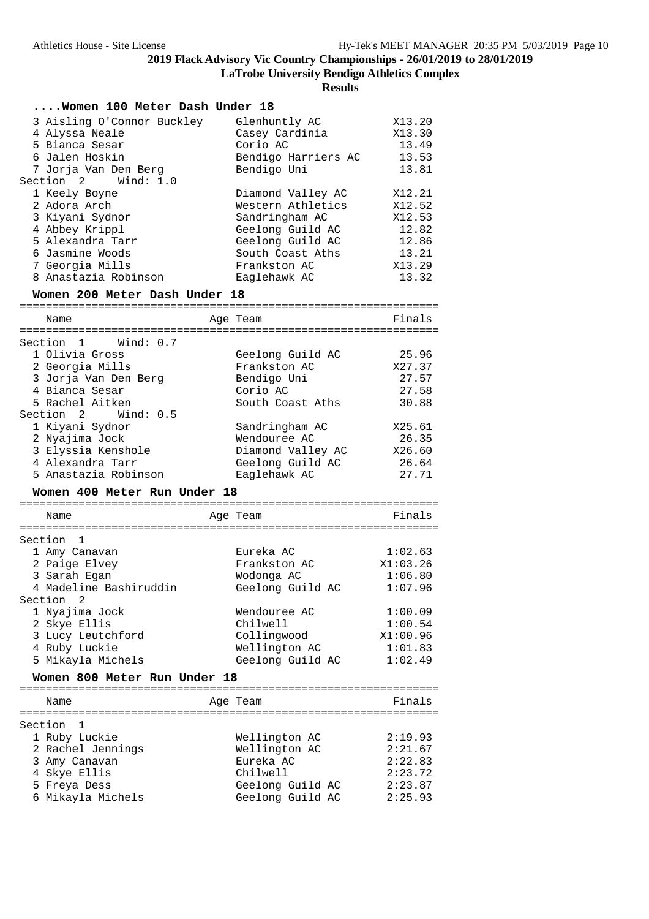2019 Flack Advisory Vic Country Championships - 26/01/2019 to 28/01/2019

LaTrobe University Bendigo Athletics Complex

**Results**

### ....Women 100 Meter Dash Under 18

| Place | Name | Age | Team | Finals |
|---|---|---|---|---|
| 3 | Aisling O'Connor Buckley | | Glenhuntly AC | X13.20 |
| 4 | Alyssa Neale | | Casey Cardinia | X13.30 |
| 5 | Bianca Sesar | | Corio AC | 13.49 |
| 6 | Jalen Hoskin | | Bendigo Harriers AC | 13.53 |
| 7 | Jorja Van Den Berg | | Bendigo Uni | 13.81 |
| **Section 2 Wind: 1.0** | | | | |
| 1 | Keely Boyne | | Diamond Valley AC | X12.21 |
| 2 | Adora Arch | | Western Athletics | X12.52 |
| 3 | Kiyani Sydnor | | Sandringham AC | X12.53 |
| 4 | Abbey Krippl | | Geelong Guild AC | 12.82 |
| 5 | Alexandra Tarr | | Geelong Guild AC | 12.86 |
| 6 | Jasmine Woods | | South Coast Aths | 13.21 |
| 7 | Georgia Mills | | Frankston AC | X13.29 |
| 8 | Anastazia Robinson | | Eaglehawk AC | 13.32 |

### Women 200 Meter Dash Under 18

| Place | Name | Age | Team | Finals |
|---|---|---|---|---|
| **Section 1 Wind: 0.7** | | | | |
| 1 | Olivia Gross | | Geelong Guild AC | 25.96 |
| 2 | Georgia Mills | | Frankston AC | X27.37 |
| 3 | Jorja Van Den Berg | | Bendigo Uni | 27.57 |
| 4 | Bianca Sesar | | Corio AC | 27.58 |
| 5 | Rachel Aitken | | South Coast Aths | 30.88 |
| **Section 2 Wind: 0.5** | | | | |
| 1 | Kiyani Sydnor | | Sandringham AC | X25.61 |
| 2 | Nyajima Jock | | Wendouree AC | 26.35 |
| 3 | Elyssia Kenshole | | Diamond Valley AC | X26.60 |
| 4 | Alexandra Tarr | | Geelong Guild AC | 26.64 |
| 5 | Anastazia Robinson | | Eaglehawk AC | 27.71 |

### Women 400 Meter Run Under 18

| Place | Name | Age | Team | Finals |
|---|---|---|---|---|
| **Section 1** | | | | |
| 1 | Amy Canavan | | Eureka AC | 1:02.63 |
| 2 | Paige Elvey | | Frankston AC | X1:03.26 |
| 3 | Sarah Egan | | Wodonga AC | 1:06.80 |
| 4 | Madeline Bashiruddin | | Geelong Guild AC | 1:07.96 |
| **Section 2** | | | | |
| 1 | Nyajima Jock | | Wendouree AC | 1:00.09 |
| 2 | Skye Ellis | | Chilwell | 1:00.54 |
| 3 | Lucy Leutchford | | Collingwood | X1:00.96 |
| 4 | Ruby Luckie | | Wellington AC | 1:01.83 |
| 5 | Mikayla Michels | | Geelong Guild AC | 1:02.49 |

### Women 800 Meter Run Under 18

| Place | Name | Age | Team | Finals |
|---|---|---|---|---|
| **Section 1** | | | | |
| 1 | Ruby Luckie | | Wellington AC | 2:19.93 |
| 2 | Rachel Jennings | | Wellington AC | 2:21.67 |
| 3 | Amy Canavan | | Eureka AC | 2:22.83 |
| 4 | Skye Ellis | | Chilwell | 2:23.72 |
| 5 | Freya Dess | | Geelong Guild AC | 2:23.87 |
| 6 | Mikayla Michels | | Geelong Guild AC | 2:25.93 |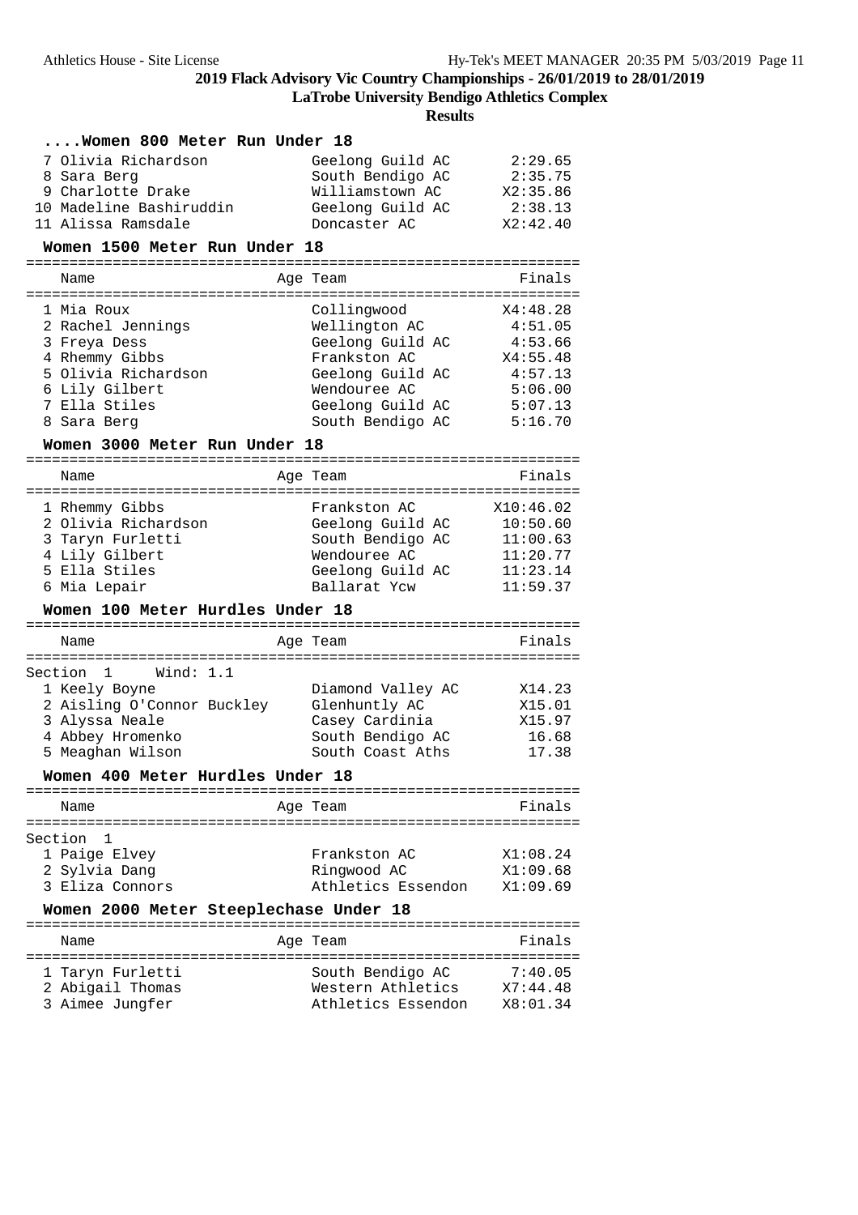## 2019 Flack Advisory Vic Country Championships - 26/01/2019 to 28/01/2019

**LaTrobe University Bendigo Athletics Complex**

**Results**

### ....Women 800 Meter Run Under 18

| Place | Name | Age | Team | Finals |
|---|---|---|---|---|
| 7 | Olivia Richardson | | Geelong Guild AC | 2:29.65 |
| 8 | Sara Berg | | South Bendigo AC | 2:35.75 |
| 9 | Charlotte Drake | | Williamstown AC | X2:35.86 |
| 10 | Madeline Bashiruddin | | Geelong Guild AC | 2:38.13 |
| 11 | Alissa Ramsdale | | Doncaster AC | X2:42.40 |

### Women 1500 Meter Run Under 18

| Place | Name | Age | Team | Finals |
|---|---|---|---|---|
| 1 | Mia Roux | | Collingwood | X4:48.28 |
| 2 | Rachel Jennings | | Wellington AC | 4:51.05 |
| 3 | Freya Dess | | Geelong Guild AC | 4:53.66 |
| 4 | Rhemmy Gibbs | | Frankston AC | X4:55.48 |
| 5 | Olivia Richardson | | Geelong Guild AC | 4:57.13 |
| 6 | Lily Gilbert | | Wendouree AC | 5:06.00 |
| 7 | Ella Stiles | | Geelong Guild AC | 5:07.13 |
| 8 | Sara Berg | | South Bendigo AC | 5:16.70 |

### Women 3000 Meter Run Under 18

| Place | Name | Age | Team | Finals |
|---|---|---|---|---|
| 1 | Rhemmy Gibbs | | Frankston AC | X10:46.02 |
| 2 | Olivia Richardson | | Geelong Guild AC | 10:50.60 |
| 3 | Taryn Furletti | | South Bendigo AC | 11:00.63 |
| 4 | Lily Gilbert | | Wendouree AC | 11:20.77 |
| 5 | Ella Stiles | | Geelong Guild AC | 11:23.14 |
| 6 | Mia Lepair | | Ballarat Ycw | 11:59.37 |

### Women 100 Meter Hurdles Under 18

Section 1 Wind: 1.1

| Place | Name | Age | Team | Finals |
|---|---|---|---|---|
| 1 | Keely Boyne | | Diamond Valley AC | X14.23 |
| 2 | Aisling O'Connor Buckley | | Glenhuntly AC | X15.01 |
| 3 | Alyssa Neale | | Casey Cardinia | X15.97 |
| 4 | Abbey Hromenko | | South Bendigo AC | 16.68 |
| 5 | Meaghan Wilson | | South Coast Aths | 17.38 |

### Women 400 Meter Hurdles Under 18

Section 1

| Place | Name | Age | Team | Finals |
|---|---|---|---|---|
| 1 | Paige Elvey | | Frankston AC | X1:08.24 |
| 2 | Sylvia Dang | | Ringwood AC | X1:09.68 |
| 3 | Eliza Connors | | Athletics Essendon | X1:09.69 |

### Women 2000 Meter Steeplechase Under 18

| Place | Name | Age | Team | Finals |
|---|---|---|---|---|
| 1 | Taryn Furletti | | South Bendigo AC | 7:40.05 |
| 2 | Abigail Thomas | | Western Athletics | X7:44.48 |
| 3 | Aimee Jungfer | | Athletics Essendon | X8:01.34 |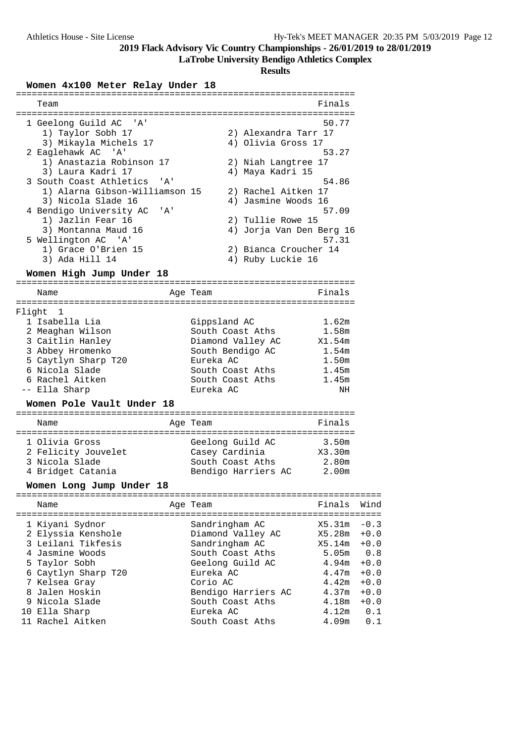# 2019 Flack Advisory Vic Country Championships - 26/01/2019 to 28/01/2019

## LaTrobe University Bendigo Athletics Complex

### Results

### Women 4x100 Meter Relay Under 18

| Team | Finals |
| --- | --- |
| 1 Geelong Guild AC 'A' | 50.77 |
| 1) Taylor Sobh 17, 2) Alexandra Tarr 17, 3) Mikayla Michels 17, 4) Olivia Gross 17 | |
| 2 Eaglehawk AC 'A' | 53.27 |
| 1) Anastazia Robinson 17, 2) Niah Langtree 17, 3) Laura Kadri 17, 4) Maya Kadri 15 | |
| 3 South Coast Athletics 'A' | 54.86 |
| 1) Alarna Gibson-Williamson 15, 2) Rachel Aitken 17, 3) Nicola Slade 16, 4) Jasmine Woods 16 | |
| 4 Bendigo University AC 'A' | 57.09 |
| 1) Jazlin Fear 16, 2) Tullie Rowe 15, 3) Montanna Maud 16, 4) Jorja Van Den Berg 16 | |
| 5 Wellington AC 'A' | 57.31 |
| 1) Grace O'Brien 15, 2) Bianca Croucher 14, 3) Ada Hill 14, 4) Ruby Luckie 16 | |

### Women High Jump Under 18

Flight 1

| Name | Age | Team | Finals |
| --- | --- | --- | --- |
| 1 Isabella Lia | | Gippsland AC | 1.62m |
| 2 Meaghan Wilson | | South Coast Aths | 1.58m |
| 3 Caitlin Hanley | | Diamond Valley AC | X1.54m |
| 3 Abbey Hromenko | | South Bendigo AC | 1.54m |
| 5 Caytlyn Sharp T20 | | Eureka AC | 1.50m |
| 6 Nicola Slade | | South Coast Aths | 1.45m |
| 6 Rachel Aitken | | South Coast Aths | 1.45m |
| -- Ella Sharp | | Eureka AC | NH |

### Women Pole Vault Under 18

| Name | Age | Team | Finals |
| --- | --- | --- | --- |
| 1 Olivia Gross | | Geelong Guild AC | 3.50m |
| 2 Felicity Jouvelet | | Casey Cardinia | X3.30m |
| 3 Nicola Slade | | South Coast Aths | 2.80m |
| 4 Bridget Catania | | Bendigo Harriers AC | 2.00m |

### Women Long Jump Under 18

| Name | Age | Team | Finals | Wind |
| --- | --- | --- | --- | --- |
| 1 Kiyani Sydnor | | Sandringham AC | X5.31m | -0.3 |
| 2 Elyssia Kenshole | | Diamond Valley AC | X5.28m | +0.0 |
| 3 Leilani Tikfesis | | Sandringham AC | X5.14m | +0.0 |
| 4 Jasmine Woods | | South Coast Aths | 5.05m | 0.8 |
| 5 Taylor Sobh | | Geelong Guild AC | 4.94m | +0.0 |
| 6 Caytlyn Sharp T20 | | Eureka AC | 4.47m | +0.0 |
| 7 Kelsea Gray | | Corio AC | 4.42m | +0.0 |
| 8 Jalen Hoskin | | Bendigo Harriers AC | 4.37m | +0.0 |
| 9 Nicola Slade | | South Coast Aths | 4.18m | +0.0 |
| 10 Ella Sharp | | Eureka AC | 4.12m | 0.1 |
| 11 Rachel Aitken | | South Coast Aths | 4.09m | 0.1 |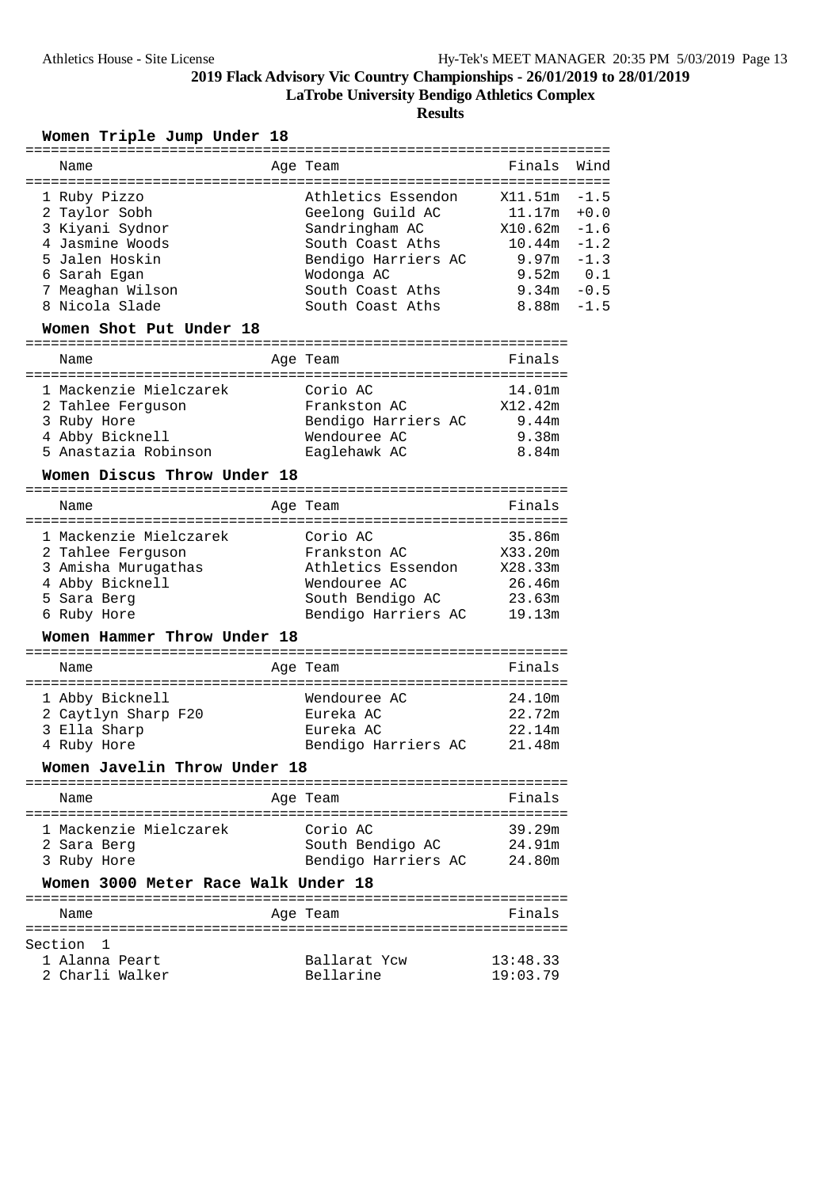**2019 Flack Advisory Vic Country Championships - 26/01/2019 to 28/01/2019**

**LaTrobe University Bendigo Athletics Complex**

**Results**

### Women Triple Jump Under 18

| Name | Age | Team | Finals | Wind |
|---|---|---|---|---|
| 1 Ruby Pizzo | | Athletics Essendon | X11.51m | -1.5 |
| 2 Taylor Sobh | | Geelong Guild AC | 11.17m | +0.0 |
| 3 Kiyani Sydnor | | Sandringham AC | X10.62m | -1.6 |
| 4 Jasmine Woods | | South Coast Aths | 10.44m | -1.2 |
| 5 Jalen Hoskin | | Bendigo Harriers AC | 9.97m | -1.3 |
| 6 Sarah Egan | | Wodonga AC | 9.52m | 0.1 |
| 7 Meaghan Wilson | | South Coast Aths | 9.34m | -0.5 |
| 8 Nicola Slade | | South Coast Aths | 8.88m | -1.5 |

### Women Shot Put Under 18

| Name | Age | Team | Finals |
|---|---|---|---|
| 1 Mackenzie Mielczarek | | Corio AC | 14.01m |
| 2 Tahlee Ferguson | | Frankston AC | X12.42m |
| 3 Ruby Hore | | Bendigo Harriers AC | 9.44m |
| 4 Abby Bicknell | | Wendouree AC | 9.38m |
| 5 Anastazia Robinson | | Eaglehawk AC | 8.84m |

### Women Discus Throw Under 18

| Name | Age | Team | Finals |
|---|---|---|---|
| 1 Mackenzie Mielczarek | | Corio AC | 35.86m |
| 2 Tahlee Ferguson | | Frankston AC | X33.20m |
| 3 Amisha Murugathas | | Athletics Essendon | X28.33m |
| 4 Abby Bicknell | | Wendouree AC | 26.46m |
| 5 Sara Berg | | South Bendigo AC | 23.63m |
| 6 Ruby Hore | | Bendigo Harriers AC | 19.13m |

### Women Hammer Throw Under 18

| Name | Age | Team | Finals |
|---|---|---|---|
| 1 Abby Bicknell | | Wendouree AC | 24.10m |
| 2 Caytlyn Sharp F20 | | Eureka AC | 22.72m |
| 3 Ella Sharp | | Eureka AC | 22.14m |
| 4 Ruby Hore | | Bendigo Harriers AC | 21.48m |

### Women Javelin Throw Under 18

| Name | Age | Team | Finals |
|---|---|---|---|
| 1 Mackenzie Mielczarek | | Corio AC | 39.29m |
| 2 Sara Berg | | South Bendigo AC | 24.91m |
| 3 Ruby Hore | | Bendigo Harriers AC | 24.80m |

### Women 3000 Meter Race Walk Under 18

| Name | Age | Team | Finals |
|---|---|---|---|
| Section 1 | | | |
| 1 Alanna Peart | | Ballarat Ycw | 13:48.33 |
| 2 Charli Walker | | Bellarine | 19:03.79 |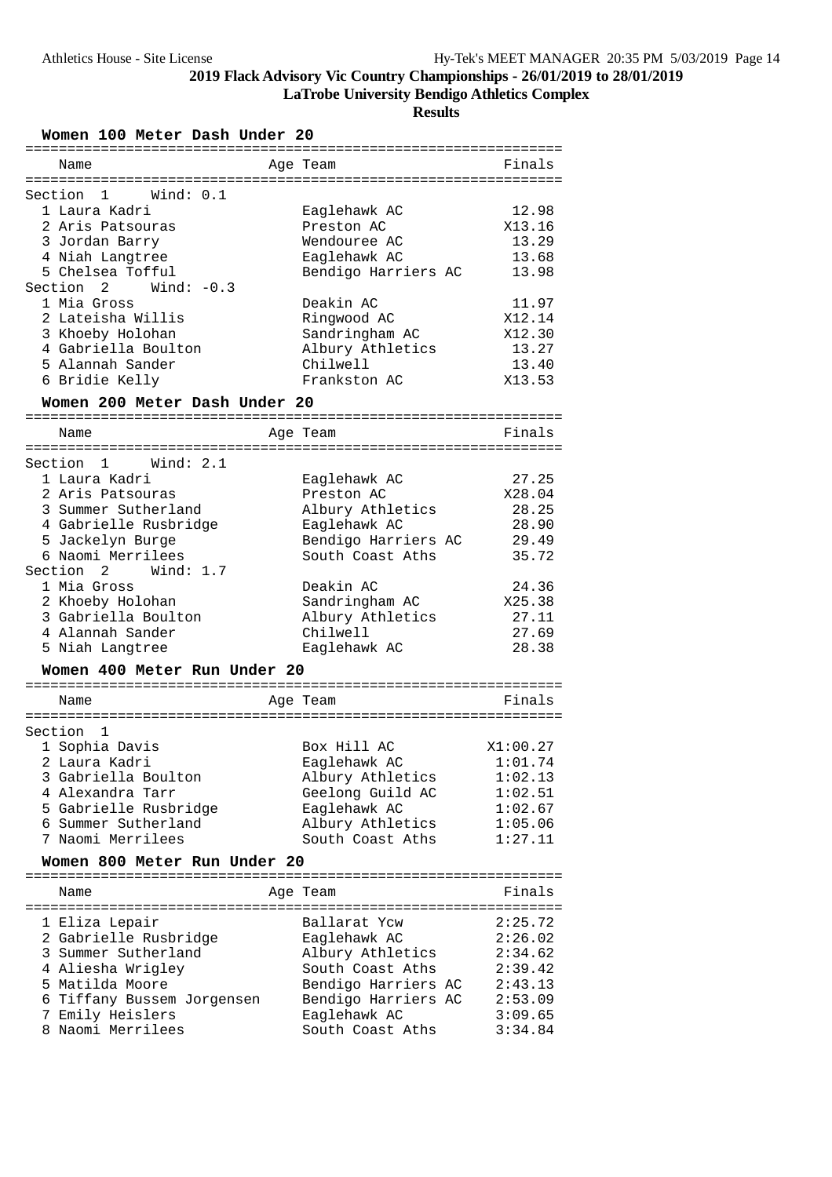# 2019 Flack Advisory Vic Country Championships - 26/01/2019 to 28/01/2019

**LaTrobe University Bendigo Athletics Complex**

**Results**

## Women 100 Meter Dash Under 20

| Name | Age | Team | Finals |
|---|---|---|---|
| **Section 1 Wind: 0.1** | | | |
| 1 Laura Kadri | | Eaglehawk AC | 12.98 |
| 2 Aris Patsouras | | Preston AC | X13.16 |
| 3 Jordan Barry | | Wendouree AC | 13.29 |
| 4 Niah Langtree | | Eaglehawk AC | 13.68 |
| 5 Chelsea Tofful | | Bendigo Harriers AC | 13.98 |
| **Section 2 Wind: -0.3** | | | |
| 1 Mia Gross | | Deakin AC | 11.97 |
| 2 Lateisha Willis | | Ringwood AC | X12.14 |
| 3 Khoeby Holohan | | Sandringham AC | X12.30 |
| 4 Gabriella Boulton | | Albury Athletics | 13.27 |
| 5 Alannah Sander | | Chilwell | 13.40 |
| 6 Bridie Kelly | | Frankston AC | X13.53 |

## Women 200 Meter Dash Under 20

| Name | Age | Team | Finals |
|---|---|---|---|
| **Section 1 Wind: 2.1** | | | |
| 1 Laura Kadri | | Eaglehawk AC | 27.25 |
| 2 Aris Patsouras | | Preston AC | X28.04 |
| 3 Summer Sutherland | | Albury Athletics | 28.25 |
| 4 Gabrielle Rusbridge | | Eaglehawk AC | 28.90 |
| 5 Jackelyn Burge | | Bendigo Harriers AC | 29.49 |
| 6 Naomi Merrilees | | South Coast Aths | 35.72 |
| **Section 2 Wind: 1.7** | | | |
| 1 Mia Gross | | Deakin AC | 24.36 |
| 2 Khoeby Holohan | | Sandringham AC | X25.38 |
| 3 Gabriella Boulton | | Albury Athletics | 27.11 |
| 4 Alannah Sander | | Chilwell | 27.69 |
| 5 Niah Langtree | | Eaglehawk AC | 28.38 |

## Women 400 Meter Run Under 20

| Name | Age | Team | Finals |
|---|---|---|---|
| **Section 1** | | | |
| 1 Sophia Davis | | Box Hill AC | X1:00.27 |
| 2 Laura Kadri | | Eaglehawk AC | 1:01.74 |
| 3 Gabriella Boulton | | Albury Athletics | 1:02.13 |
| 4 Alexandra Tarr | | Geelong Guild AC | 1:02.51 |
| 5 Gabrielle Rusbridge | | Eaglehawk AC | 1:02.67 |
| 6 Summer Sutherland | | Albury Athletics | 1:05.06 |
| 7 Naomi Merrilees | | South Coast Aths | 1:27.11 |

## Women 800 Meter Run Under 20

| Name | Age | Team | Finals |
|---|---|---|---|
| 1 Eliza Lepair | | Ballarat Ycw | 2:25.72 |
| 2 Gabrielle Rusbridge | | Eaglehawk AC | 2:26.02 |
| 3 Summer Sutherland | | Albury Athletics | 2:34.62 |
| 4 Aliesha Wrigley | | South Coast Aths | 2:39.42 |
| 5 Matilda Moore | | Bendigo Harriers AC | 2:43.13 |
| 6 Tiffany Bussem Jorgensen | | Bendigo Harriers AC | 2:53.09 |
| 7 Emily Heislers | | Eaglehawk AC | 3:09.65 |
| 8 Naomi Merrilees | | South Coast Aths | 3:34.84 |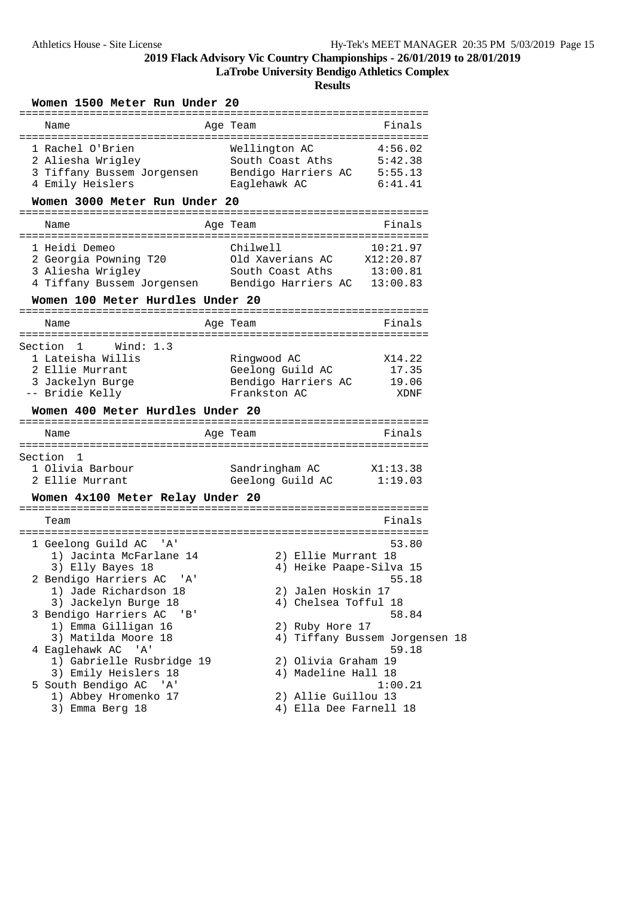**2019 Flack Advisory Vic Country Championships - 26/01/2019 to 28/01/2019**

**LaTrobe University Bendigo Athletics Complex**

**Results**

### Women 1500 Meter Run Under 20

| Name | Age | Team | Finals |
|---|---|---|---|
| 1 Rachel O'Brien | | Wellington AC | 4:56.02 |
| 2 Aliesha Wrigley | | South Coast Aths | 5:42.38 |
| 3 Tiffany Bussem Jorgensen | | Bendigo Harriers AC | 5:55.13 |
| 4 Emily Heislers | | Eaglehawk AC | 6:41.41 |

### Women 3000 Meter Run Under 20

| Name | Age | Team | Finals |
|---|---|---|---|
| 1 Heidi Demeo | | Chilwell | 10:21.97 |
| 2 Georgia Powning T20 | | Old Xaverians AC | X12:20.87 |
| 3 Aliesha Wrigley | | South Coast Aths | 13:00.81 |
| 4 Tiffany Bussem Jorgensen | | Bendigo Harriers AC | 13:00.83 |

### Women 100 Meter Hurdles Under 20

Section 1 Wind: 1.3

| Name | Age | Team | Finals |
|---|---|---|---|
| 1 Lateisha Willis | | Ringwood AC | X14.22 |
| 2 Ellie Murrant | | Geelong Guild AC | 17.35 |
| 3 Jackelyn Burge | | Bendigo Harriers AC | 19.06 |
| -- Bridie Kelly | | Frankston AC | XDNF |

### Women 400 Meter Hurdles Under 20

Section 1

| Name | Age | Team | Finals |
|---|---|---|---|
| 1 Olivia Barbour | | Sandringham AC | X1:13.38 |
| 2 Ellie Murrant | | Geelong Guild AC | 1:19.03 |

### Women 4x100 Meter Relay Under 20

| Team | Finals |
|---|---|
| 1 Geelong Guild AC 'A' | 53.80 |
| 1) Jacinta McFarlane 14, 2) Ellie Murrant 18, 3) Elly Bayes 18, 4) Heike Paape-Silva 15 | |
| 2 Bendigo Harriers AC 'A' | 55.18 |
| 1) Jade Richardson 18, 2) Jalen Hoskin 17, 3) Jackelyn Burge 18, 4) Chelsea Tofful 18 | |
| 3 Bendigo Harriers AC 'B' | 58.84 |
| 1) Emma Gilligan 16, 2) Ruby Hore 17, 3) Matilda Moore 18, 4) Tiffany Bussem Jorgensen 18 | |
| 4 Eaglehawk AC 'A' | 59.18 |
| 1) Gabrielle Rusbridge 19, 2) Olivia Graham 19, 3) Emily Heislers 18, 4) Madeline Hall 18 | |
| 5 South Bendigo AC 'A' | 1:00.21 |
| 1) Abbey Hromenko 17, 2) Allie Guillou 13, 3) Emma Berg 18, 4) Ella Dee Farnell 18 | |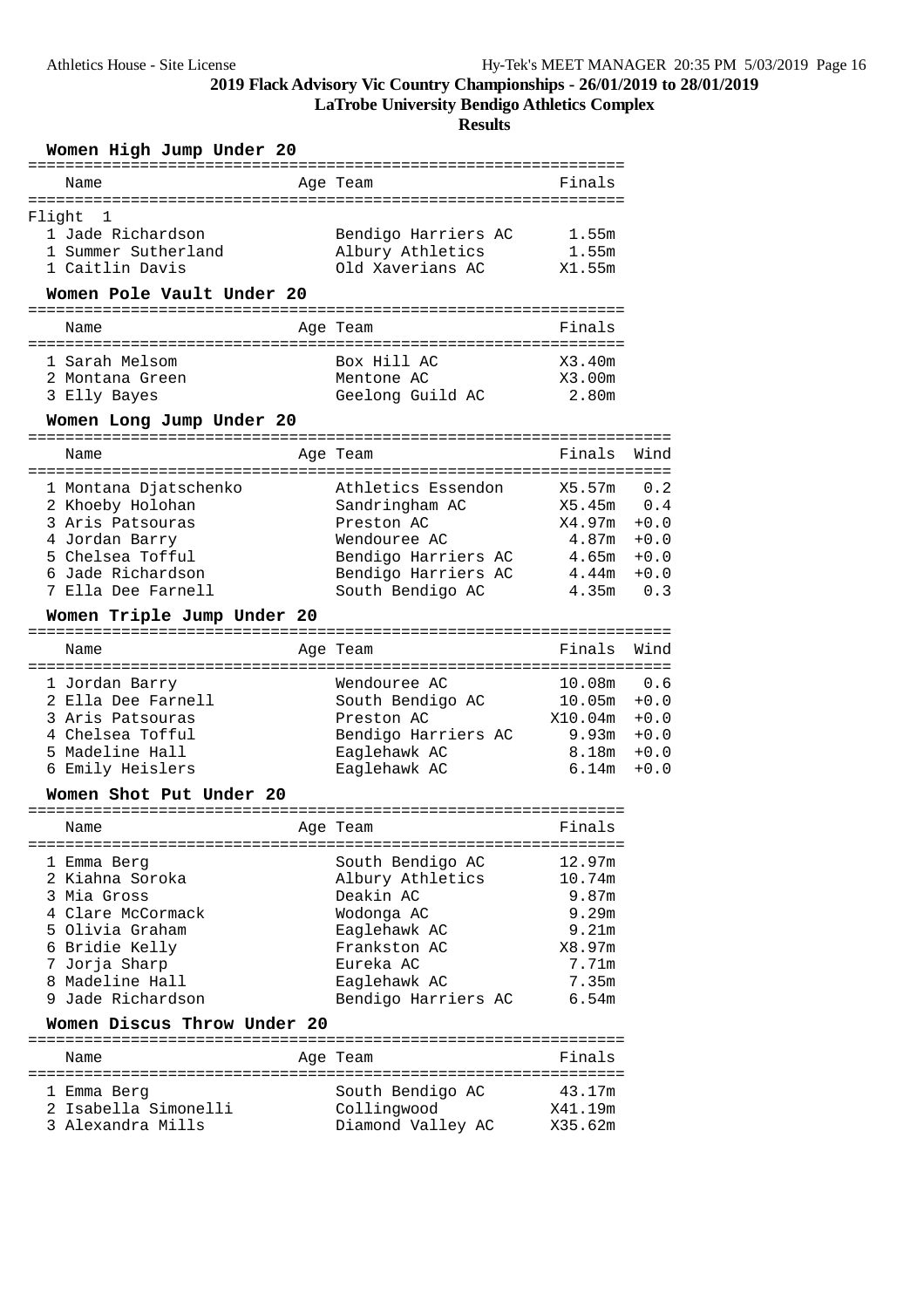## 2019 Flack Advisory Vic Country Championships - 26/01/2019 to 28/01/2019

### LaTrobe University Bendigo Athletics Complex

### Results

#### Women High Jump Under 20

| Name | Age | Team | Finals |
|---|---|---|---|
| **Flight 1** | | | |
| 1 Jade Richardson | | Bendigo Harriers AC | 1.55m |
| 1 Summer Sutherland | | Albury Athletics | 1.55m |
| 1 Caitlin Davis | | Old Xaverians AC | X1.55m |

#### Women Pole Vault Under 20

| Name | Age | Team | Finals |
|---|---|---|---|
| 1 Sarah Melsom | | Box Hill AC | X3.40m |
| 2 Montana Green | | Mentone AC | X3.00m |
| 3 Elly Bayes | | Geelong Guild AC | 2.80m |

#### Women Long Jump Under 20

| Name | Age | Team | Finals | Wind |
|---|---|---|---|---|
| 1 Montana Djatschenko | | Athletics Essendon | X5.57m | 0.2 |
| 2 Khoeby Holohan | | Sandringham AC | X5.45m | 0.4 |
| 3 Aris Patsouras | | Preston AC | X4.97m | +0.0 |
| 4 Jordan Barry | | Wendouree AC | 4.87m | +0.0 |
| 5 Chelsea Tofful | | Bendigo Harriers AC | 4.65m | +0.0 |
| 6 Jade Richardson | | Bendigo Harriers AC | 4.44m | +0.0 |
| 7 Ella Dee Farnell | | South Bendigo AC | 4.35m | 0.3 |

#### Women Triple Jump Under 20

| Name | Age | Team | Finals | Wind |
|---|---|---|---|---|
| 1 Jordan Barry | | Wendouree AC | 10.08m | 0.6 |
| 2 Ella Dee Farnell | | South Bendigo AC | 10.05m | +0.0 |
| 3 Aris Patsouras | | Preston AC | X10.04m | +0.0 |
| 4 Chelsea Tofful | | Bendigo Harriers AC | 9.93m | +0.0 |
| 5 Madeline Hall | | Eaglehawk AC | 8.18m | +0.0 |
| 6 Emily Heislers | | Eaglehawk AC | 6.14m | +0.0 |

#### Women Shot Put Under 20

| Name | Age | Team | Finals |
|---|---|---|---|
| 1 Emma Berg | | South Bendigo AC | 12.97m |
| 2 Kiahna Soroka | | Albury Athletics | 10.74m |
| 3 Mia Gross | | Deakin AC | 9.87m |
| 4 Clare McCormack | | Wodonga AC | 9.29m |
| 5 Olivia Graham | | Eaglehawk AC | 9.21m |
| 6 Bridie Kelly | | Frankston AC | X8.97m |
| 7 Jorja Sharp | | Eureka AC | 7.71m |
| 8 Madeline Hall | | Eaglehawk AC | 7.35m |
| 9 Jade Richardson | | Bendigo Harriers AC | 6.54m |

#### Women Discus Throw Under 20

| Name | Age | Team | Finals |
|---|---|---|---|
| 1 Emma Berg | | South Bendigo AC | 43.17m |
| 2 Isabella Simonelli | | Collingwood | X41.19m |
| 3 Alexandra Mills | | Diamond Valley AC | X35.62m |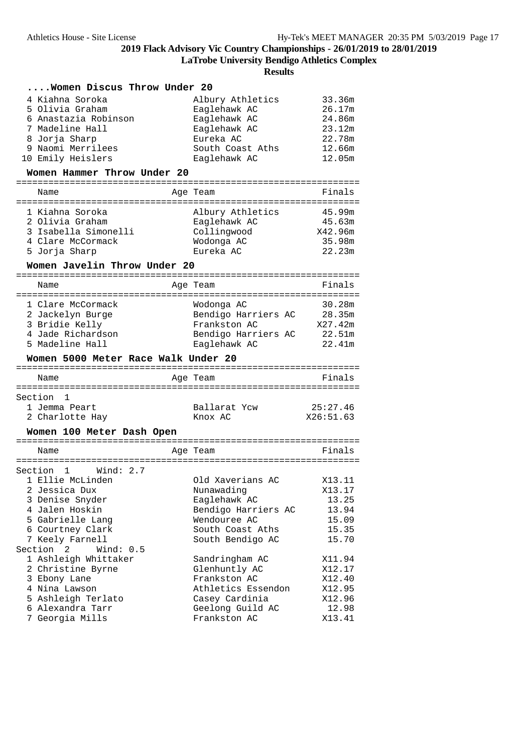# 2019 Flack Advisory Vic Country Championships - 26/01/2019 to 28/01/2019

## LaTrobe University Bendigo Athletics Complex

## Results

### ....Women Discus Throw Under 20

| Place | Name | Age | Team | Finals |
|---|---|---|---|---|
| 4 | Kiahna Soroka | | Albury Athletics | 33.36m |
| 5 | Olivia Graham | | Eaglehawk AC | 26.17m |
| 6 | Anastazia Robinson | | Eaglehawk AC | 24.86m |
| 7 | Madeline Hall | | Eaglehawk AC | 23.12m |
| 8 | Jorja Sharp | | Eureka AC | 22.78m |
| 9 | Naomi Merrilees | | South Coast Aths | 12.66m |
| 10 | Emily Heislers | | Eaglehawk AC | 12.05m |

### Women Hammer Throw Under 20

| Place | Name | Age | Team | Finals |
|---|---|---|---|---|
| 1 | Kiahna Soroka | | Albury Athletics | 45.99m |
| 2 | Olivia Graham | | Eaglehawk AC | 45.63m |
| 3 | Isabella Simonelli | | Collingwood | X42.96m |
| 4 | Clare McCormack | | Wodonga AC | 35.98m |
| 5 | Jorja Sharp | | Eureka AC | 22.23m |

### Women Javelin Throw Under 20

| Place | Name | Age | Team | Finals |
|---|---|---|---|---|
| 1 | Clare McCormack | | Wodonga AC | 30.28m |
| 2 | Jackelyn Burge | | Bendigo Harriers AC | 28.35m |
| 3 | Bridie Kelly | | Frankston AC | X27.42m |
| 4 | Jade Richardson | | Bendigo Harriers AC | 22.51m |
| 5 | Madeline Hall | | Eaglehawk AC | 22.41m |

### Women 5000 Meter Race Walk Under 20

| Place | Name | Age | Team | Finals |
|---|---|---|---|---|
| **Section 1** | | | | |
| 1 | Jemma Peart | | Ballarat Ycw | 25:27.46 |
| 2 | Charlotte Hay | | Knox AC | X26:51.63 |

### Women 100 Meter Dash Open

| Place | Name | Age | Team | Finals |
|---|---|---|---|---|
| **Section 1 Wind: 2.7** | | | | |
| 1 | Ellie McLinden | | Old Xaverians AC | X13.11 |
| 2 | Jessica Dux | | Nunawading | X13.17 |
| 3 | Denise Snyder | | Eaglehawk AC | 13.25 |
| 4 | Jalen Hoskin | | Bendigo Harriers AC | 13.94 |
| 5 | Gabrielle Lang | | Wendouree AC | 15.09 |
| 6 | Courtney Clark | | South Coast Aths | 15.35 |
| 7 | Keely Farnell | | South Bendigo AC | 15.70 |
| **Section 2 Wind: 0.5** | | | | |
| 1 | Ashleigh Whittaker | | Sandringham AC | X11.94 |
| 2 | Christine Byrne | | Glenhuntly AC | X12.17 |
| 3 | Ebony Lane | | Frankston AC | X12.40 |
| 4 | Nina Lawson | | Athletics Essendon | X12.95 |
| 5 | Ashleigh Terlato | | Casey Cardinia | X12.96 |
| 6 | Alexandra Tarr | | Geelong Guild AC | 12.98 |
| 7 | Georgia Mills | | Frankston AC | X13.41 |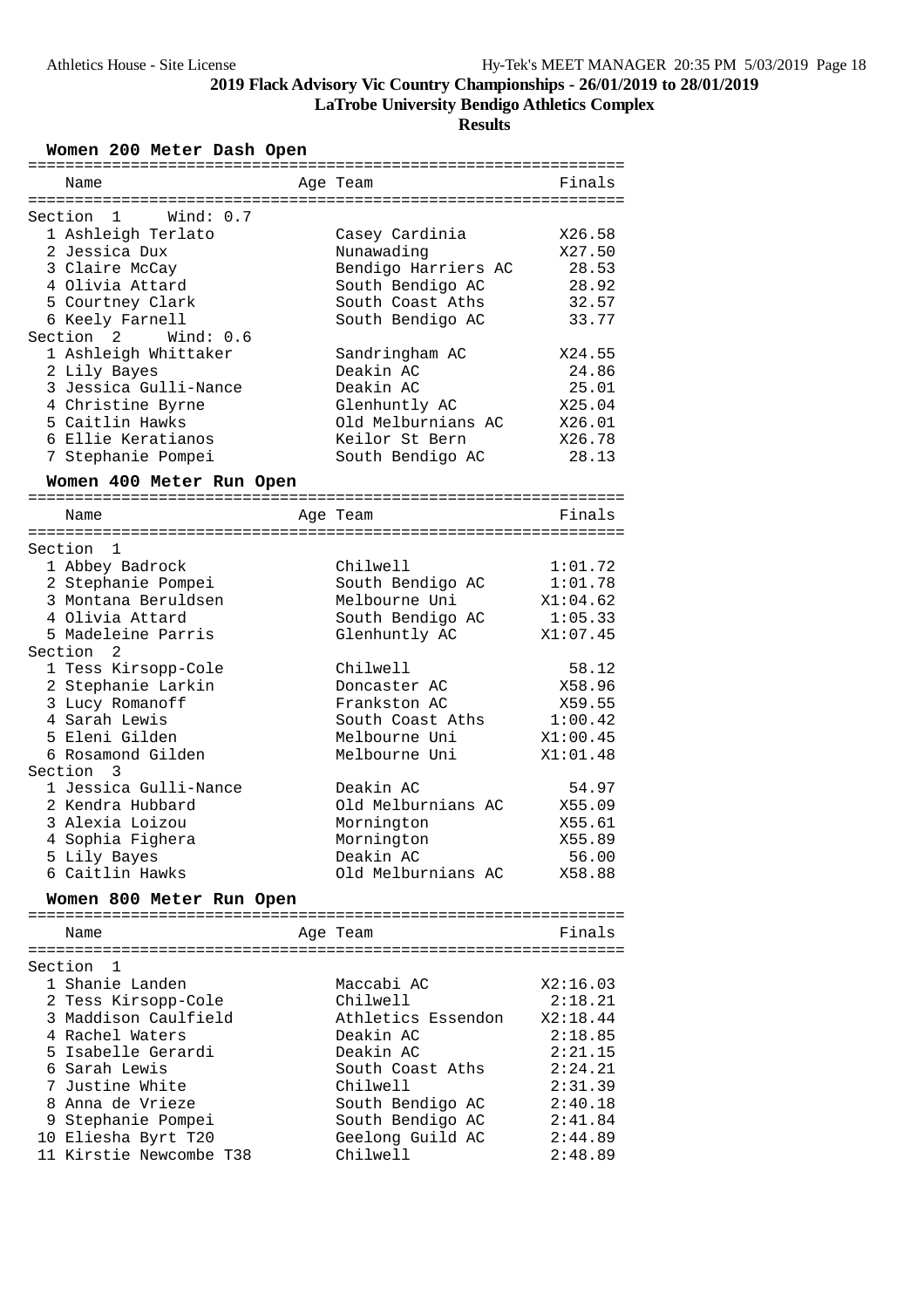# 2019 Flack Advisory Vic Country Championships - 26/01/2019 to 28/01/2019

## LaTrobe University Bendigo Athletics Complex

### Results

#### Women 200 Meter Dash Open

| | Name | Age | Team | Finals |
|---|---|---|---|---|
| **Section 1 Wind: 0.7** | | | | |
| 1 | Ashleigh Terlato | | Casey Cardinia | X26.58 |
| 2 | Jessica Dux | | Nunawading | X27.50 |
| 3 | Claire McCay | | Bendigo Harriers AC | 28.53 |
| 4 | Olivia Attard | | South Bendigo AC | 28.92 |
| 5 | Courtney Clark | | South Coast Aths | 32.57 |
| 6 | Keely Farnell | | South Bendigo AC | 33.77 |
| **Section 2 Wind: 0.6** | | | | |
| 1 | Ashleigh Whittaker | | Sandringham AC | X24.55 |
| 2 | Lily Bayes | | Deakin AC | 24.86 |
| 3 | Jessica Gulli-Nance | | Deakin AC | 25.01 |
| 4 | Christine Byrne | | Glenhuntly AC | X25.04 |
| 5 | Caitlin Hawks | | Old Melburnians AC | X26.01 |
| 6 | Ellie Keratianos | | Keilor St Bern | X26.78 |
| 7 | Stephanie Pompei | | South Bendigo AC | 28.13 |

#### Women 400 Meter Run Open

| | Name | Age | Team | Finals |
|---|---|---|---|---|
| **Section 1** | | | | |
| 1 | Abbey Badrock | | Chilwell | 1:01.72 |
| 2 | Stephanie Pompei | | South Bendigo AC | 1:01.78 |
| 3 | Montana Beruldsen | | Melbourne Uni | X1:04.62 |
| 4 | Olivia Attard | | South Bendigo AC | 1:05.33 |
| 5 | Madeleine Parris | | Glenhuntly AC | X1:07.45 |
| **Section 2** | | | | |
| 1 | Tess Kirsopp-Cole | | Chilwell | 58.12 |
| 2 | Stephanie Larkin | | Doncaster AC | X58.96 |
| 3 | Lucy Romanoff | | Frankston AC | X59.55 |
| 4 | Sarah Lewis | | South Coast Aths | 1:00.42 |
| 5 | Eleni Gilden | | Melbourne Uni | X1:00.45 |
| 6 | Rosamond Gilden | | Melbourne Uni | X1:01.48 |
| **Section 3** | | | | |
| 1 | Jessica Gulli-Nance | | Deakin AC | 54.97 |
| 2 | Kendra Hubbard | | Old Melburnians AC | X55.09 |
| 3 | Alexia Loizou | | Mornington | X55.61 |
| 4 | Sophia Fighera | | Mornington | X55.89 |
| 5 | Lily Bayes | | Deakin AC | 56.00 |
| 6 | Caitlin Hawks | | Old Melburnians AC | X58.88 |

#### Women 800 Meter Run Open

| | Name | Age | Team | Finals |
|---|---|---|---|---|
| **Section 1** | | | | |
| 1 | Shanie Landen | | Maccabi AC | X2:16.03 |
| 2 | Tess Kirsopp-Cole | | Chilwell | 2:18.21 |
| 3 | Maddison Caulfield | | Athletics Essendon | X2:18.44 |
| 4 | Rachel Waters | | Deakin AC | 2:18.85 |
| 5 | Isabelle Gerardi | | Deakin AC | 2:21.15 |
| 6 | Sarah Lewis | | South Coast Aths | 2:24.21 |
| 7 | Justine White | | Chilwell | 2:31.39 |
| 8 | Anna de Vrieze | | South Bendigo AC | 2:40.18 |
| 9 | Stephanie Pompei | | South Bendigo AC | 2:41.84 |
| 10 | Eliesha Byrt T20 | | Geelong Guild AC | 2:44.89 |
| 11 | Kirstie Newcombe T38 | | Chilwell | 2:48.89 |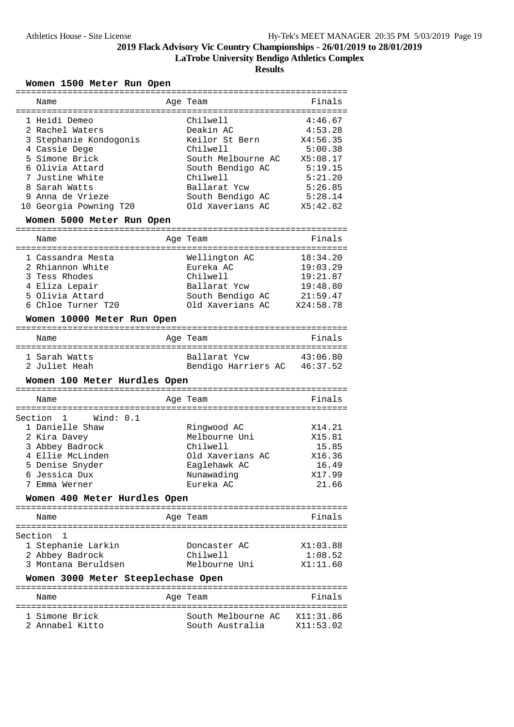**2019 Flack Advisory Vic Country Championships - 26/01/2019 to 28/01/2019**

**LaTrobe University Bendigo Athletics Complex**

**Results**

### Women 1500 Meter Run Open

| Name | Age | Team | Finals |
|---|---|---|---|
| 1 Heidi Demeo | | Chilwell | 4:46.67 |
| 2 Rachel Waters | | Deakin AC | 4:53.28 |
| 3 Stephanie Kondogonis | | Keilor St Bern | X4:56.35 |
| 4 Cassie Dege | | Chilwell | 5:00.38 |
| 5 Simone Brick | | South Melbourne AC | X5:08.17 |
| 6 Olivia Attard | | South Bendigo AC | 5:19.15 |
| 7 Justine White | | Chilwell | 5:21.20 |
| 8 Sarah Watts | | Ballarat Ycw | 5:26.85 |
| 9 Anna de Vrieze | | South Bendigo AC | 5:28.14 |
| 10 Georgia Powning T20 | | Old Xaverians AC | X5:42.82 |

### Women 5000 Meter Run Open

| Name | Age | Team | Finals |
|---|---|---|---|
| 1 Cassandra Mesta | | Wellington AC | 18:34.20 |
| 2 Rhiannon White | | Eureka AC | 19:03.29 |
| 3 Tess Rhodes | | Chilwell | 19:21.87 |
| 4 Eliza Lepair | | Ballarat Ycw | 19:48.80 |
| 5 Olivia Attard | | South Bendigo AC | 21:59.47 |
| 6 Chloe Turner T20 | | Old Xaverians AC | X24:58.78 |

### Women 10000 Meter Run Open

| Name | Age | Team | Finals |
|---|---|---|---|
| 1 Sarah Watts | | Ballarat Ycw | 43:06.80 |
| 2 Juliet Heah | | Bendigo Harriers AC | 46:37.52 |

### Women 100 Meter Hurdles Open

Section 1 Wind: 0.1

| Name | Age | Team | Finals |
|---|---|---|---|
| 1 Danielle Shaw | | Ringwood AC | X14.21 |
| 2 Kira Davey | | Melbourne Uni | X15.81 |
| 3 Abbey Badrock | | Chilwell | 15.85 |
| 4 Ellie McLinden | | Old Xaverians AC | X16.36 |
| 5 Denise Snyder | | Eaglehawk AC | 16.49 |
| 6 Jessica Dux | | Nunawading | X17.99 |
| 7 Emma Werner | | Eureka AC | 21.66 |

### Women 400 Meter Hurdles Open

Section 1

| Name | Age | Team | Finals |
|---|---|---|---|
| 1 Stephanie Larkin | | Doncaster AC | X1:03.88 |
| 2 Abbey Badrock | | Chilwell | 1:08.52 |
| 3 Montana Beruldsen | | Melbourne Uni | X1:11.60 |

### Women 3000 Meter Steeplechase Open

| Name | Age | Team | Finals |
|---|---|---|---|
| 1 Simone Brick | | South Melbourne AC | X11:31.86 |
| 2 Annabel Kitto | | South Australia | X11:53.02 |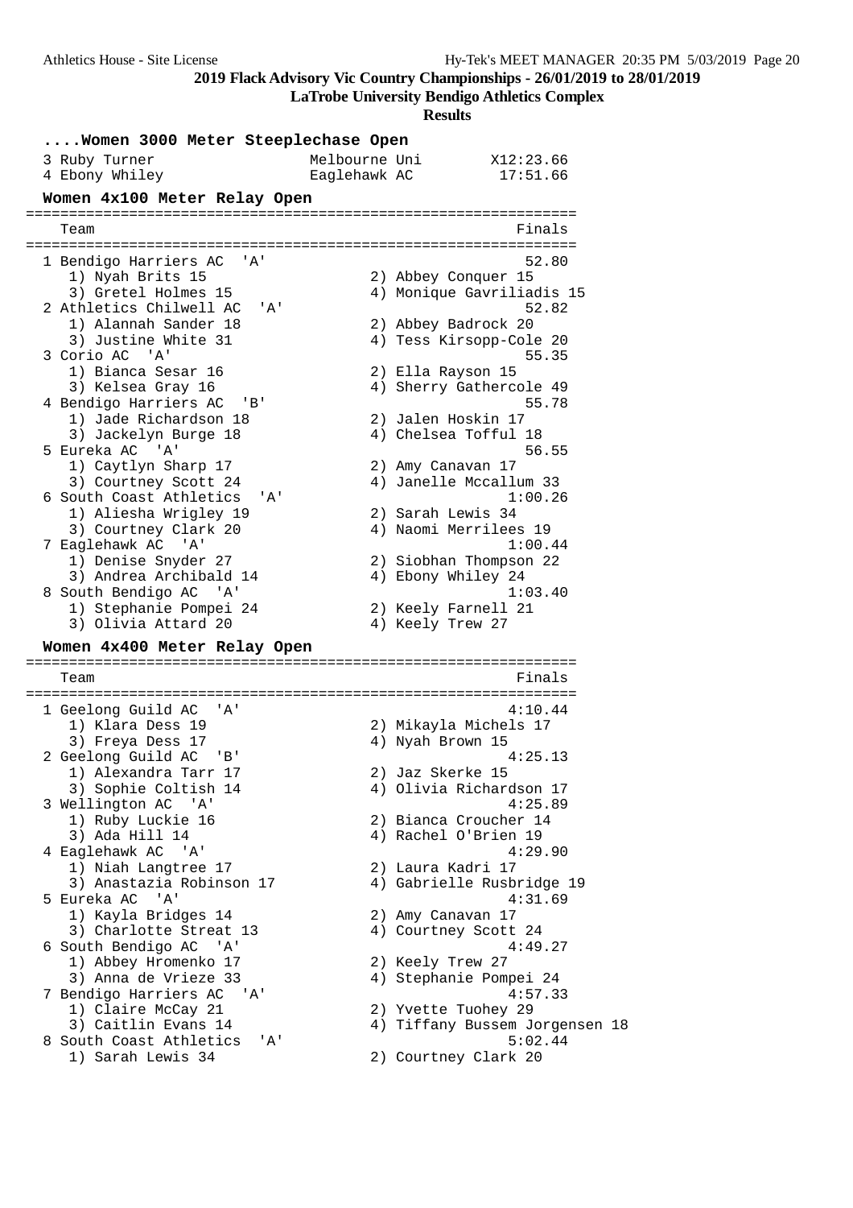## 2019 Flack Advisory Vic Country Championships - 26/01/2019 to 28/01/2019

**LaTrobe University Bendigo Athletics Complex**

**Results**

### ....Women 3000 Meter Steeplechase Open

```
  3 Ruby Turner                 Melbourne Uni         X12:23.66
  4 Ebony Whiley                Eaglehawk AC           17:51.66
```

### Women 4x100 Meter Relay Open

```
================================================================
    Team                                                 Finals
================================================================
  1 Bendigo Harriers AC  'A'                              52.80
     1) Nyah Brits 15                  2) Abbey Conquer 15
     3) Gretel Holmes 15               4) Monique Gavriliadis 15
  2 Athletics Chilwell AC  'A'                            52.82
     1) Alannah Sander 18              2) Abbey Badrock 20
     3) Justine White 31               4) Tess Kirsopp-Cole 20
  3 Corio AC  'A'                                         55.35
     1) Bianca Sesar 16                2) Ella Rayson 15
     3) Kelsea Gray 16                 4) Sherry Gathercole 49
  4 Bendigo Harriers AC  'B'                              55.78
     1) Jade Richardson 18             2) Jalen Hoskin 17
     3) Jackelyn Burge 18              4) Chelsea Tofful 18
  5 Eureka AC  'A'                                        56.55
     1) Caytlyn Sharp 17               2) Amy Canavan 17
     3) Courtney Scott 24              4) Janelle Mccallum 33
  6 South Coast Athletics  'A'                          1:00.26
     1) Aliesha Wrigley 19             2) Sarah Lewis 34
     3) Courtney Clark 20              4) Naomi Merrilees 19
  7 Eaglehawk AC  'A'                                   1:00.44
     1) Denise Snyder 27               2) Siobhan Thompson 22
     3) Andrea Archibald 14            4) Ebony Whiley 24
  8 South Bendigo AC  'A'                               1:03.40
     1) Stephanie Pompei 24            2) Keely Farnell 21
     3) Olivia Attard 20               4) Keely Trew 27
```

### Women 4x400 Meter Relay Open

```
================================================================
    Team                                                 Finals
================================================================
  1 Geelong Guild AC  'A'                               4:10.44
     1) Klara Dess 19                  2) Mikayla Michels 17
     3) Freya Dess 17                  4) Nyah Brown 15
  2 Geelong Guild AC  'B'                               4:25.13
     1) Alexandra Tarr 17              2) Jaz Skerke 15
     3) Sophie Coltish 14              4) Olivia Richardson 17
  3 Wellington AC  'A'                                  4:25.89
     1) Ruby Luckie 16                 2) Bianca Croucher 14
     3) Ada Hill 14                    4) Rachel O'Brien 19
  4 Eaglehawk AC  'A'                                   4:29.90
     1) Niah Langtree 17               2) Laura Kadri 17
     3) Anastazia Robinson 17          4) Gabrielle Rusbridge 19
  5 Eureka AC  'A'                                      4:31.69
     1) Kayla Bridges 14               2) Amy Canavan 17
     3) Charlotte Streat 13            4) Courtney Scott 24
  6 South Bendigo AC  'A'                               4:49.27
     1) Abbey Hromenko 17              2) Keely Trew 27
     3) Anna de Vrieze 33              4) Stephanie Pompei 24
  7 Bendigo Harriers AC  'A'                            4:57.33
     1) Claire McCay 21                2) Yvette Tuohey 29
     3) Caitlin Evans 14               4) Tiffany Bussem Jorgensen 18
  8 South Coast Athletics  'A'                          5:02.44
     1) Sarah Lewis 34                 2) Courtney Clark 20
```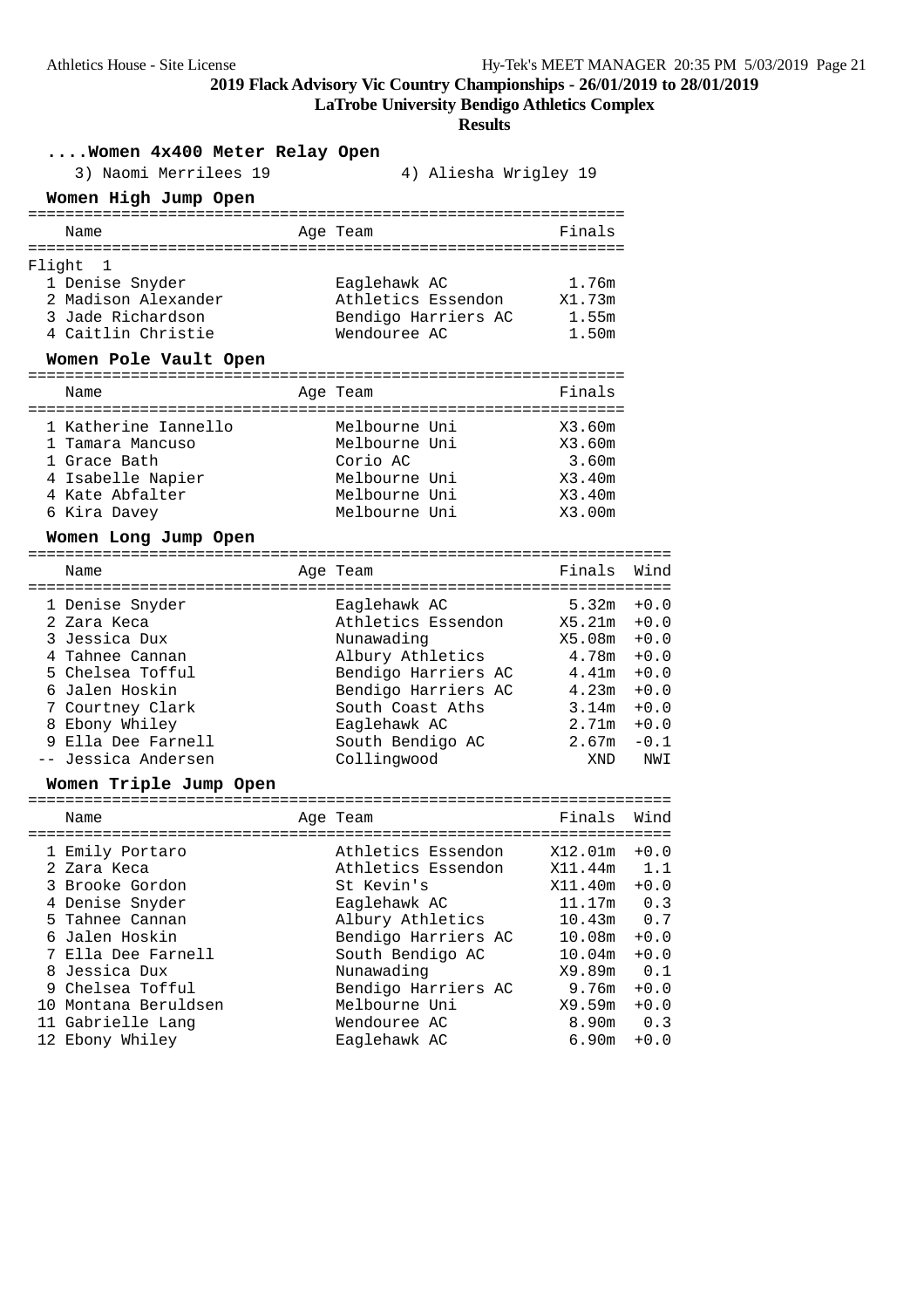## 2019 Flack Advisory Vic Country Championships - 26/01/2019 to 28/01/2019

### LaTrobe University Bendigo Athletics Complex

### Results

### ....Women 4x400 Meter Relay Open

3) Naomi Merrilees 19 &nbsp;&nbsp;&nbsp;&nbsp; 4) Aliesha Wrigley 19

### Women High Jump Open

| | Name | Age | Team | Finals |
|---|---|---|---|---|
| Flight 1 | | | | |
| 1 | Denise Snyder | | Eaglehawk AC | 1.76m |
| 2 | Madison Alexander | | Athletics Essendon | X1.73m |
| 3 | Jade Richardson | | Bendigo Harriers AC | 1.55m |
| 4 | Caitlin Christie | | Wendouree AC | 1.50m |

### Women Pole Vault Open

| | Name | Age | Team | Finals |
|---|---|---|---|---|
| 1 | Katherine Iannello | | Melbourne Uni | X3.60m |
| 1 | Tamara Mancuso | | Melbourne Uni | X3.60m |
| 1 | Grace Bath | | Corio AC | 3.60m |
| 4 | Isabelle Napier | | Melbourne Uni | X3.40m |
| 4 | Kate Abfalter | | Melbourne Uni | X3.40m |
| 6 | Kira Davey | | Melbourne Uni | X3.00m |

### Women Long Jump Open

| | Name | Age | Team | Finals | Wind |
|---|---|---|---|---|---|
| 1 | Denise Snyder | | Eaglehawk AC | 5.32m | +0.0 |
| 2 | Zara Keca | | Athletics Essendon | X5.21m | +0.0 |
| 3 | Jessica Dux | | Nunawading | X5.08m | +0.0 |
| 4 | Tahnee Cannan | | Albury Athletics | 4.78m | +0.0 |
| 5 | Chelsea Tofful | | Bendigo Harriers AC | 4.41m | +0.0 |
| 6 | Jalen Hoskin | | Bendigo Harriers AC | 4.23m | +0.0 |
| 7 | Courtney Clark | | South Coast Aths | 3.14m | +0.0 |
| 8 | Ebony Whiley | | Eaglehawk AC | 2.71m | +0.0 |
| 9 | Ella Dee Farnell | | South Bendigo AC | 2.67m | -0.1 |
| -- | Jessica Andersen | | Collingwood | XND | NWI |

### Women Triple Jump Open

| | Name | Age | Team | Finals | Wind |
|---|---|---|---|---|---|
| 1 | Emily Portaro | | Athletics Essendon | X12.01m | +0.0 |
| 2 | Zara Keca | | Athletics Essendon | X11.44m | 1.1 |
| 3 | Brooke Gordon | | St Kevin's | X11.40m | +0.0 |
| 4 | Denise Snyder | | Eaglehawk AC | 11.17m | 0.3 |
| 5 | Tahnee Cannan | | Albury Athletics | 10.43m | 0.7 |
| 6 | Jalen Hoskin | | Bendigo Harriers AC | 10.08m | +0.0 |
| 7 | Ella Dee Farnell | | South Bendigo AC | 10.04m | +0.0 |
| 8 | Jessica Dux | | Nunawading | X9.89m | 0.1 |
| 9 | Chelsea Tofful | | Bendigo Harriers AC | 9.76m | +0.0 |
| 10 | Montana Beruldsen | | Melbourne Uni | X9.59m | +0.0 |
| 11 | Gabrielle Lang | | Wendouree AC | 8.90m | 0.3 |
| 12 | Ebony Whiley | | Eaglehawk AC | 6.90m | +0.0 |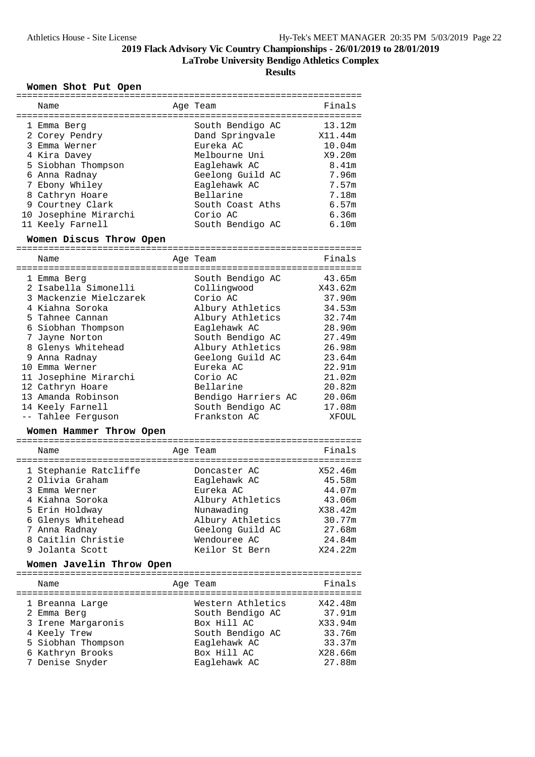## 2019 Flack Advisory Vic Country Championships - 26/01/2019 to 28/01/2019

**LaTrobe University Bendigo Athletics Complex**

**Results**

### Women Shot Put Open

| | Name | Age | Team | Finals |
|---|---|---|---|---|
| 1 | Emma Berg | | South Bendigo AC | 13.12m |
| 2 | Corey Pendry | | Dand Springvale | X11.44m |
| 3 | Emma Werner | | Eureka AC | 10.04m |
| 4 | Kira Davey | | Melbourne Uni | X9.20m |
| 5 | Siobhan Thompson | | Eaglehawk AC | 8.41m |
| 6 | Anna Radnay | | Geelong Guild AC | 7.96m |
| 7 | Ebony Whiley | | Eaglehawk AC | 7.57m |
| 8 | Cathryn Hoare | | Bellarine | 7.18m |
| 9 | Courtney Clark | | South Coast Aths | 6.57m |
| 10 | Josephine Mirarchi | | Corio AC | 6.36m |
| 11 | Keely Farnell | | South Bendigo AC | 6.10m |

### Women Discus Throw Open

| | Name | Age | Team | Finals |
|---|---|---|---|---|
| 1 | Emma Berg | | South Bendigo AC | 43.65m |
| 2 | Isabella Simonelli | | Collingwood | X43.62m |
| 3 | Mackenzie Mielczarek | | Corio AC | 37.90m |
| 4 | Kiahna Soroka | | Albury Athletics | 34.53m |
| 5 | Tahnee Cannan | | Albury Athletics | 32.74m |
| 6 | Siobhan Thompson | | Eaglehawk AC | 28.90m |
| 7 | Jayne Norton | | South Bendigo AC | 27.49m |
| 8 | Glenys Whitehead | | Albury Athletics | 26.98m |
| 9 | Anna Radnay | | Geelong Guild AC | 23.64m |
| 10 | Emma Werner | | Eureka AC | 22.91m |
| 11 | Josephine Mirarchi | | Corio AC | 21.02m |
| 12 | Cathryn Hoare | | Bellarine | 20.82m |
| 13 | Amanda Robinson | | Bendigo Harriers AC | 20.06m |
| 14 | Keely Farnell | | South Bendigo AC | 17.08m |
| -- | Tahlee Ferguson | | Frankston AC | XFOUL |

### Women Hammer Throw Open

| | Name | Age | Team | Finals |
|---|---|---|---|---|
| 1 | Stephanie Ratcliffe | | Doncaster AC | X52.46m |
| 2 | Olivia Graham | | Eaglehawk AC | 45.58m |
| 3 | Emma Werner | | Eureka AC | 44.07m |
| 4 | Kiahna Soroka | | Albury Athletics | 43.06m |
| 5 | Erin Holdway | | Nunawading | X38.42m |
| 6 | Glenys Whitehead | | Albury Athletics | 30.77m |
| 7 | Anna Radnay | | Geelong Guild AC | 27.68m |
| 8 | Caitlin Christie | | Wendouree AC | 24.84m |
| 9 | Jolanta Scott | | Keilor St Bern | X24.22m |

### Women Javelin Throw Open

| | Name | Age | Team | Finals |
|---|---|---|---|---|
| 1 | Breanna Large | | Western Athletics | X42.48m |
| 2 | Emma Berg | | South Bendigo AC | 37.91m |
| 3 | Irene Margaronis | | Box Hill AC | X33.94m |
| 4 | Keely Trew | | South Bendigo AC | 33.76m |
| 5 | Siobhan Thompson | | Eaglehawk AC | 33.37m |
| 6 | Kathryn Brooks | | Box Hill AC | X28.66m |
| 7 | Denise Snyder | | Eaglehawk AC | 27.88m |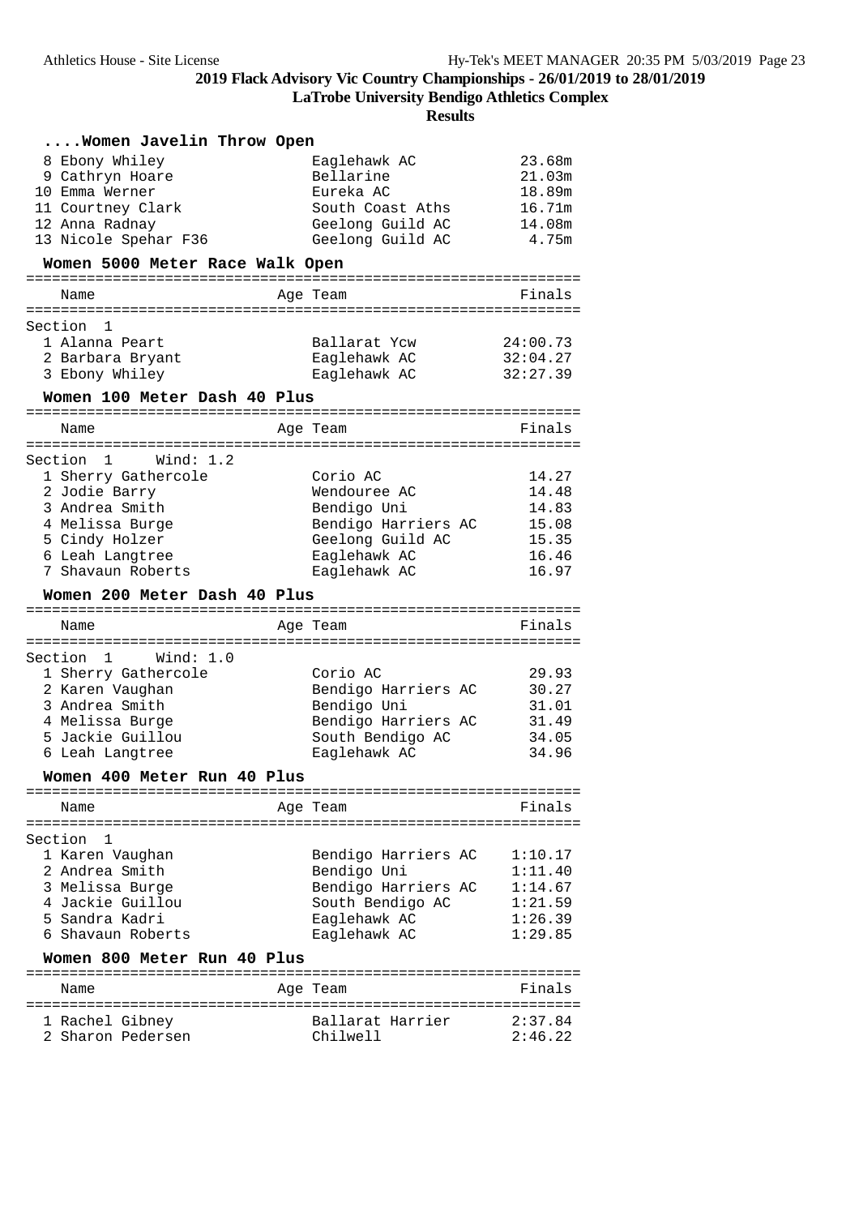# 2019 Flack Advisory Vic Country Championships - 26/01/2019 to 28/01/2019

**LaTrobe University Bendigo Athletics Complex**

**Results**

### ....Women Javelin Throw Open

| Place | Name | Team | Finals |
|---|---|---|---|
| 8 | Ebony Whiley | Eaglehawk AC | 23.68m |
| 9 | Cathryn Hoare | Bellarine | 21.03m |
| 10 | Emma Werner | Eureka AC | 18.89m |
| 11 | Courtney Clark | South Coast Aths | 16.71m |
| 12 | Anna Radnay | Geelong Guild AC | 14.08m |
| 13 | Nicole Spehar F36 | Geelong Guild AC | 4.75m |

### Women 5000 Meter Race Walk Open

Section 1

| Place | Name | Age | Team | Finals |
|---|---|---|---|---|
| 1 | Alanna Peart | | Ballarat Ycw | 24:00.73 |
| 2 | Barbara Bryant | | Eaglehawk AC | 32:04.27 |
| 3 | Ebony Whiley | | Eaglehawk AC | 32:27.39 |

### Women 100 Meter Dash 40 Plus

Section 1 Wind: 1.2

| Place | Name | Age | Team | Finals |
|---|---|---|---|---|
| 1 | Sherry Gathercole | | Corio AC | 14.27 |
| 2 | Jodie Barry | | Wendouree AC | 14.48 |
| 3 | Andrea Smith | | Bendigo Uni | 14.83 |
| 4 | Melissa Burge | | Bendigo Harriers AC | 15.08 |
| 5 | Cindy Holzer | | Geelong Guild AC | 15.35 |
| 6 | Leah Langtree | | Eaglehawk AC | 16.46 |
| 7 | Shavaun Roberts | | Eaglehawk AC | 16.97 |

### Women 200 Meter Dash 40 Plus

Section 1 Wind: 1.0

| Place | Name | Age | Team | Finals |
|---|---|---|---|---|
| 1 | Sherry Gathercole | | Corio AC | 29.93 |
| 2 | Karen Vaughan | | Bendigo Harriers AC | 30.27 |
| 3 | Andrea Smith | | Bendigo Uni | 31.01 |
| 4 | Melissa Burge | | Bendigo Harriers AC | 31.49 |
| 5 | Jackie Guillou | | South Bendigo AC | 34.05 |
| 6 | Leah Langtree | | Eaglehawk AC | 34.96 |

### Women 400 Meter Run 40 Plus

Section 1

| Place | Name | Age | Team | Finals |
|---|---|---|---|---|
| 1 | Karen Vaughan | | Bendigo Harriers AC | 1:10.17 |
| 2 | Andrea Smith | | Bendigo Uni | 1:11.40 |
| 3 | Melissa Burge | | Bendigo Harriers AC | 1:14.67 |
| 4 | Jackie Guillou | | South Bendigo AC | 1:21.59 |
| 5 | Sandra Kadri | | Eaglehawk AC | 1:26.39 |
| 6 | Shavaun Roberts | | Eaglehawk AC | 1:29.85 |

### Women 800 Meter Run 40 Plus

| Place | Name | Age | Team | Finals |
|---|---|---|---|---|
| 1 | Rachel Gibney | | Ballarat Harrier | 2:37.84 |
| 2 | Sharon Pedersen | | Chilwell | 2:46.22 |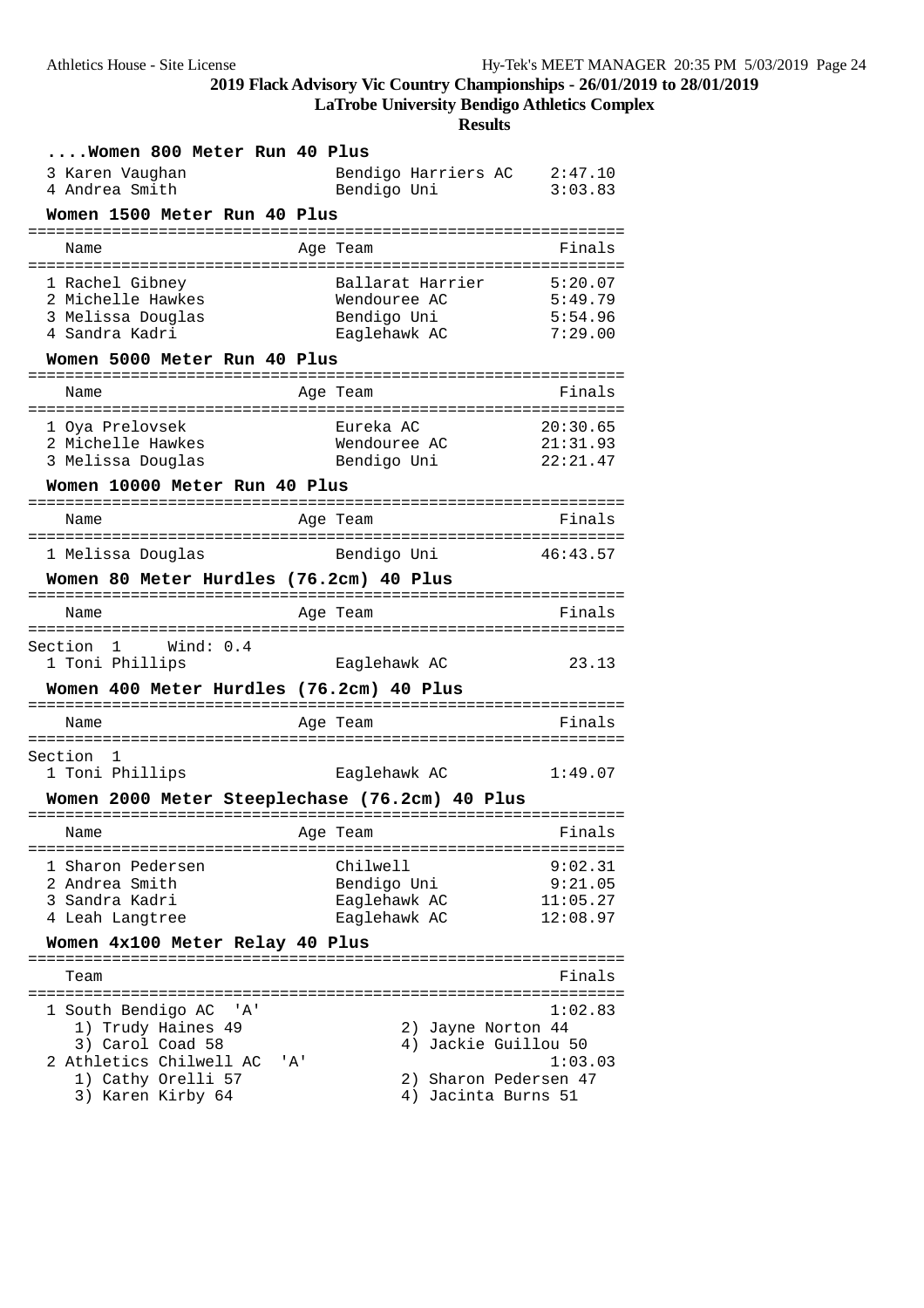## 2019 Flack Advisory Vic Country Championships - 26/01/2019 to 28/01/2019

**LaTrobe University Bendigo Athletics Complex**

**Results**

### ....Women 800 Meter Run 40 Plus

| Place | Name | Age | Team | Finals |
|---|---|---|---|---|
| 3 | Karen Vaughan | | Bendigo Harriers AC | 2:47.10 |
| 4 | Andrea Smith | | Bendigo Uni | 3:03.83 |

### Women 1500 Meter Run 40 Plus

| Place | Name | Age | Team | Finals |
|---|---|---|---|---|
| 1 | Rachel Gibney | | Ballarat Harrier | 5:20.07 |
| 2 | Michelle Hawkes | | Wendouree AC | 5:49.79 |
| 3 | Melissa Douglas | | Bendigo Uni | 5:54.96 |
| 4 | Sandra Kadri | | Eaglehawk AC | 7:29.00 |

### Women 5000 Meter Run 40 Plus

| Place | Name | Age | Team | Finals |
|---|---|---|---|---|
| 1 | Oya Prelovsek | | Eureka AC | 20:30.65 |
| 2 | Michelle Hawkes | | Wendouree AC | 21:31.93 |
| 3 | Melissa Douglas | | Bendigo Uni | 22:21.47 |

### Women 10000 Meter Run 40 Plus

| Place | Name | Age | Team | Finals |
|---|---|---|---|---|
| 1 | Melissa Douglas | | Bendigo Uni | 46:43.57 |

### Women 80 Meter Hurdles (76.2cm) 40 Plus

Section 1 Wind: 0.4

| Place | Name | Age | Team | Finals |
|---|---|---|---|---|
| 1 | Toni Phillips | | Eaglehawk AC | 23.13 |

### Women 400 Meter Hurdles (76.2cm) 40 Plus

Section 1

| Place | Name | Age | Team | Finals |
|---|---|---|---|---|
| 1 | Toni Phillips | | Eaglehawk AC | 1:49.07 |

### Women 2000 Meter Steeplechase (76.2cm) 40 Plus

| Place | Name | Age | Team | Finals |
|---|---|---|---|---|
| 1 | Sharon Pedersen | | Chilwell | 9:02.31 |
| 2 | Andrea Smith | | Bendigo Uni | 9:21.05 |
| 3 | Sandra Kadri | | Eaglehawk AC | 11:05.27 |
| 4 | Leah Langtree | | Eaglehawk AC | 12:08.97 |

### Women 4x100 Meter Relay 40 Plus

| Place | Team | Finals |
|---|---|---|
| 1 | South Bendigo AC 'A' | 1:02.83 |
| | 1) Trudy Haines 49; 2) Jayne Norton 44; 3) Carol Coad 58; 4) Jackie Guillou 50 | |
| 2 | Athletics Chilwell AC 'A' | 1:03.03 |
| | 1) Cathy Orelli 57; 2) Sharon Pedersen 47; 3) Karen Kirby 64; 4) Jacinta Burns 51 | |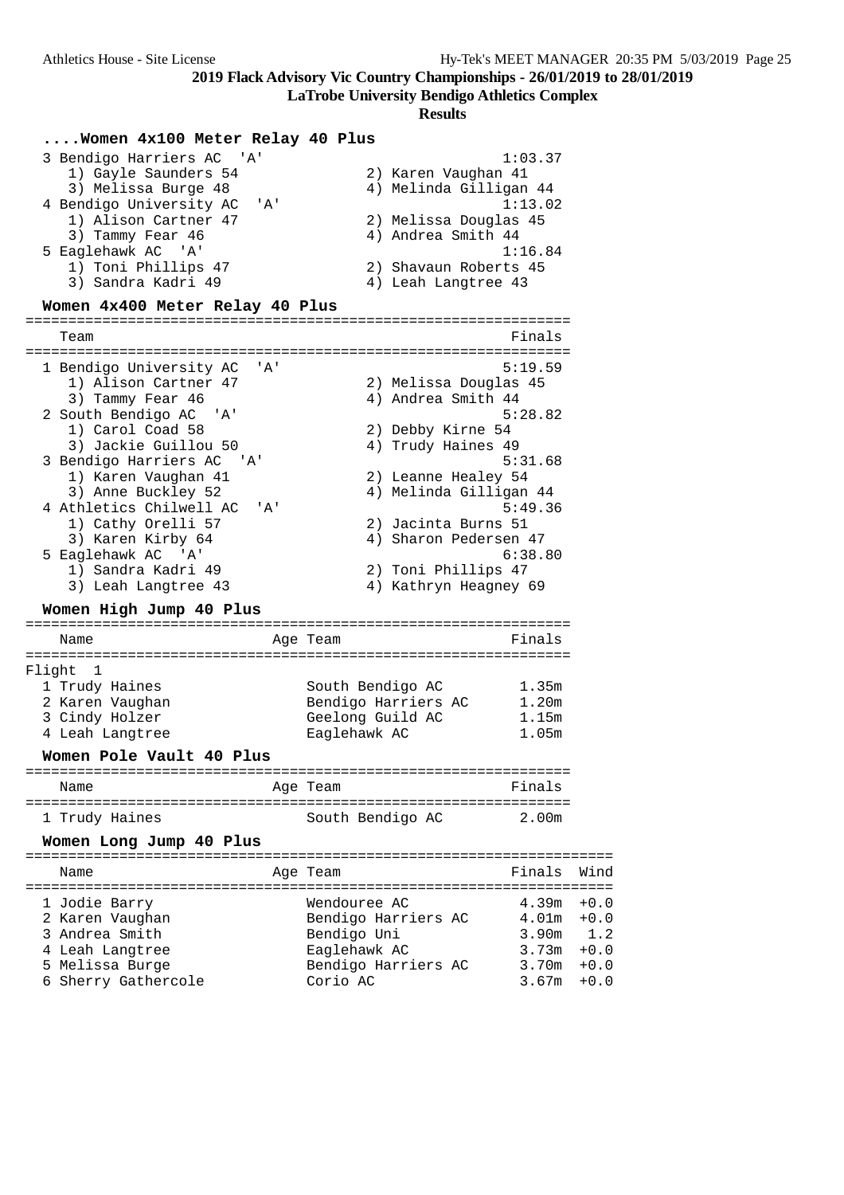# 2019 Flack Advisory Vic Country Championships - 26/01/2019 to 28/01/2019

## LaTrobe University Bendigo Athletics Complex

### Results

### ....Women 4x100 Meter Relay 40 Plus

| Place | Team | Finals |
|---|---|---|
| 3 | Bendigo Harriers AC 'A' | 1:03.37 |
| | 1) Gayle Saunders 54, 2) Karen Vaughan 41, 3) Melissa Burge 48, 4) Melinda Gilligan 44 | |
| 4 | Bendigo University AC 'A' | 1:13.02 |
| | 1) Alison Cartner 47, 2) Melissa Douglas 45, 3) Tammy Fear 46, 4) Andrea Smith 44 | |
| 5 | Eaglehawk AC 'A' | 1:16.84 |
| | 1) Toni Phillips 47, 2) Shavaun Roberts 45, 3) Sandra Kadri 49, 4) Leah Langtree 43 | |

### Women 4x400 Meter Relay 40 Plus

| Place | Team | Finals |
|---|---|---|
| 1 | Bendigo University AC 'A' | 5:19.59 |
| | 1) Alison Cartner 47, 2) Melissa Douglas 45, 3) Tammy Fear 46, 4) Andrea Smith 44 | |
| 2 | South Bendigo AC 'A' | 5:28.82 |
| | 1) Carol Coad 58, 2) Debby Kirne 54, 3) Jackie Guillou 50, 4) Trudy Haines 49 | |
| 3 | Bendigo Harriers AC 'A' | 5:31.68 |
| | 1) Karen Vaughan 41, 2) Leanne Healey 54, 3) Anne Buckley 52, 4) Melinda Gilligan 44 | |
| 4 | Athletics Chilwell AC 'A' | 5:49.36 |
| | 1) Cathy Orelli 57, 2) Jacinta Burns 51, 3) Karen Kirby 64, 4) Sharon Pedersen 47 | |
| 5 | Eaglehawk AC 'A' | 6:38.80 |
| | 1) Sandra Kadri 49, 2) Toni Phillips 47, 3) Leah Langtree 43, 4) Kathryn Heagney 69 | |

### Women High Jump 40 Plus

Flight 1

| Place | Name | Age | Team | Finals |
|---|---|---|---|---|
| 1 | Trudy Haines | | South Bendigo AC | 1.35m |
| 2 | Karen Vaughan | | Bendigo Harriers AC | 1.20m |
| 3 | Cindy Holzer | | Geelong Guild AC | 1.15m |
| 4 | Leah Langtree | | Eaglehawk AC | 1.05m |

### Women Pole Vault 40 Plus

| Place | Name | Age | Team | Finals |
|---|---|---|---|---|
| 1 | Trudy Haines | | South Bendigo AC | 2.00m |

### Women Long Jump 40 Plus

| Place | Name | Age | Team | Finals | Wind |
|---|---|---|---|---|---|
| 1 | Jodie Barry | | Wendouree AC | 4.39m | +0.0 |
| 2 | Karen Vaughan | | Bendigo Harriers AC | 4.01m | +0.0 |
| 3 | Andrea Smith | | Bendigo Uni | 3.90m | 1.2 |
| 4 | Leah Langtree | | Eaglehawk AC | 3.73m | +0.0 |
| 5 | Melissa Burge | | Bendigo Harriers AC | 3.70m | +0.0 |
| 6 | Sherry Gathercole | | Corio AC | 3.67m | +0.0 |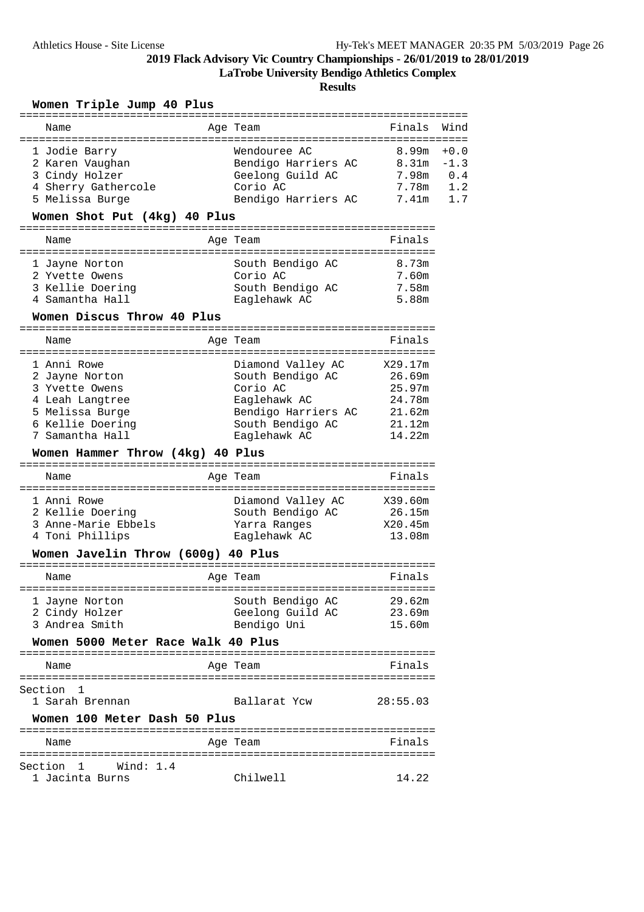## 2019 Flack Advisory Vic Country Championships - 26/01/2019 to 28/01/2019

### LaTrobe University Bendigo Athletics Complex

### Results

#### Women Triple Jump 40 Plus

| Name | Age | Team | Finals | Wind |
|---|---|---|---|---|
| 1 Jodie Barry | | Wendouree AC | 8.99m | +0.0 |
| 2 Karen Vaughan | | Bendigo Harriers AC | 8.31m | -1.3 |
| 3 Cindy Holzer | | Geelong Guild AC | 7.98m | 0.4 |
| 4 Sherry Gathercole | | Corio AC | 7.78m | 1.2 |
| 5 Melissa Burge | | Bendigo Harriers AC | 7.41m | 1.7 |

#### Women Shot Put (4kg) 40 Plus

| Name | Age | Team | Finals |
|---|---|---|---|
| 1 Jayne Norton | | South Bendigo AC | 8.73m |
| 2 Yvette Owens | | Corio AC | 7.60m |
| 3 Kellie Doering | | South Bendigo AC | 7.58m |
| 4 Samantha Hall | | Eaglehawk AC | 5.88m |

#### Women Discus Throw 40 Plus

| Name | Age | Team | Finals |
|---|---|---|---|
| 1 Anni Rowe | | Diamond Valley AC | X29.17m |
| 2 Jayne Norton | | South Bendigo AC | 26.69m |
| 3 Yvette Owens | | Corio AC | 25.97m |
| 4 Leah Langtree | | Eaglehawk AC | 24.78m |
| 5 Melissa Burge | | Bendigo Harriers AC | 21.62m |
| 6 Kellie Doering | | South Bendigo AC | 21.12m |
| 7 Samantha Hall | | Eaglehawk AC | 14.22m |

#### Women Hammer Throw (4kg) 40 Plus

| Name | Age | Team | Finals |
|---|---|---|---|
| 1 Anni Rowe | | Diamond Valley AC | X39.60m |
| 2 Kellie Doering | | South Bendigo AC | 26.15m |
| 3 Anne-Marie Ebbels | | Yarra Ranges | X20.45m |
| 4 Toni Phillips | | Eaglehawk AC | 13.08m |

#### Women Javelin Throw (600g) 40 Plus

| Name | Age | Team | Finals |
|---|---|---|---|
| 1 Jayne Norton | | South Bendigo AC | 29.62m |
| 2 Cindy Holzer | | Geelong Guild AC | 23.69m |
| 3 Andrea Smith | | Bendigo Uni | 15.60m |

#### Women 5000 Meter Race Walk 40 Plus

| Name | Age | Team | Finals |
|---|---|---|---|
| Section 1 | | | |
| 1 Sarah Brennan | | Ballarat Ycw | 28:55.03 |

#### Women 100 Meter Dash 50 Plus

| Name | Age | Team | Finals |
|---|---|---|---|
| Section 1 Wind: 1.4 | | | |
| 1 Jacinta Burns | | Chilwell | 14.22 |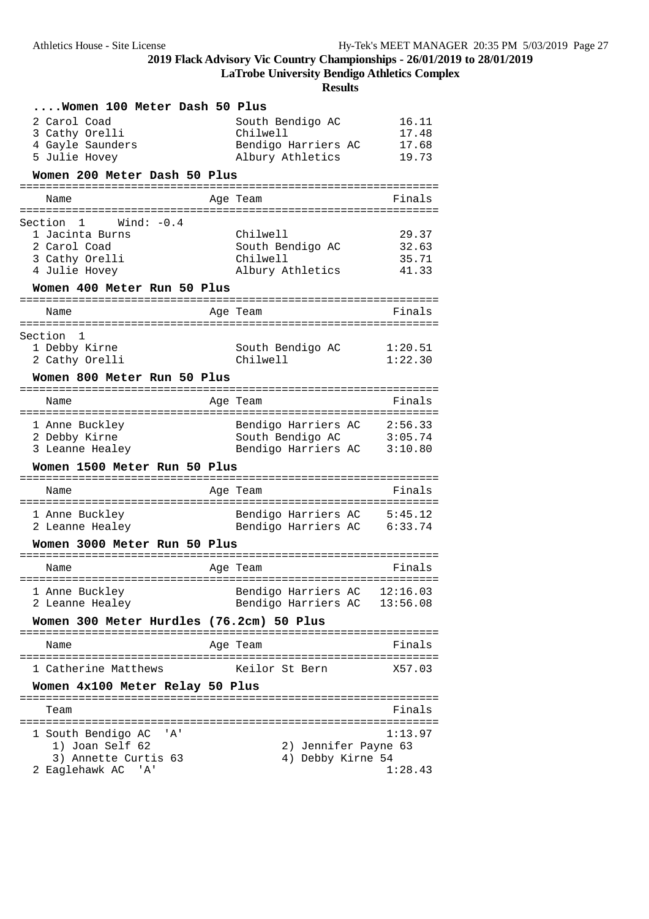## ....Women 100 Meter Dash 50 Plus

| Place | Name | Age | Team | Finals |
|---|---|---|---|---|
| 2 | Carol Coad | | South Bendigo AC | 16.11 |
| 3 | Cathy Orelli | | Chilwell | 17.48 |
| 4 | Gayle Saunders | | Bendigo Harriers AC | 17.68 |
| 5 | Julie Hovey | | Albury Athletics | 19.73 |

## Women 200 Meter Dash 50 Plus

Section 1 Wind: -0.4

| Place | Name | Age | Team | Finals |
|---|---|---|---|---|
| 1 | Jacinta Burns | | Chilwell | 29.37 |
| 2 | Carol Coad | | South Bendigo AC | 32.63 |
| 3 | Cathy Orelli | | Chilwell | 35.71 |
| 4 | Julie Hovey | | Albury Athletics | 41.33 |

## Women 400 Meter Run 50 Plus

Section 1

| Place | Name | Age | Team | Finals |
|---|---|---|---|---|
| 1 | Debby Kirne | | South Bendigo AC | 1:20.51 |
| 2 | Cathy Orelli | | Chilwell | 1:22.30 |

## Women 800 Meter Run 50 Plus

| Place | Name | Age | Team | Finals |
|---|---|---|---|---|
| 1 | Anne Buckley | | Bendigo Harriers AC | 2:56.33 |
| 2 | Debby Kirne | | South Bendigo AC | 3:05.74 |
| 3 | Leanne Healey | | Bendigo Harriers AC | 3:10.80 |

## Women 1500 Meter Run 50 Plus

| Place | Name | Age | Team | Finals |
|---|---|---|---|---|
| 1 | Anne Buckley | | Bendigo Harriers AC | 5:45.12 |
| 2 | Leanne Healey | | Bendigo Harriers AC | 6:33.74 |

## Women 3000 Meter Run 50 Plus

| Place | Name | Age | Team | Finals |
|---|---|---|---|---|
| 1 | Anne Buckley | | Bendigo Harriers AC | 12:16.03 |
| 2 | Leanne Healey | | Bendigo Harriers AC | 13:56.08 |

## Women 300 Meter Hurdles (76.2cm) 50 Plus

| Place | Name | Age | Team | Finals |
|---|---|---|---|---|
| 1 | Catherine Matthews | | Keilor St Bern | X57.03 |

## Women 4x100 Meter Relay 50 Plus

| Place | Team | Finals |
|---|---|---|
| 1 | South Bendigo AC 'A' | 1:13.97 |
| | 1) Joan Self 62; 2) Jennifer Payne 63; 3) Annette Curtis 63; 4) Debby Kirne 54 | |
| 2 | Eaglehawk AC 'A' | 1:28.43 |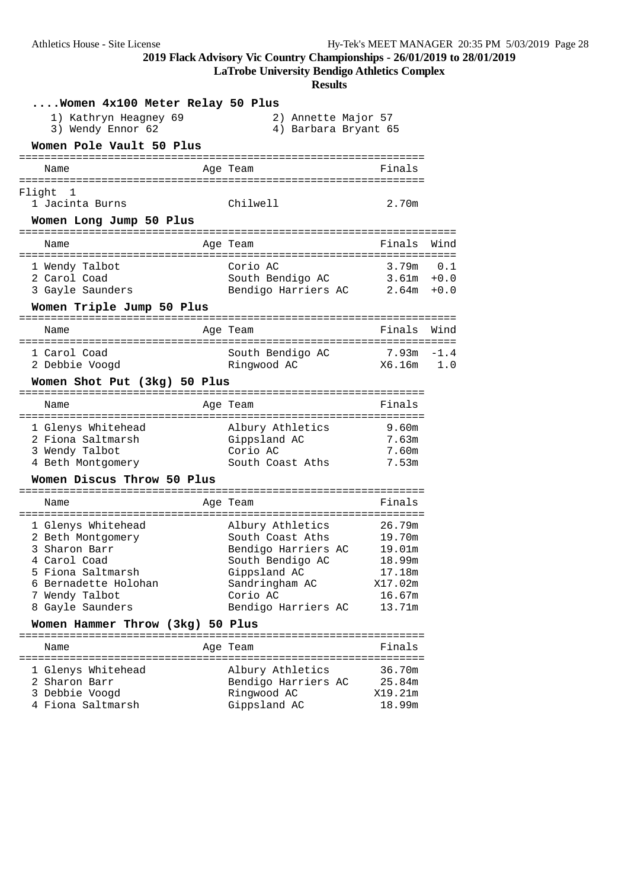## 2019 Flack Advisory Vic Country Championships - 26/01/2019 to 28/01/2019

**LaTrobe University Bendigo Athletics Complex**

**Results**

### ....Women 4x100 Meter Relay 50 Plus

1) Kathryn Heagney 69
2) Annette Major 57
3) Wendy Ennor 62
4) Barbara Bryant 65

### Women Pole Vault 50 Plus

| | Name | Age | Team | Finals |
|---|---|---|---|---|
| Flight 1 | | | | |
| 1 | Jacinta Burns | | Chilwell | 2.70m |

### Women Long Jump 50 Plus

| | Name | Age | Team | Finals | Wind |
|---|---|---|---|---|---|
| 1 | Wendy Talbot | | Corio AC | 3.79m | 0.1 |
| 2 | Carol Coad | | South Bendigo AC | 3.61m | +0.0 |
| 3 | Gayle Saunders | | Bendigo Harriers AC | 2.64m | +0.0 |

### Women Triple Jump 50 Plus

| | Name | Age | Team | Finals | Wind |
|---|---|---|---|---|---|
| 1 | Carol Coad | | South Bendigo AC | 7.93m | -1.4 |
| 2 | Debbie Voogd | | Ringwood AC | X6.16m | 1.0 |

### Women Shot Put (3kg) 50 Plus

| | Name | Age | Team | Finals |
|---|---|---|---|---|
| 1 | Glenys Whitehead | | Albury Athletics | 9.60m |
| 2 | Fiona Saltmarsh | | Gippsland AC | 7.63m |
| 3 | Wendy Talbot | | Corio AC | 7.60m |
| 4 | Beth Montgomery | | South Coast Aths | 7.53m |

### Women Discus Throw 50 Plus

| | Name | Age | Team | Finals |
|---|---|---|---|---|
| 1 | Glenys Whitehead | | Albury Athletics | 26.79m |
| 2 | Beth Montgomery | | South Coast Aths | 19.70m |
| 3 | Sharon Barr | | Bendigo Harriers AC | 19.01m |
| 4 | Carol Coad | | South Bendigo AC | 18.99m |
| 5 | Fiona Saltmarsh | | Gippsland AC | 17.18m |
| 6 | Bernadette Holohan | | Sandringham AC | X17.02m |
| 7 | Wendy Talbot | | Corio AC | 16.67m |
| 8 | Gayle Saunders | | Bendigo Harriers AC | 13.71m |

### Women Hammer Throw (3kg) 50 Plus

| | Name | Age | Team | Finals |
|---|---|---|---|---|
| 1 | Glenys Whitehead | | Albury Athletics | 36.70m |
| 2 | Sharon Barr | | Bendigo Harriers AC | 25.84m |
| 3 | Debbie Voogd | | Ringwood AC | X19.21m |
| 4 | Fiona Saltmarsh | | Gippsland AC | 18.99m |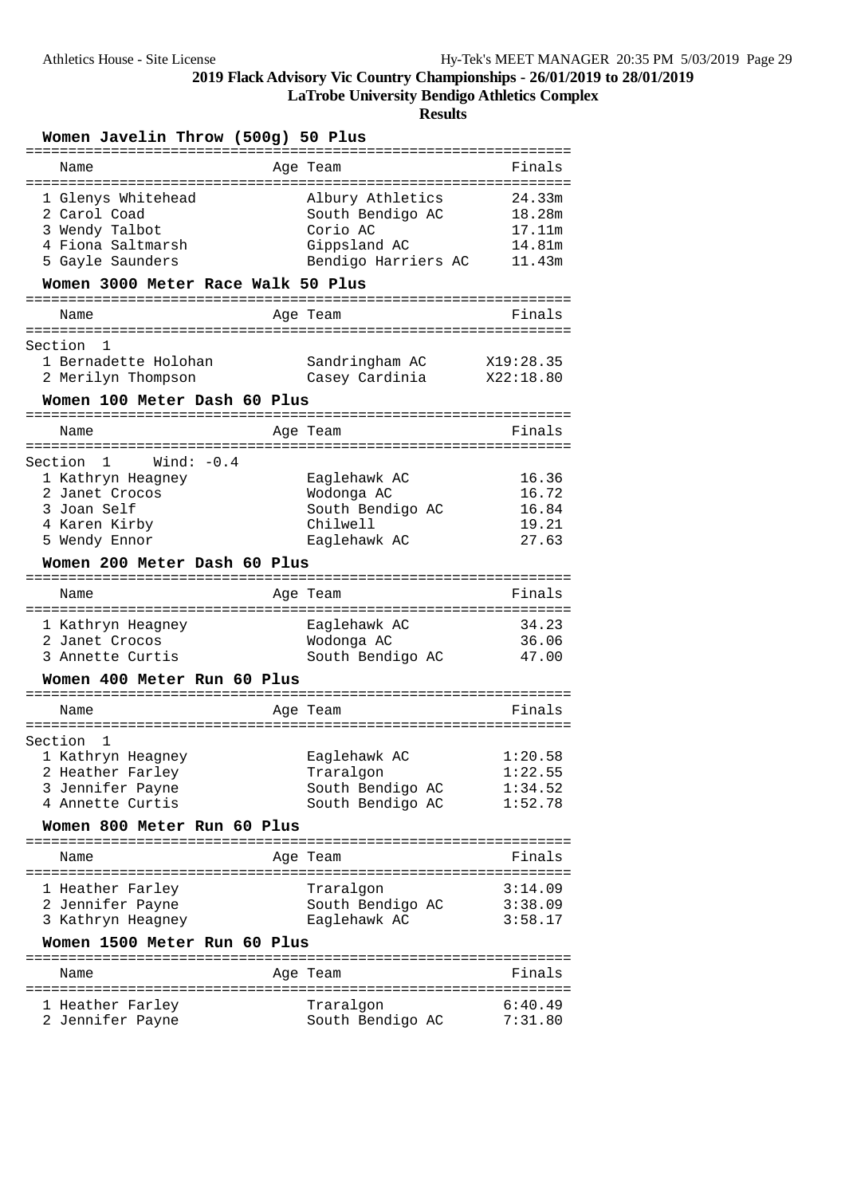# 2019 Flack Advisory Vic Country Championships - 26/01/2019 to 28/01/2019

## LaTrobe University Bendigo Athletics Complex

## Results

### Women Javelin Throw (500g) 50 Plus

| Name | Age | Team | Finals |
|---|---|---|---|
| 1 Glenys Whitehead | | Albury Athletics | 24.33m |
| 2 Carol Coad | | South Bendigo AC | 18.28m |
| 3 Wendy Talbot | | Corio AC | 17.11m |
| 4 Fiona Saltmarsh | | Gippsland AC | 14.81m |
| 5 Gayle Saunders | | Bendigo Harriers AC | 11.43m |

### Women 3000 Meter Race Walk 50 Plus

| Name | Age | Team | Finals |
|---|---|---|---|
| Section 1 | | | |
| 1 Bernadette Holohan | | Sandringham AC | X19:28.35 |
| 2 Merilyn Thompson | | Casey Cardinia | X22:18.80 |

### Women 100 Meter Dash 60 Plus

| Name | Age | Team | Finals |
|---|---|---|---|
| Section 1 Wind: -0.4 | | | |
| 1 Kathryn Heagney | | Eaglehawk AC | 16.36 |
| 2 Janet Crocos | | Wodonga AC | 16.72 |
| 3 Joan Self | | South Bendigo AC | 16.84 |
| 4 Karen Kirby | | Chilwell | 19.21 |
| 5 Wendy Ennor | | Eaglehawk AC | 27.63 |

### Women 200 Meter Dash 60 Plus

| Name | Age | Team | Finals |
|---|---|---|---|
| 1 Kathryn Heagney | | Eaglehawk AC | 34.23 |
| 2 Janet Crocos | | Wodonga AC | 36.06 |
| 3 Annette Curtis | | South Bendigo AC | 47.00 |

### Women 400 Meter Run 60 Plus

| Name | Age | Team | Finals |
|---|---|---|---|
| Section 1 | | | |
| 1 Kathryn Heagney | | Eaglehawk AC | 1:20.58 |
| 2 Heather Farley | | Traralgon | 1:22.55 |
| 3 Jennifer Payne | | South Bendigo AC | 1:34.52 |
| 4 Annette Curtis | | South Bendigo AC | 1:52.78 |

### Women 800 Meter Run 60 Plus

| Name | Age | Team | Finals |
|---|---|---|---|
| 1 Heather Farley | | Traralgon | 3:14.09 |
| 2 Jennifer Payne | | South Bendigo AC | 3:38.09 |
| 3 Kathryn Heagney | | Eaglehawk AC | 3:58.17 |

### Women 1500 Meter Run 60 Plus

| Name | Age | Team | Finals |
|---|---|---|---|
| 1 Heather Farley | | Traralgon | 6:40.49 |
| 2 Jennifer Payne | | South Bendigo AC | 7:31.80 |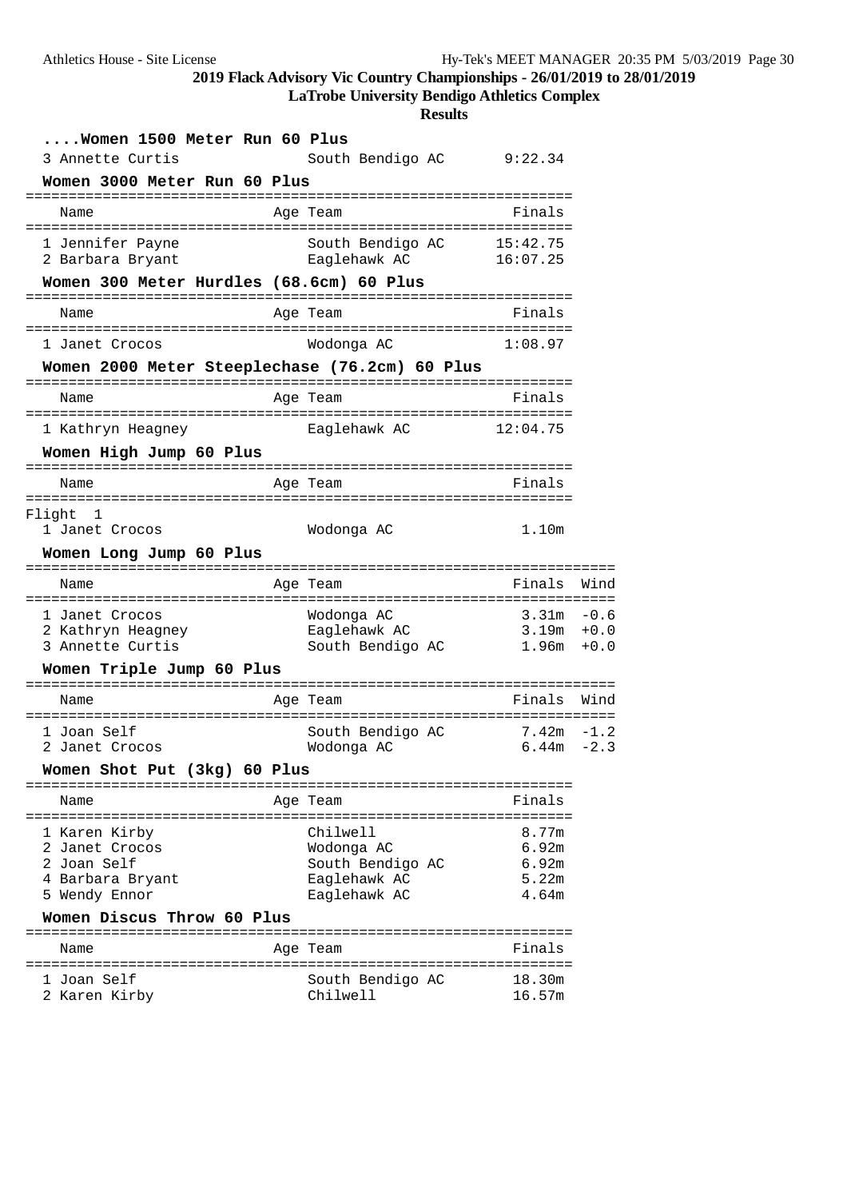## 2019 Flack Advisory Vic Country Championships - 26/01/2019 to 28/01/2019

### LaTrobe University Bendigo Athletics Complex

### Results

#### ....Women 1500 Meter Run 60 Plus

| Name | Age | Team | Finals |
|---|---|---|---|
| 3 Annette Curtis | | South Bendigo AC | 9:22.34 |

#### Women 3000 Meter Run 60 Plus

| Name | Age | Team | Finals |
|---|---|---|---|
| 1 Jennifer Payne | | South Bendigo AC | 15:42.75 |
| 2 Barbara Bryant | | Eaglehawk AC | 16:07.25 |

#### Women 300 Meter Hurdles (68.6cm) 60 Plus

| Name | Age | Team | Finals |
|---|---|---|---|
| 1 Janet Crocos | | Wodonga AC | 1:08.97 |

#### Women 2000 Meter Steeplechase (76.2cm) 60 Plus

| Name | Age | Team | Finals |
|---|---|---|---|
| 1 Kathryn Heagney | | Eaglehawk AC | 12:04.75 |

#### Women High Jump 60 Plus

| Name | Age | Team | Finals |
|---|---|---|---|
| Flight 1 | | | |
| 1 Janet Crocos | | Wodonga AC | 1.10m |

#### Women Long Jump 60 Plus

| Name | Age | Team | Finals | Wind |
|---|---|---|---|---|
| 1 Janet Crocos | | Wodonga AC | 3.31m | -0.6 |
| 2 Kathryn Heagney | | Eaglehawk AC | 3.19m | +0.0 |
| 3 Annette Curtis | | South Bendigo AC | 1.96m | +0.0 |

#### Women Triple Jump 60 Plus

| Name | Age | Team | Finals | Wind |
|---|---|---|---|---|
| 1 Joan Self | | South Bendigo AC | 7.42m | -1.2 |
| 2 Janet Crocos | | Wodonga AC | 6.44m | -2.3 |

#### Women Shot Put (3kg) 60 Plus

| Name | Age | Team | Finals |
|---|---|---|---|
| 1 Karen Kirby | | Chilwell | 8.77m |
| 2 Janet Crocos | | Wodonga AC | 6.92m |
| 2 Joan Self | | South Bendigo AC | 6.92m |
| 4 Barbara Bryant | | Eaglehawk AC | 5.22m |
| 5 Wendy Ennor | | Eaglehawk AC | 4.64m |

#### Women Discus Throw 60 Plus

| Name | Age | Team | Finals |
|---|---|---|---|
| 1 Joan Self | | South Bendigo AC | 18.30m |
| 2 Karen Kirby | | Chilwell | 16.57m |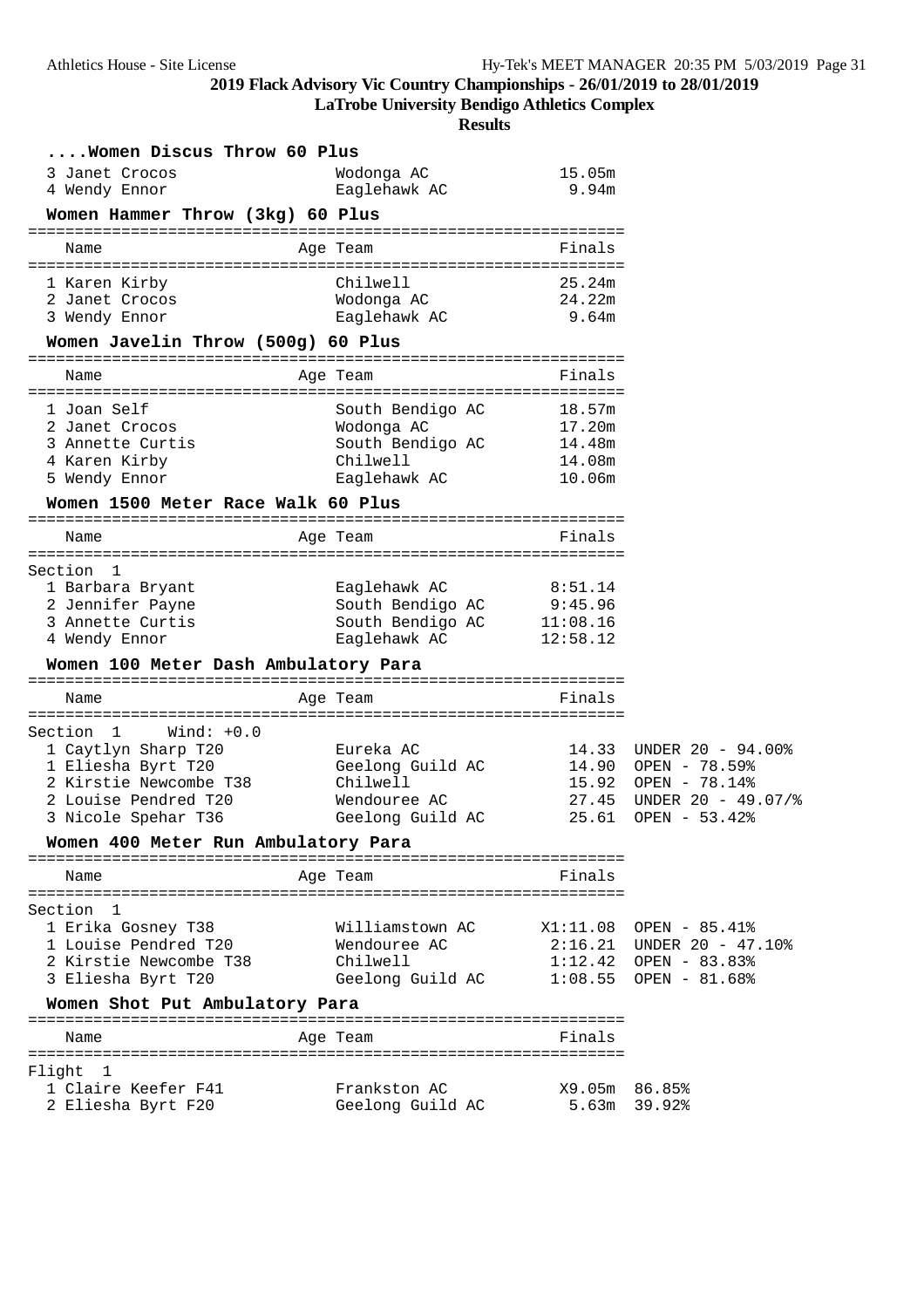## 2019 Flack Advisory Vic Country Championships - 26/01/2019 to 28/01/2019

### LaTrobe University Bendigo Athletics Complex

### Results

#### ....Women Discus Throw 60 Plus

| Name | Age Team | Finals |
|---|---|---|
| 3 Janet Crocos | Wodonga AC | 15.05m |
| 4 Wendy Ennor | Eaglehawk AC | 9.94m |

#### Women Hammer Throw (3kg) 60 Plus

| Name | Age Team | Finals |
|---|---|---|
| 1 Karen Kirby | Chilwell | 25.24m |
| 2 Janet Crocos | Wodonga AC | 24.22m |
| 3 Wendy Ennor | Eaglehawk AC | 9.64m |

#### Women Javelin Throw (500g) 60 Plus

| Name | Age Team | Finals |
|---|---|---|
| 1 Joan Self | South Bendigo AC | 18.57m |
| 2 Janet Crocos | Wodonga AC | 17.20m |
| 3 Annette Curtis | South Bendigo AC | 14.48m |
| 4 Karen Kirby | Chilwell | 14.08m |
| 5 Wendy Ennor | Eaglehawk AC | 10.06m |

#### Women 1500 Meter Race Walk 60 Plus

| Name | Age Team | Finals |
|---|---|---|
| Section 1 | | |
| 1 Barbara Bryant | Eaglehawk AC | 8:51.14 |
| 2 Jennifer Payne | South Bendigo AC | 9:45.96 |
| 3 Annette Curtis | South Bendigo AC | 11:08.16 |
| 4 Wendy Ennor | Eaglehawk AC | 12:58.12 |

#### Women 100 Meter Dash Ambulatory Para

| Name | Age Team | Finals | |
|---|---|---|---|
| Section 1 Wind: +0.0 | | | |
| 1 Caytlyn Sharp T20 | Eureka AC | 14.33 | UNDER 20 - 94.00% |
| 1 Eliesha Byrt T20 | Geelong Guild AC | 14.90 | OPEN - 78.59% |
| 2 Kirstie Newcombe T38 | Chilwell | 15.92 | OPEN - 78.14% |
| 2 Louise Pendred T20 | Wendouree AC | 27.45 | UNDER 20 - 49.07/% |
| 3 Nicole Spehar T36 | Geelong Guild AC | 25.61 | OPEN - 53.42% |

#### Women 400 Meter Run Ambulatory Para

| Name | Age Team | Finals | |
|---|---|---|---|
| Section 1 | | | |
| 1 Erika Gosney T38 | Williamstown AC | X1:11.08 | OPEN - 85.41% |
| 1 Louise Pendred T20 | Wendouree AC | 2:16.21 | UNDER 20 - 47.10% |
| 2 Kirstie Newcombe T38 | Chilwell | 1:12.42 | OPEN - 83.83% |
| 3 Eliesha Byrt T20 | Geelong Guild AC | 1:08.55 | OPEN - 81.68% |

#### Women Shot Put Ambulatory Para

| Name | Age Team | Finals | |
|---|---|---|---|
| Flight 1 | | | |
| 1 Claire Keefer F41 | Frankston AC | X9.05m | 86.85% |
| 2 Eliesha Byrt F20 | Geelong Guild AC | 5.63m | 39.92% |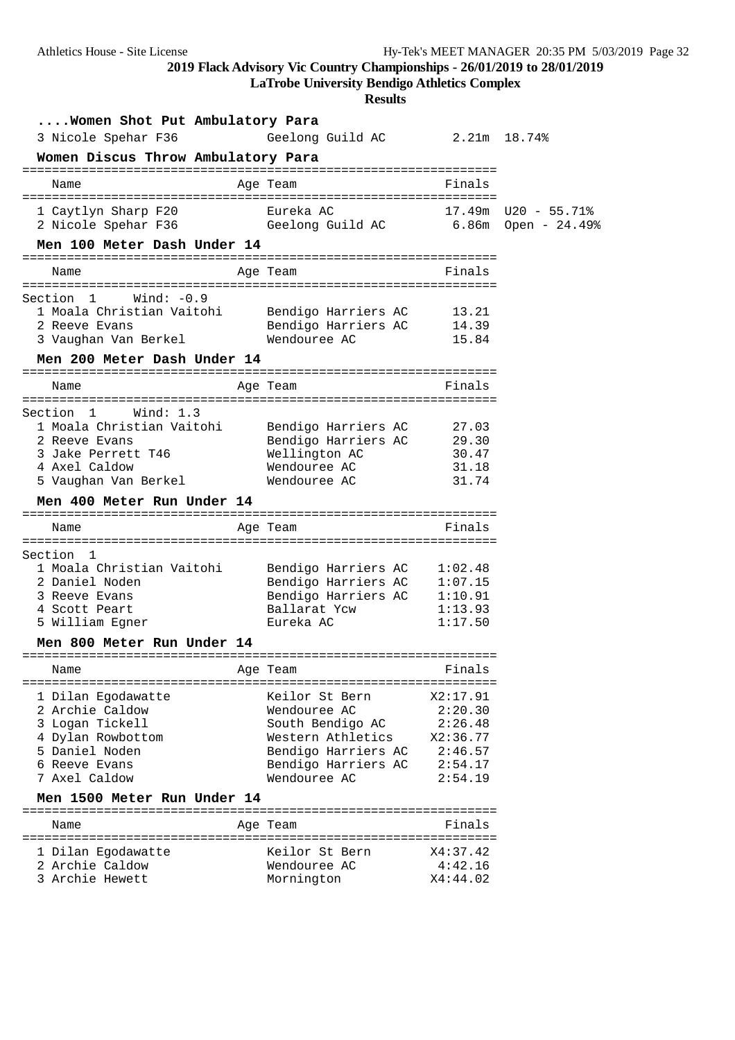# 2019 Flack Advisory Vic Country Championships - 26/01/2019 to 28/01/2019

## LaTrobe University Bendigo Athletics Complex

## Results

### ....Women Shot Put Ambulatory Para

| Name | Age | Team | Finals | |
|---|---|---|---|---|
| 3 Nicole Spehar F36 | | Geelong Guild AC | 2.21m | 18.74% |

### Women Discus Throw Ambulatory Para

| Name | Age | Team | Finals | |
|---|---|---|---|---|
| 1 Caytlyn Sharp F20 | | Eureka AC | 17.49m | U20 - 55.71% |
| 2 Nicole Spehar F36 | | Geelong Guild AC | 6.86m | Open - 24.49% |

### Men 100 Meter Dash Under 14

Section 1 Wind: -0.9

| Name | Age | Team | Finals |
|---|---|---|---|
| 1 Moala Christian Vaitohi | | Bendigo Harriers AC | 13.21 |
| 2 Reeve Evans | | Bendigo Harriers AC | 14.39 |
| 3 Vaughan Van Berkel | | Wendouree AC | 15.84 |

### Men 200 Meter Dash Under 14

Section 1 Wind: 1.3

| Name | Age | Team | Finals |
|---|---|---|---|
| 1 Moala Christian Vaitohi | | Bendigo Harriers AC | 27.03 |
| 2 Reeve Evans | | Bendigo Harriers AC | 29.30 |
| 3 Jake Perrett T46 | | Wellington AC | 30.47 |
| 4 Axel Caldow | | Wendouree AC | 31.18 |
| 5 Vaughan Van Berkel | | Wendouree AC | 31.74 |

### Men 400 Meter Run Under 14

Section 1

| Name | Age | Team | Finals |
|---|---|---|---|
| 1 Moala Christian Vaitohi | | Bendigo Harriers AC | 1:02.48 |
| 2 Daniel Noden | | Bendigo Harriers AC | 1:07.15 |
| 3 Reeve Evans | | Bendigo Harriers AC | 1:10.91 |
| 4 Scott Peart | | Ballarat Ycw | 1:13.93 |
| 5 William Egner | | Eureka AC | 1:17.50 |

### Men 800 Meter Run Under 14

| Name | Age | Team | Finals |
|---|---|---|---|
| 1 Dilan Egodawatte | | Keilor St Bern | X2:17.91 |
| 2 Archie Caldow | | Wendouree AC | 2:20.30 |
| 3 Logan Tickell | | South Bendigo AC | 2:26.48 |
| 4 Dylan Rowbottom | | Western Athletics | X2:36.77 |
| 5 Daniel Noden | | Bendigo Harriers AC | 2:46.57 |
| 6 Reeve Evans | | Bendigo Harriers AC | 2:54.17 |
| 7 Axel Caldow | | Wendouree AC | 2:54.19 |

### Men 1500 Meter Run Under 14

| Name | Age | Team | Finals |
|---|---|---|---|
| 1 Dilan Egodawatte | | Keilor St Bern | X4:37.42 |
| 2 Archie Caldow | | Wendouree AC | 4:42.16 |
| 3 Archie Hewett | | Mornington | X4:44.02 |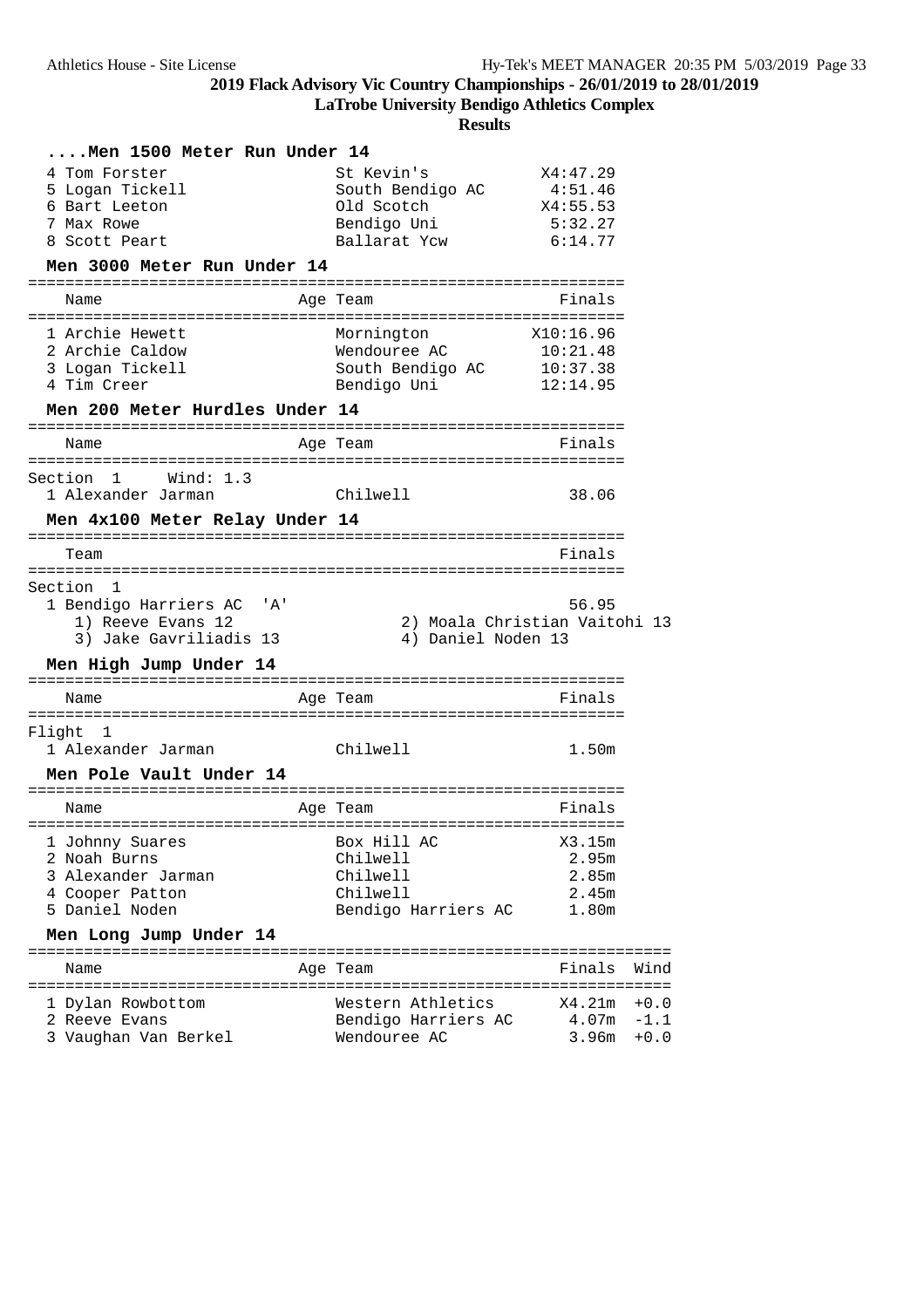## 2019 Flack Advisory Vic Country Championships - 26/01/2019 to 28/01/2019

**LaTrobe University Bendigo Athletics Complex**

**Results**

### ....Men 1500 Meter Run Under 14

| Place | Name | Age | Team | Finals |
|---|---|---|---|---|
| 4 | Tom Forster | | St Kevin's | X4:47.29 |
| 5 | Logan Tickell | | South Bendigo AC | 4:51.46 |
| 6 | Bart Leeton | | Old Scotch | X4:55.53 |
| 7 | Max Rowe | | Bendigo Uni | 5:32.27 |
| 8 | Scott Peart | | Ballarat Ycw | 6:14.77 |

### Men 3000 Meter Run Under 14

| Place | Name | Age | Team | Finals |
|---|---|---|---|---|
| 1 | Archie Hewett | | Mornington | X10:16.96 |
| 2 | Archie Caldow | | Wendouree AC | 10:21.48 |
| 3 | Logan Tickell | | South Bendigo AC | 10:37.38 |
| 4 | Tim Creer | | Bendigo Uni | 12:14.95 |

### Men 200 Meter Hurdles Under 14

Section 1 Wind: 1.3

| Place | Name | Age | Team | Finals |
|---|---|---|---|---|
| 1 | Alexander Jarman | | Chilwell | 38.06 |

### Men 4x100 Meter Relay Under 14

Section 1

| Place | Team | Finals |
|---|---|---|
| 1 | Bendigo Harriers AC 'A' | 56.95 |

1) Reeve Evans 12; 2) Moala Christian Vaitohi 13; 3) Jake Gavriliadis 13; 4) Daniel Noden 13

### Men High Jump Under 14

Flight 1

| Place | Name | Age | Team | Finals |
|---|---|---|---|---|
| 1 | Alexander Jarman | | Chilwell | 1.50m |

### Men Pole Vault Under 14

| Place | Name | Age | Team | Finals |
|---|---|---|---|---|
| 1 | Johnny Suares | | Box Hill AC | X3.15m |
| 2 | Noah Burns | | Chilwell | 2.95m |
| 3 | Alexander Jarman | | Chilwell | 2.85m |
| 4 | Cooper Patton | | Chilwell | 2.45m |
| 5 | Daniel Noden | | Bendigo Harriers AC | 1.80m |

### Men Long Jump Under 14

| Place | Name | Age | Team | Finals | Wind |
|---|---|---|---|---|---|
| 1 | Dylan Rowbottom | | Western Athletics | X4.21m | +0.0 |
| 2 | Reeve Evans | | Bendigo Harriers AC | 4.07m | -1.1 |
| 3 | Vaughan Van Berkel | | Wendouree AC | 3.96m | +0.0 |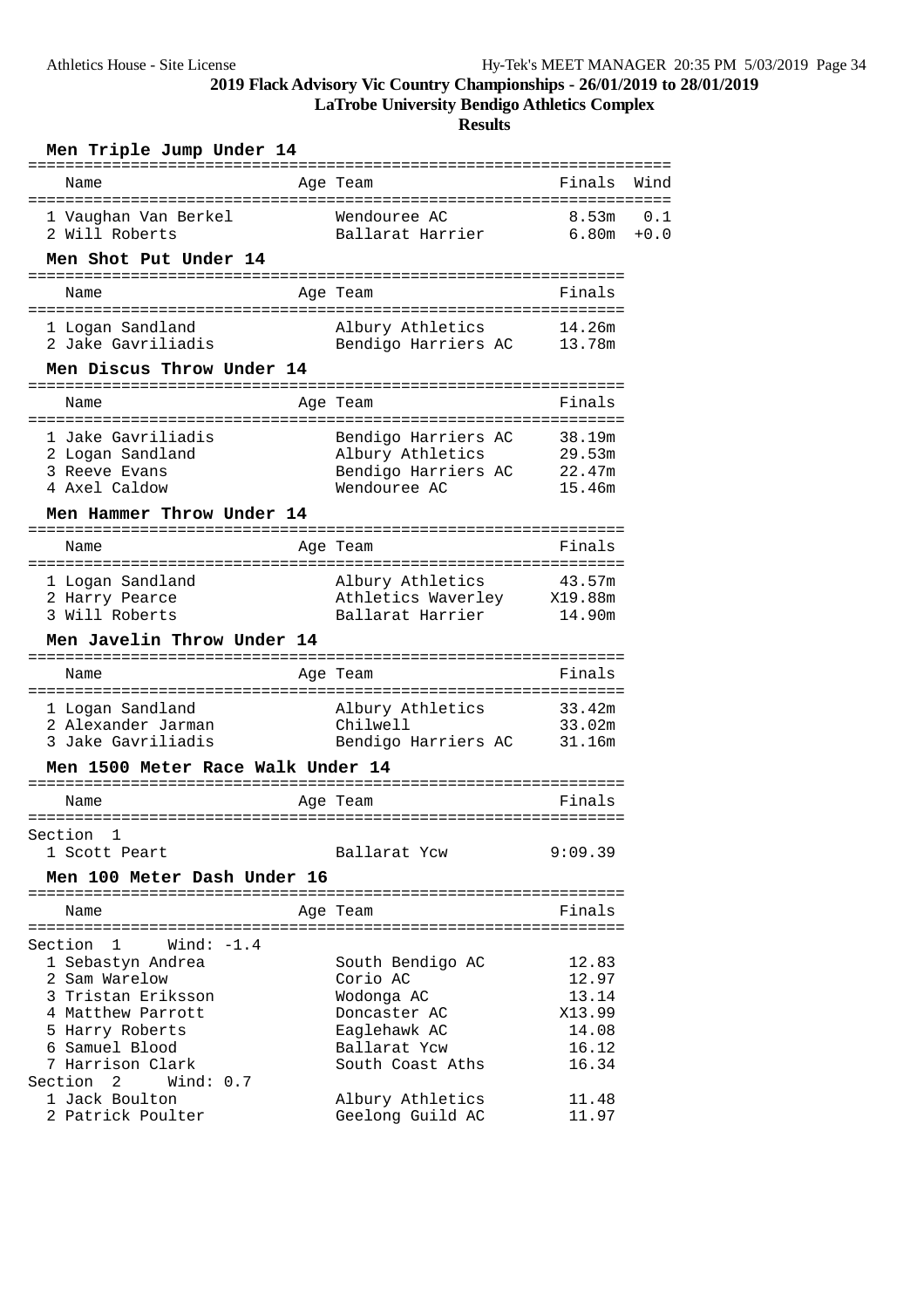# 2019 Flack Advisory Vic Country Championships - 26/01/2019 to 28/01/2019

## LaTrobe University Bendigo Athletics Complex

## Results

### Men Triple Jump Under 14

| Name | Age | Team | Finals | Wind |
|---|---|---|---|---|
| 1 Vaughan Van Berkel | | Wendouree AC | 8.53m | 0.1 |
| 2 Will Roberts | | Ballarat Harrier | 6.80m | +0.0 |

### Men Shot Put Under 14

| Name | Age | Team | Finals |
|---|---|---|---|
| 1 Logan Sandland | | Albury Athletics | 14.26m |
| 2 Jake Gavriliadis | | Bendigo Harriers AC | 13.78m |

### Men Discus Throw Under 14

| Name | Age | Team | Finals |
|---|---|---|---|
| 1 Jake Gavriliadis | | Bendigo Harriers AC | 38.19m |
| 2 Logan Sandland | | Albury Athletics | 29.53m |
| 3 Reeve Evans | | Bendigo Harriers AC | 22.47m |
| 4 Axel Caldow | | Wendouree AC | 15.46m |

### Men Hammer Throw Under 14

| Name | Age | Team | Finals |
|---|---|---|---|
| 1 Logan Sandland | | Albury Athletics | 43.57m |
| 2 Harry Pearce | | Athletics Waverley | X19.88m |
| 3 Will Roberts | | Ballarat Harrier | 14.90m |

### Men Javelin Throw Under 14

| Name | Age | Team | Finals |
|---|---|---|---|
| 1 Logan Sandland | | Albury Athletics | 33.42m |
| 2 Alexander Jarman | | Chilwell | 33.02m |
| 3 Jake Gavriliadis | | Bendigo Harriers AC | 31.16m |

### Men 1500 Meter Race Walk Under 14

| Name | Age | Team | Finals |
|---|---|---|---|
| **Section 1** | | | |
| 1 Scott Peart | | Ballarat Ycw | 9:09.39 |

### Men 100 Meter Dash Under 16

| Name | Age | Team | Finals |
|---|---|---|---|
| **Section 1 Wind: -1.4** | | | |
| 1 Sebastyn Andrea | | South Bendigo AC | 12.83 |
| 2 Sam Warelow | | Corio AC | 12.97 |
| 3 Tristan Eriksson | | Wodonga AC | 13.14 |
| 4 Matthew Parrott | | Doncaster AC | X13.99 |
| 5 Harry Roberts | | Eaglehawk AC | 14.08 |
| 6 Samuel Blood | | Ballarat Ycw | 16.12 |
| 7 Harrison Clark | | South Coast Aths | 16.34 |
| **Section 2 Wind: 0.7** | | | |
| 1 Jack Boulton | | Albury Athletics | 11.48 |
| 2 Patrick Poulter | | Geelong Guild AC | 11.97 |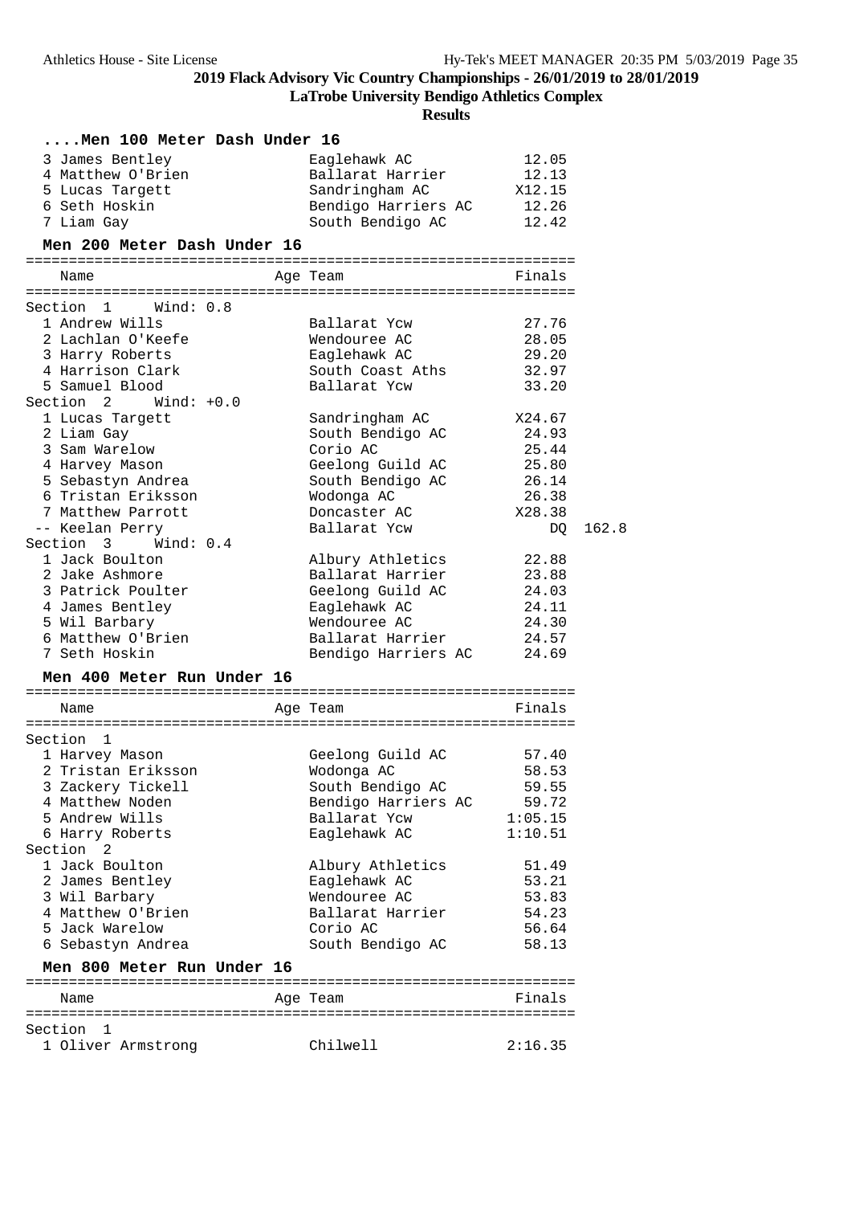# 2019 Flack Advisory Vic Country Championships - 26/01/2019 to 28/01/2019

## LaTrobe University Bendigo Athletics Complex

## Results

### ....Men 100 Meter Dash Under 16

| Place | Name | Age | Team | Finals |
|---|---|---|---|---|
| 3 | James Bentley | | Eaglehawk AC | 12.05 |
| 4 | Matthew O'Brien | | Ballarat Harrier | 12.13 |
| 5 | Lucas Targett | | Sandringham AC | X12.15 |
| 6 | Seth Hoskin | | Bendigo Harriers AC | 12.26 |
| 7 | Liam Gay | | South Bendigo AC | 12.42 |

### Men 200 Meter Dash Under 16

| Place | Name | Age | Team | Finals | |
|---|---|---|---|---|---|
| **Section 1 Wind: 0.8** | | | | | |
| 1 | Andrew Wills | | Ballarat Ycw | 27.76 | |
| 2 | Lachlan O'Keefe | | Wendouree AC | 28.05 | |
| 3 | Harry Roberts | | Eaglehawk AC | 29.20 | |
| 4 | Harrison Clark | | South Coast Aths | 32.97 | |
| 5 | Samuel Blood | | Ballarat Ycw | 33.20 | |
| **Section 2 Wind: +0.0** | | | | | |
| 1 | Lucas Targett | | Sandringham AC | X24.67 | |
| 2 | Liam Gay | | South Bendigo AC | 24.93 | |
| 3 | Sam Warelow | | Corio AC | 25.44 | |
| 4 | Harvey Mason | | Geelong Guild AC | 25.80 | |
| 5 | Sebastyn Andrea | | South Bendigo AC | 26.14 | |
| 6 | Tristan Eriksson | | Wodonga AC | 26.38 | |
| 7 | Matthew Parrott | | Doncaster AC | X28.38 | |
| -- | Keelan Perry | | Ballarat Ycw | DQ | 162.8 |
| **Section 3 Wind: 0.4** | | | | | |
| 1 | Jack Boulton | | Albury Athletics | 22.88 | |
| 2 | Jake Ashmore | | Ballarat Harrier | 23.88 | |
| 3 | Patrick Poulter | | Geelong Guild AC | 24.03 | |
| 4 | James Bentley | | Eaglehawk AC | 24.11 | |
| 5 | Wil Barbary | | Wendouree AC | 24.30 | |
| 6 | Matthew O'Brien | | Ballarat Harrier | 24.57 | |
| 7 | Seth Hoskin | | Bendigo Harriers AC | 24.69 | |

### Men 400 Meter Run Under 16

| Place | Name | Age | Team | Finals |
|---|---|---|---|---|
| **Section 1** | | | | |
| 1 | Harvey Mason | | Geelong Guild AC | 57.40 |
| 2 | Tristan Eriksson | | Wodonga AC | 58.53 |
| 3 | Zackery Tickell | | South Bendigo AC | 59.55 |
| 4 | Matthew Noden | | Bendigo Harriers AC | 59.72 |
| 5 | Andrew Wills | | Ballarat Ycw | 1:05.15 |
| 6 | Harry Roberts | | Eaglehawk AC | 1:10.51 |
| **Section 2** | | | | |
| 1 | Jack Boulton | | Albury Athletics | 51.49 |
| 2 | James Bentley | | Eaglehawk AC | 53.21 |
| 3 | Wil Barbary | | Wendouree AC | 53.83 |
| 4 | Matthew O'Brien | | Ballarat Harrier | 54.23 |
| 5 | Jack Warelow | | Corio AC | 56.64 |
| 6 | Sebastyn Andrea | | South Bendigo AC | 58.13 |

### Men 800 Meter Run Under 16

| Place | Name | Age | Team | Finals |
|---|---|---|---|---|
| **Section 1** | | | | |
| 1 | Oliver Armstrong | | Chilwell | 2:16.35 |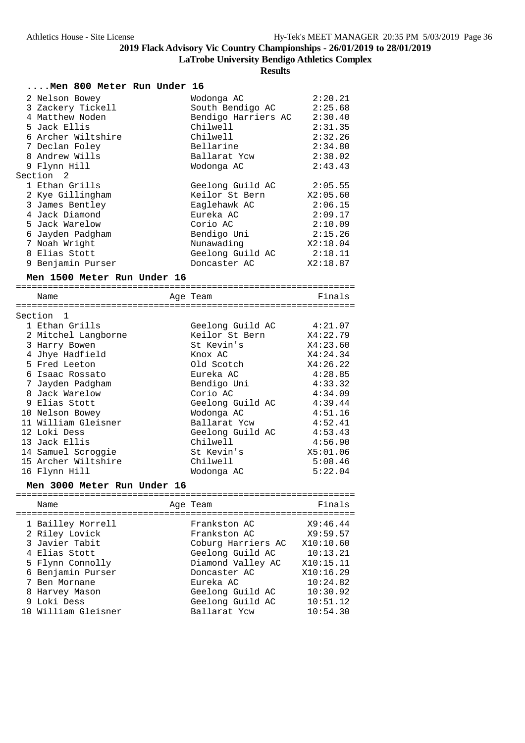## 2019 Flack Advisory Vic Country Championships - 26/01/2019 to 28/01/2019

**LaTrobe University Bendigo Athletics Complex**

**Results**

### ....Men 800 Meter Run Under 16

| Place | Name | Team | Finals |
|---|---|---|---|
| 2 | Nelson Bowey | Wodonga AC | 2:20.21 |
| 3 | Zackery Tickell | South Bendigo AC | 2:25.68 |
| 4 | Matthew Noden | Bendigo Harriers AC | 2:30.40 |
| 5 | Jack Ellis | Chilwell | 2:31.35 |
| 6 | Archer Wiltshire | Chilwell | 2:32.26 |
| 7 | Declan Foley | Bellarine | 2:34.80 |
| 8 | Andrew Wills | Ballarat Ycw | 2:38.02 |
| 9 | Flynn Hill | Wodonga AC | 2:43.43 |
| **Section 2** | | | |
| 1 | Ethan Grills | Geelong Guild AC | 2:05.55 |
| 2 | Kye Gillingham | Keilor St Bern | X2:05.60 |
| 3 | James Bentley | Eaglehawk AC | 2:06.15 |
| 4 | Jack Diamond | Eureka AC | 2:09.17 |
| 5 | Jack Warelow | Corio AC | 2:10.09 |
| 6 | Jayden Padgham | Bendigo Uni | 2:15.26 |
| 7 | Noah Wright | Nunawading | X2:18.04 |
| 8 | Elias Stott | Geelong Guild AC | 2:18.11 |
| 9 | Benjamin Purser | Doncaster AC | X2:18.87 |

### Men 1500 Meter Run Under 16

| Place | Name | Age | Team | Finals |
|---|---|---|---|---|
| **Section 1** | | | | |
| 1 | Ethan Grills | | Geelong Guild AC | 4:21.07 |
| 2 | Mitchel Langborne | | Keilor St Bern | X4:22.79 |
| 3 | Harry Bowen | | St Kevin's | X4:23.60 |
| 4 | Jhye Hadfield | | Knox AC | X4:24.34 |
| 5 | Fred Leeton | | Old Scotch | X4:26.22 |
| 6 | Isaac Rossato | | Eureka AC | 4:28.85 |
| 7 | Jayden Padgham | | Bendigo Uni | 4:33.32 |
| 8 | Jack Warelow | | Corio AC | 4:34.09 |
| 9 | Elias Stott | | Geelong Guild AC | 4:39.44 |
| 10 | Nelson Bowey | | Wodonga AC | 4:51.16 |
| 11 | William Gleisner | | Ballarat Ycw | 4:52.41 |
| 12 | Loki Dess | | Geelong Guild AC | 4:53.43 |
| 13 | Jack Ellis | | Chilwell | 4:56.90 |
| 14 | Samuel Scroggie | | St Kevin's | X5:01.06 |
| 15 | Archer Wiltshire | | Chilwell | 5:08.46 |
| 16 | Flynn Hill | | Wodonga AC | 5:22.04 |

### Men 3000 Meter Run Under 16

| Place | Name | Age | Team | Finals |
|---|---|---|---|---|
| 1 | Bailley Morrell | | Frankston AC | X9:46.44 |
| 2 | Riley Lovick | | Frankston AC | X9:59.57 |
| 3 | Javier Tabit | | Coburg Harriers AC | X10:10.60 |
| 4 | Elias Stott | | Geelong Guild AC | 10:13.21 |
| 5 | Flynn Connolly | | Diamond Valley AC | X10:15.11 |
| 6 | Benjamin Purser | | Doncaster AC | X10:16.29 |
| 7 | Ben Mornane | | Eureka AC | 10:24.82 |
| 8 | Harvey Mason | | Geelong Guild AC | 10:30.92 |
| 9 | Loki Dess | | Geelong Guild AC | 10:51.12 |
| 10 | William Gleisner | | Ballarat Ycw | 10:54.30 |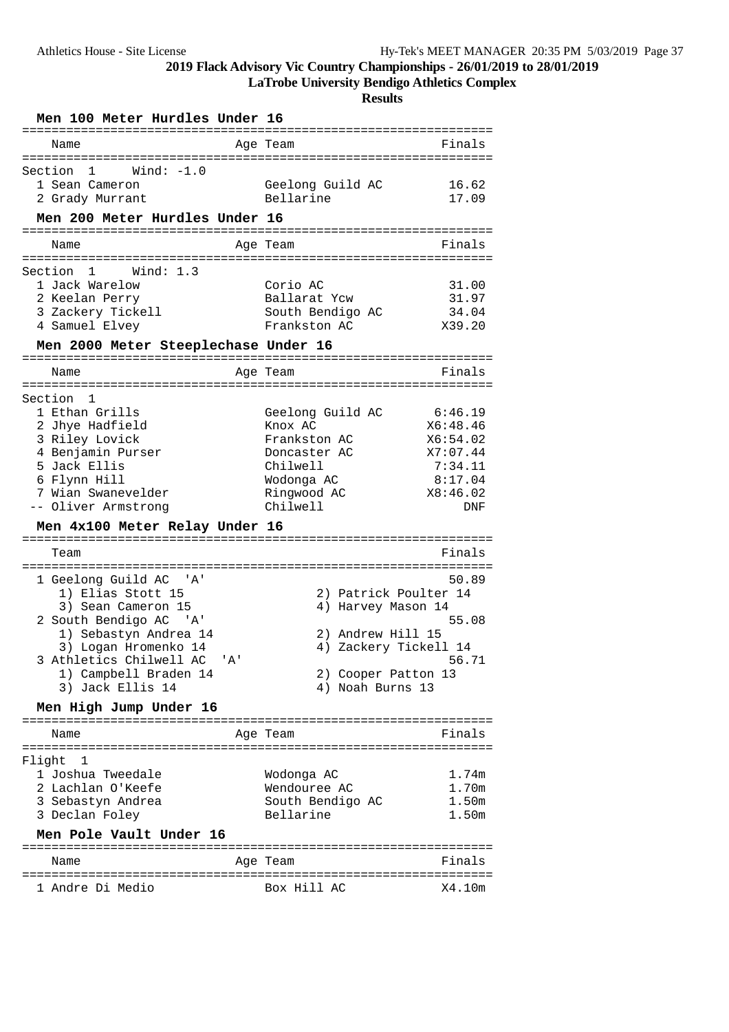## 2019 Flack Advisory Vic Country Championships - 26/01/2019 to 28/01/2019

**LaTrobe University Bendigo Athletics Complex**

**Results**

### Men 100 Meter Hurdles Under 16

Section 1 Wind: -1.0

| Place | Name | Age | Team | Finals |
|---|---|---|---|---|
| 1 | Sean Cameron | | Geelong Guild AC | 16.62 |
| 2 | Grady Murrant | | Bellarine | 17.09 |

### Men 200 Meter Hurdles Under 16

Section 1 Wind: 1.3

| Place | Name | Age | Team | Finals |
|---|---|---|---|---|
| 1 | Jack Warelow | | Corio AC | 31.00 |
| 2 | Keelan Perry | | Ballarat Ycw | 31.97 |
| 3 | Zackery Tickell | | South Bendigo AC | 34.04 |
| 4 | Samuel Elvey | | Frankston AC | X39.20 |

### Men 2000 Meter Steeplechase Under 16

Section 1

| Place | Name | Age | Team | Finals |
|---|---|---|---|---|
| 1 | Ethan Grills | | Geelong Guild AC | 6:46.19 |
| 2 | Jhye Hadfield | | Knox AC | X6:48.46 |
| 3 | Riley Lovick | | Frankston AC | X6:54.02 |
| 4 | Benjamin Purser | | Doncaster AC | X7:07.44 |
| 5 | Jack Ellis | | Chilwell | 7:34.11 |
| 6 | Flynn Hill | | Wodonga AC | 8:17.04 |
| 7 | Wian Swanevelder | | Ringwood AC | X8:46.02 |
| -- | Oliver Armstrong | | Chilwell | DNF |

### Men 4x100 Meter Relay Under 16

| Place | Team | Finals |
|---|---|---|
| 1 | Geelong Guild AC 'A' | 50.89 |
| | 1) Elias Stott 15; 2) Patrick Poulter 14; 3) Sean Cameron 15; 4) Harvey Mason 14 | |
| 2 | South Bendigo AC 'A' | 55.08 |
| | 1) Sebastyn Andrea 14; 2) Andrew Hill 15; 3) Logan Hromenko 14; 4) Zackery Tickell 14 | |
| 3 | Athletics Chilwell AC 'A' | 56.71 |
| | 1) Campbell Braden 14; 2) Cooper Patton 13; 3) Jack Ellis 14; 4) Noah Burns 13 | |

### Men High Jump Under 16

Flight 1

| Place | Name | Age | Team | Finals |
|---|---|---|---|---|
| 1 | Joshua Tweedale | | Wodonga AC | 1.74m |
| 2 | Lachlan O'Keefe | | Wendouree AC | 1.70m |
| 3 | Sebastyn Andrea | | South Bendigo AC | 1.50m |
| 3 | Declan Foley | | Bellarine | 1.50m |

### Men Pole Vault Under 16

| Place | Name | Age | Team | Finals |
|---|---|---|---|---|
| 1 | Andre Di Medio | | Box Hill AC | X4.10m |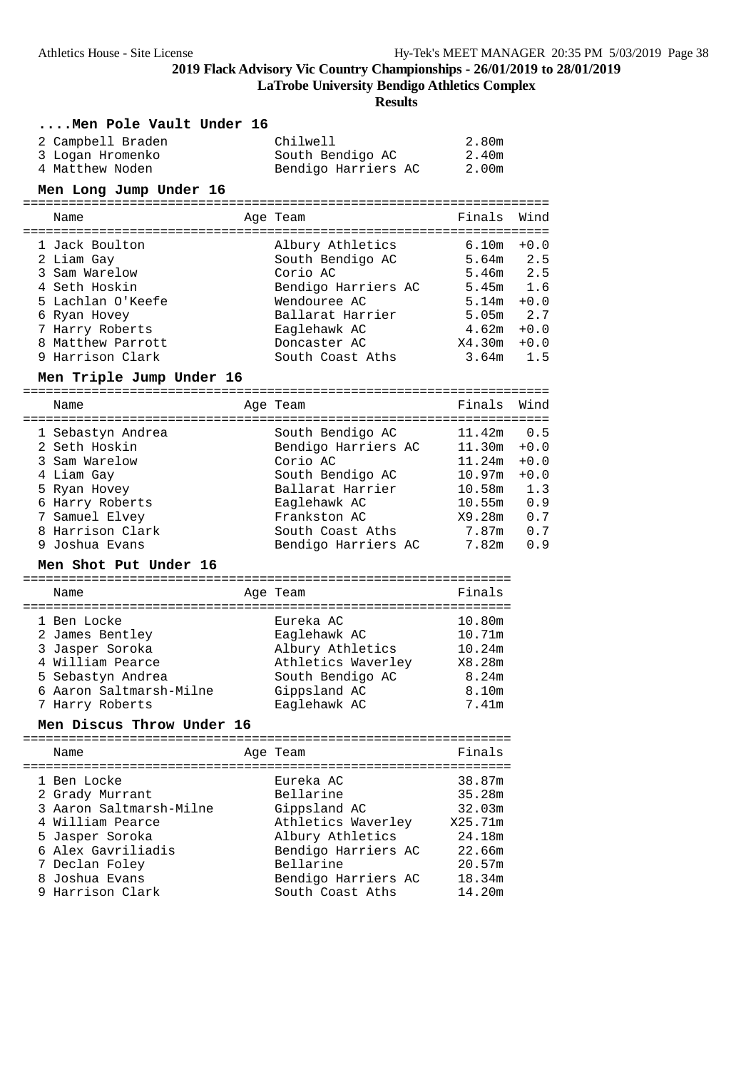## 2019 Flack Advisory Vic Country Championships - 26/01/2019 to 28/01/2019

### LaTrobe University Bendigo Athletics Complex

### Results

#### ....Men Pole Vault Under 16

| Place | Name | Age | Team | Finals |
|---|---|---|---|---|
| 2 | Campbell Braden | | Chilwell | 2.80m |
| 3 | Logan Hromenko | | South Bendigo AC | 2.40m |
| 4 | Matthew Noden | | Bendigo Harriers AC | 2.00m |

#### Men Long Jump Under 16

| Place | Name | Age | Team | Finals | Wind |
|---|---|---|---|---|---|
| 1 | Jack Boulton | | Albury Athletics | 6.10m | +0.0 |
| 2 | Liam Gay | | South Bendigo AC | 5.64m | 2.5 |
| 3 | Sam Warelow | | Corio AC | 5.46m | 2.5 |
| 4 | Seth Hoskin | | Bendigo Harriers AC | 5.45m | 1.6 |
| 5 | Lachlan O'Keefe | | Wendouree AC | 5.14m | +0.0 |
| 6 | Ryan Hovey | | Ballarat Harrier | 5.05m | 2.7 |
| 7 | Harry Roberts | | Eaglehawk AC | 4.62m | +0.0 |
| 8 | Matthew Parrott | | Doncaster AC | X4.30m | +0.0 |
| 9 | Harrison Clark | | South Coast Aths | 3.64m | 1.5 |

#### Men Triple Jump Under 16

| Place | Name | Age | Team | Finals | Wind |
|---|---|---|---|---|---|
| 1 | Sebastyn Andrea | | South Bendigo AC | 11.42m | 0.5 |
| 2 | Seth Hoskin | | Bendigo Harriers AC | 11.30m | +0.0 |
| 3 | Sam Warelow | | Corio AC | 11.24m | +0.0 |
| 4 | Liam Gay | | South Bendigo AC | 10.97m | +0.0 |
| 5 | Ryan Hovey | | Ballarat Harrier | 10.58m | 1.3 |
| 6 | Harry Roberts | | Eaglehawk AC | 10.55m | 0.9 |
| 7 | Samuel Elvey | | Frankston AC | X9.28m | 0.7 |
| 8 | Harrison Clark | | South Coast Aths | 7.87m | 0.7 |
| 9 | Joshua Evans | | Bendigo Harriers AC | 7.82m | 0.9 |

#### Men Shot Put Under 16

| Place | Name | Age | Team | Finals |
|---|---|---|---|---|
| 1 | Ben Locke | | Eureka AC | 10.80m |
| 2 | James Bentley | | Eaglehawk AC | 10.71m |
| 3 | Jasper Soroka | | Albury Athletics | 10.24m |
| 4 | William Pearce | | Athletics Waverley | X8.28m |
| 5 | Sebastyn Andrea | | South Bendigo AC | 8.24m |
| 6 | Aaron Saltmarsh-Milne | | Gippsland AC | 8.10m |
| 7 | Harry Roberts | | Eaglehawk AC | 7.41m |

#### Men Discus Throw Under 16

| Place | Name | Age | Team | Finals |
|---|---|---|---|---|
| 1 | Ben Locke | | Eureka AC | 38.87m |
| 2 | Grady Murrant | | Bellarine | 35.28m |
| 3 | Aaron Saltmarsh-Milne | | Gippsland AC | 32.03m |
| 4 | William Pearce | | Athletics Waverley | X25.71m |
| 5 | Jasper Soroka | | Albury Athletics | 24.18m |
| 6 | Alex Gavriliadis | | Bendigo Harriers AC | 22.66m |
| 7 | Declan Foley | | Bellarine | 20.57m |
| 8 | Joshua Evans | | Bendigo Harriers AC | 18.34m |
| 9 | Harrison Clark | | South Coast Aths | 14.20m |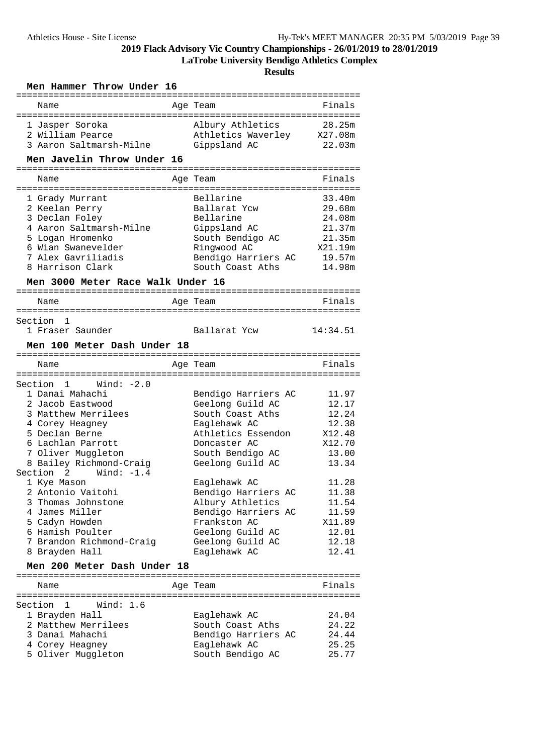## 2019 Flack Advisory Vic Country Championships - 26/01/2019 to 28/01/2019

### LaTrobe University Bendigo Athletics Complex

### Results

#### Men Hammer Throw Under 16

| | Name | Age | Team | Finals |
|---|---|---|---|---|
| 1 | Jasper Soroka | | Albury Athletics | 28.25m |
| 2 | William Pearce | | Athletics Waverley | X27.08m |
| 3 | Aaron Saltmarsh-Milne | | Gippsland AC | 22.03m |

#### Men Javelin Throw Under 16

| | Name | Age | Team | Finals |
|---|---|---|---|---|
| 1 | Grady Murrant | | Bellarine | 33.40m |
| 2 | Keelan Perry | | Ballarat Ycw | 29.68m |
| 3 | Declan Foley | | Bellarine | 24.08m |
| 4 | Aaron Saltmarsh-Milne | | Gippsland AC | 21.37m |
| 5 | Logan Hromenko | | South Bendigo AC | 21.35m |
| 6 | Wian Swanevelder | | Ringwood AC | X21.19m |
| 7 | Alex Gavriliadis | | Bendigo Harriers AC | 19.57m |
| 8 | Harrison Clark | | South Coast Aths | 14.98m |

#### Men 3000 Meter Race Walk Under 16

| | Name | Age | Team | Finals |
|---|---|---|---|---|
| Section 1 | | | | |
| 1 | Fraser Saunder | | Ballarat Ycw | 14:34.51 |

#### Men 100 Meter Dash Under 18

| | Name | Age | Team | Finals |
|---|---|---|---|---|
| Section 1 | Wind: -2.0 | | | |
| 1 | Danai Mahachi | | Bendigo Harriers AC | 11.97 |
| 2 | Jacob Eastwood | | Geelong Guild AC | 12.17 |
| 3 | Matthew Merrilees | | South Coast Aths | 12.24 |
| 4 | Corey Heagney | | Eaglehawk AC | 12.38 |
| 5 | Declan Berne | | Athletics Essendon | X12.48 |
| 6 | Lachlan Parrott | | Doncaster AC | X12.70 |
| 7 | Oliver Muggleton | | South Bendigo AC | 13.00 |
| 8 | Bailey Richmond-Craig | | Geelong Guild AC | 13.34 |
| Section 2 | Wind: -1.4 | | | |
| 1 | Kye Mason | | Eaglehawk AC | 11.28 |
| 2 | Antonio Vaitohi | | Bendigo Harriers AC | 11.38 |
| 3 | Thomas Johnstone | | Albury Athletics | 11.54 |
| 4 | James Miller | | Bendigo Harriers AC | 11.59 |
| 5 | Cadyn Howden | | Frankston AC | X11.89 |
| 6 | Hamish Poulter | | Geelong Guild AC | 12.01 |
| 7 | Brandon Richmond-Craig | | Geelong Guild AC | 12.18 |
| 8 | Brayden Hall | | Eaglehawk AC | 12.41 |

#### Men 200 Meter Dash Under 18

| | Name | Age | Team | Finals |
|---|---|---|---|---|
| Section 1 | Wind: 1.6 | | | |
| 1 | Brayden Hall | | Eaglehawk AC | 24.04 |
| 2 | Matthew Merrilees | | South Coast Aths | 24.22 |
| 3 | Danai Mahachi | | Bendigo Harriers AC | 24.44 |
| 4 | Corey Heagney | | Eaglehawk AC | 25.25 |
| 5 | Oliver Muggleton | | South Bendigo AC | 25.77 |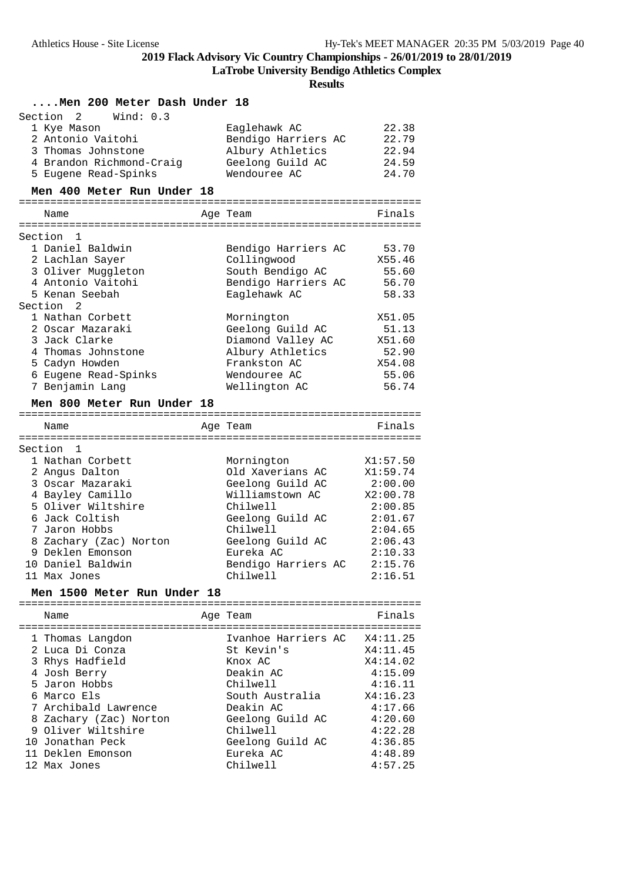# 2019 Flack Advisory Vic Country Championships - 26/01/2019 to 28/01/2019

**LaTrobe University Bendigo Athletics Complex**

**Results**

### ....Men 200 Meter Dash Under 18

Section 2 Wind: 0.3

| Place | Name | Age | Team | Finals |
|---|---|---|---|---|
| 1 | Kye Mason | | Eaglehawk AC | 22.38 |
| 2 | Antonio Vaitohi | | Bendigo Harriers AC | 22.79 |
| 3 | Thomas Johnstone | | Albury Athletics | 22.94 |
| 4 | Brandon Richmond-Craig | | Geelong Guild AC | 24.59 |
| 5 | Eugene Read-Spinks | | Wendouree AC | 24.70 |

### Men 400 Meter Run Under 18

| Place | Name | Age | Team | Finals |
|---|---|---|---|---|
| **Section 1** | | | | |
| 1 | Daniel Baldwin | | Bendigo Harriers AC | 53.70 |
| 2 | Lachlan Sayer | | Collingwood | X55.46 |
| 3 | Oliver Muggleton | | South Bendigo AC | 55.60 |
| 4 | Antonio Vaitohi | | Bendigo Harriers AC | 56.70 |
| 5 | Kenan Seebah | | Eaglehawk AC | 58.33 |
| **Section 2** | | | | |
| 1 | Nathan Corbett | | Mornington | X51.05 |
| 2 | Oscar Mazaraki | | Geelong Guild AC | 51.13 |
| 3 | Jack Clarke | | Diamond Valley AC | X51.60 |
| 4 | Thomas Johnstone | | Albury Athletics | 52.90 |
| 5 | Cadyn Howden | | Frankston AC | X54.08 |
| 6 | Eugene Read-Spinks | | Wendouree AC | 55.06 |
| 7 | Benjamin Lang | | Wellington AC | 56.74 |

### Men 800 Meter Run Under 18

| Place | Name | Age | Team | Finals |
|---|---|---|---|---|
| **Section 1** | | | | |
| 1 | Nathan Corbett | | Mornington | X1:57.50 |
| 2 | Angus Dalton | | Old Xaverians AC | X1:59.74 |
| 3 | Oscar Mazaraki | | Geelong Guild AC | 2:00.00 |
| 4 | Bayley Camillo | | Williamstown AC | X2:00.78 |
| 5 | Oliver Wiltshire | | Chilwell | 2:00.85 |
| 6 | Jack Coltish | | Geelong Guild AC | 2:01.67 |
| 7 | Jaron Hobbs | | Chilwell | 2:04.65 |
| 8 | Zachary (Zac) Norton | | Geelong Guild AC | 2:06.43 |
| 9 | Deklen Emonson | | Eureka AC | 2:10.33 |
| 10 | Daniel Baldwin | | Bendigo Harriers AC | 2:15.76 |
| 11 | Max Jones | | Chilwell | 2:16.51 |

### Men 1500 Meter Run Under 18

| Place | Name | Age | Team | Finals |
|---|---|---|---|---|
| 1 | Thomas Langdon | | Ivanhoe Harriers AC | X4:11.25 |
| 2 | Luca Di Conza | | St Kevin's | X4:11.45 |
| 3 | Rhys Hadfield | | Knox AC | X4:14.02 |
| 4 | Josh Berry | | Deakin AC | 4:15.09 |
| 5 | Jaron Hobbs | | Chilwell | 4:16.11 |
| 6 | Marco Els | | South Australia | X4:16.23 |
| 7 | Archibald Lawrence | | Deakin AC | 4:17.66 |
| 8 | Zachary (Zac) Norton | | Geelong Guild AC | 4:20.60 |
| 9 | Oliver Wiltshire | | Chilwell | 4:22.28 |
| 10 | Jonathan Peck | | Geelong Guild AC | 4:36.85 |
| 11 | Deklen Emonson | | Eureka AC | 4:48.89 |
| 12 | Max Jones | | Chilwell | 4:57.25 |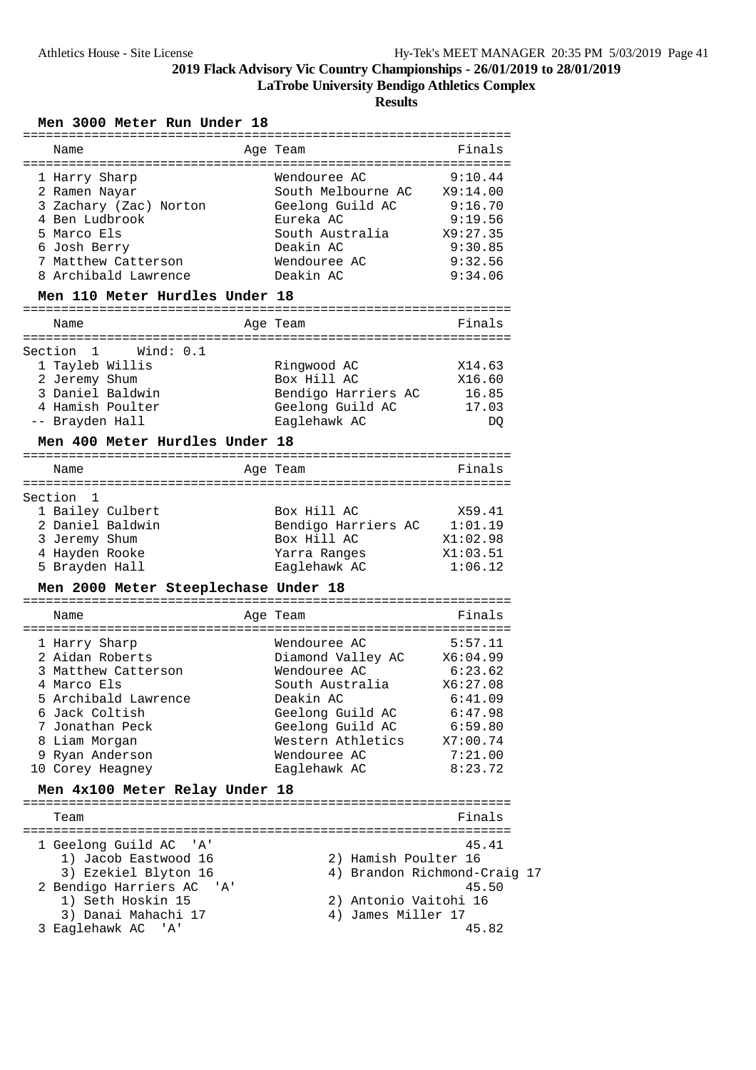2019 Flack Advisory Vic Country Championships - 26/01/2019 to 28/01/2019

LaTrobe University Bendigo Athletics Complex

**Results**

### Men 3000 Meter Run Under 18

| | Name | Age | Team | Finals |
|---|---|---|---|---|
| 1 | Harry Sharp | | Wendouree AC | 9:10.44 |
| 2 | Ramen Nayar | | South Melbourne AC | X9:14.00 |
| 3 | Zachary (Zac) Norton | | Geelong Guild AC | 9:16.70 |
| 4 | Ben Ludbrook | | Eureka AC | 9:19.56 |
| 5 | Marco Els | | South Australia | X9:27.35 |
| 6 | Josh Berry | | Deakin AC | 9:30.85 |
| 7 | Matthew Catterson | | Wendouree AC | 9:32.56 |
| 8 | Archibald Lawrence | | Deakin AC | 9:34.06 |

### Men 110 Meter Hurdles Under 18

Section 1 Wind: 0.1

| | Name | Age | Team | Finals |
|---|---|---|---|---|
| 1 | Tayleb Willis | | Ringwood AC | X14.63 |
| 2 | Jeremy Shum | | Box Hill AC | X16.60 |
| 3 | Daniel Baldwin | | Bendigo Harriers AC | 16.85 |
| 4 | Hamish Poulter | | Geelong Guild AC | 17.03 |
| -- | Brayden Hall | | Eaglehawk AC | DQ |

### Men 400 Meter Hurdles Under 18

Section 1

| | Name | Age | Team | Finals |
|---|---|---|---|---|
| 1 | Bailey Culbert | | Box Hill AC | X59.41 |
| 2 | Daniel Baldwin | | Bendigo Harriers AC | 1:01.19 |
| 3 | Jeremy Shum | | Box Hill AC | X1:02.98 |
| 4 | Hayden Rooke | | Yarra Ranges | X1:03.51 |
| 5 | Brayden Hall | | Eaglehawk AC | 1:06.12 |

### Men 2000 Meter Steeplechase Under 18

| | Name | Age | Team | Finals |
|---|---|---|---|---|
| 1 | Harry Sharp | | Wendouree AC | 5:57.11 |
| 2 | Aidan Roberts | | Diamond Valley AC | X6:04.99 |
| 3 | Matthew Catterson | | Wendouree AC | 6:23.62 |
| 4 | Marco Els | | South Australia | X6:27.08 |
| 5 | Archibald Lawrence | | Deakin AC | 6:41.09 |
| 6 | Jack Coltish | | Geelong Guild AC | 6:47.98 |
| 7 | Jonathan Peck | | Geelong Guild AC | 6:59.80 |
| 8 | Liam Morgan | | Western Athletics | X7:00.74 |
| 9 | Ryan Anderson | | Wendouree AC | 7:21.00 |
| 10 | Corey Heagney | | Eaglehawk AC | 8:23.72 |

### Men 4x100 Meter Relay Under 18

| | Team | Finals |
|---|---|---|
| 1 | Geelong Guild AC 'A' | 45.41 |
| | 1) Jacob Eastwood 16; 2) Hamish Poulter 16; 3) Ezekiel Blyton 16; 4) Brandon Richmond-Craig 17 | |
| 2 | Bendigo Harriers AC 'A' | 45.50 |
| | 1) Seth Hoskin 15; 2) Antonio Vaitohi 16; 3) Danai Mahachi 17; 4) James Miller 17 | |
| 3 | Eaglehawk AC 'A' | 45.82 |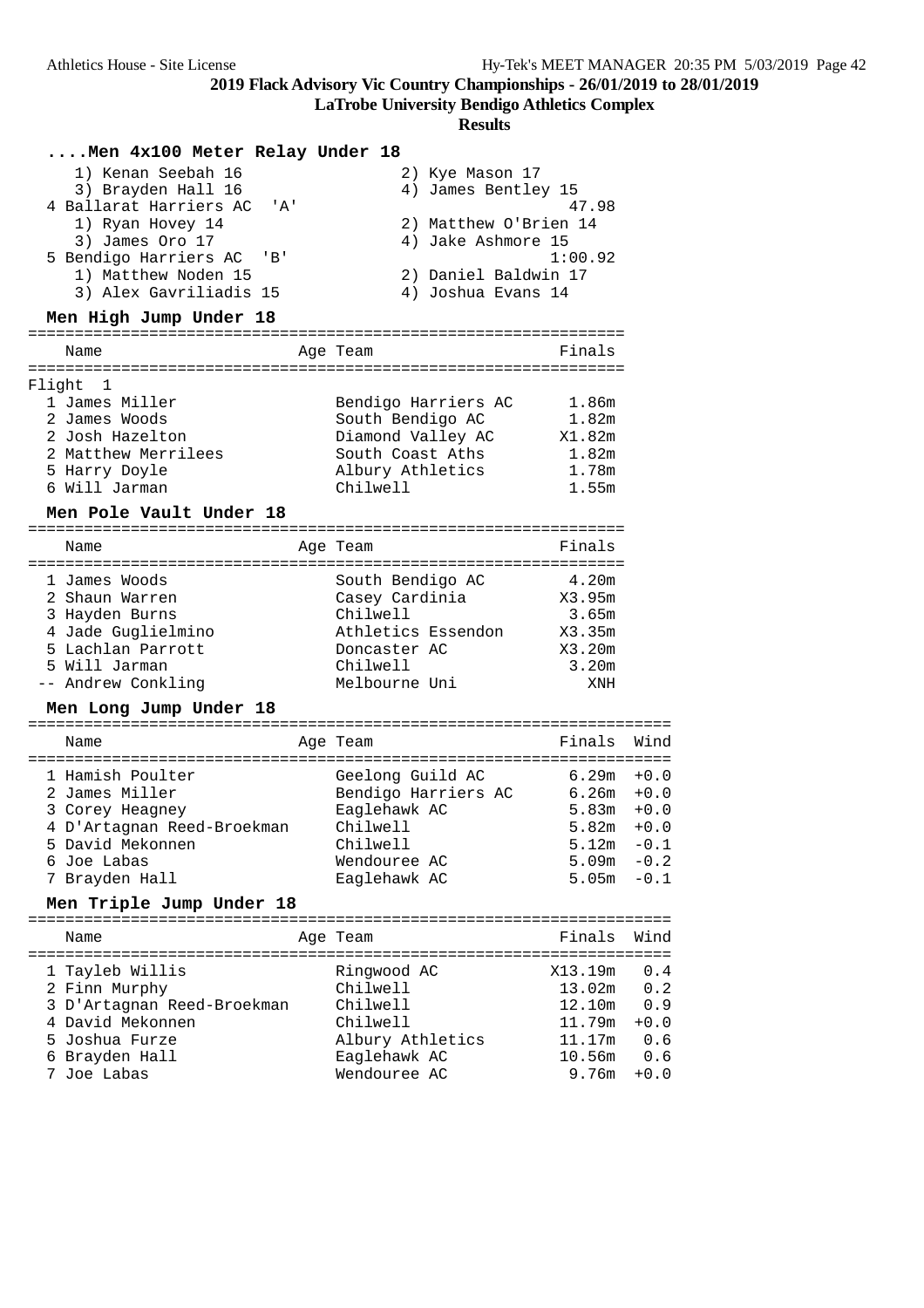**2019 Flack Advisory Vic Country Championships - 26/01/2019 to 28/01/2019**

**LaTrobe University Bendigo Athletics Complex**

**Results**

### ....Men 4x100 Meter Relay Under 18

1) Kenan Seebah 16    2) Kye Mason 17
3) Brayden Hall 16    4) James Bentley 15

4 Ballarat Harriers AC 'A' — 47.98
1) Ryan Hovey 14    2) Matthew O'Brien 14
3) James Oro 17    4) Jake Ashmore 15

5 Bendigo Harriers AC 'B' — 1:00.92
1) Matthew Noden 15    2) Daniel Baldwin 17
3) Alex Gavriliadis 15    4) Joshua Evans 14

### Men High Jump Under 18

| | Name | Age | Team | Finals |
|---|---|---|---|---|
| Flight 1 | | | | |
| 1 | James Miller | | Bendigo Harriers AC | 1.86m |
| 2 | James Woods | | South Bendigo AC | 1.82m |
| 2 | Josh Hazelton | | Diamond Valley AC | X1.82m |
| 2 | Matthew Merrilees | | South Coast Aths | 1.82m |
| 5 | Harry Doyle | | Albury Athletics | 1.78m |
| 6 | Will Jarman | | Chilwell | 1.55m |

### Men Pole Vault Under 18

| | Name | Age | Team | Finals |
|---|---|---|---|---|
| 1 | James Woods | | South Bendigo AC | 4.20m |
| 2 | Shaun Warren | | Casey Cardinia | X3.95m |
| 3 | Hayden Burns | | Chilwell | 3.65m |
| 4 | Jade Guglielmino | | Athletics Essendon | X3.35m |
| 5 | Lachlan Parrott | | Doncaster AC | X3.20m |
| 5 | Will Jarman | | Chilwell | 3.20m |
| -- | Andrew Conkling | | Melbourne Uni | XNH |

### Men Long Jump Under 18

| | Name | Age | Team | Finals | Wind |
|---|---|---|---|---|---|
| 1 | Hamish Poulter | | Geelong Guild AC | 6.29m | +0.0 |
| 2 | James Miller | | Bendigo Harriers AC | 6.26m | +0.0 |
| 3 | Corey Heagney | | Eaglehawk AC | 5.83m | +0.0 |
| 4 | D'Artagnan Reed-Broekman | | Chilwell | 5.82m | +0.0 |
| 5 | David Mekonnen | | Chilwell | 5.12m | -0.1 |
| 6 | Joe Labas | | Wendouree AC | 5.09m | -0.2 |
| 7 | Brayden Hall | | Eaglehawk AC | 5.05m | -0.1 |

### Men Triple Jump Under 18

| | Name | Age | Team | Finals | Wind |
|---|---|---|---|---|---|
| 1 | Tayleb Willis | | Ringwood AC | X13.19m | 0.4 |
| 2 | Finn Murphy | | Chilwell | 13.02m | 0.2 |
| 3 | D'Artagnan Reed-Broekman | | Chilwell | 12.10m | 0.9 |
| 4 | David Mekonnen | | Chilwell | 11.79m | +0.0 |
| 5 | Joshua Furze | | Albury Athletics | 11.17m | 0.6 |
| 6 | Brayden Hall | | Eaglehawk AC | 10.56m | 0.6 |
| 7 | Joe Labas | | Wendouree AC | 9.76m | +0.0 |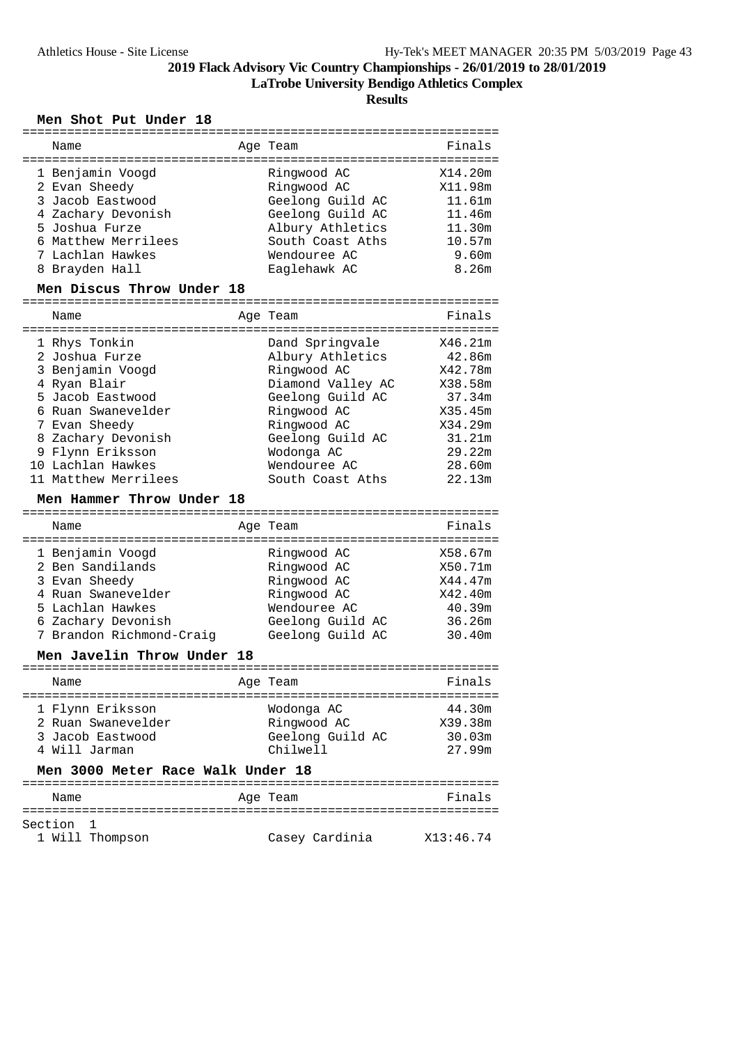# 2019 Flack Advisory Vic Country Championships - 26/01/2019 to 28/01/2019

## LaTrobe University Bendigo Athletics Complex

### Results

### Men Shot Put Under 18

| | Name | Age | Team | Finals |
|---|---|---|---|---|
| 1 | Benjamin Voogd | | Ringwood AC | X14.20m |
| 2 | Evan Sheedy | | Ringwood AC | X11.98m |
| 3 | Jacob Eastwood | | Geelong Guild AC | 11.61m |
| 4 | Zachary Devonish | | Geelong Guild AC | 11.46m |
| 5 | Joshua Furze | | Albury Athletics | 11.30m |
| 6 | Matthew Merrilees | | South Coast Aths | 10.57m |
| 7 | Lachlan Hawkes | | Wendouree AC | 9.60m |
| 8 | Brayden Hall | | Eaglehawk AC | 8.26m |

### Men Discus Throw Under 18

| | Name | Age | Team | Finals |
|---|---|---|---|---|
| 1 | Rhys Tonkin | | Dand Springvale | X46.21m |
| 2 | Joshua Furze | | Albury Athletics | 42.86m |
| 3 | Benjamin Voogd | | Ringwood AC | X42.78m |
| 4 | Ryan Blair | | Diamond Valley AC | X38.58m |
| 5 | Jacob Eastwood | | Geelong Guild AC | 37.34m |
| 6 | Ruan Swanevelder | | Ringwood AC | X35.45m |
| 7 | Evan Sheedy | | Ringwood AC | X34.29m |
| 8 | Zachary Devonish | | Geelong Guild AC | 31.21m |
| 9 | Flynn Eriksson | | Wodonga AC | 29.22m |
| 10 | Lachlan Hawkes | | Wendouree AC | 28.60m |
| 11 | Matthew Merrilees | | South Coast Aths | 22.13m |

### Men Hammer Throw Under 18

| | Name | Age | Team | Finals |
|---|---|---|---|---|
| 1 | Benjamin Voogd | | Ringwood AC | X58.67m |
| 2 | Ben Sandilands | | Ringwood AC | X50.71m |
| 3 | Evan Sheedy | | Ringwood AC | X44.47m |
| 4 | Ruan Swanevelder | | Ringwood AC | X42.40m |
| 5 | Lachlan Hawkes | | Wendouree AC | 40.39m |
| 6 | Zachary Devonish | | Geelong Guild AC | 36.26m |
| 7 | Brandon Richmond-Craig | | Geelong Guild AC | 30.40m |

### Men Javelin Throw Under 18

| | Name | Age | Team | Finals |
|---|---|---|---|---|
| 1 | Flynn Eriksson | | Wodonga AC | 44.30m |
| 2 | Ruan Swanevelder | | Ringwood AC | X39.38m |
| 3 | Jacob Eastwood | | Geelong Guild AC | 30.03m |
| 4 | Will Jarman | | Chilwell | 27.99m |

### Men 3000 Meter Race Walk Under 18

Section 1

| | Name | Age | Team | Finals |
|---|---|---|---|---|
| 1 | Will Thompson | | Casey Cardinia | X13:46.74 |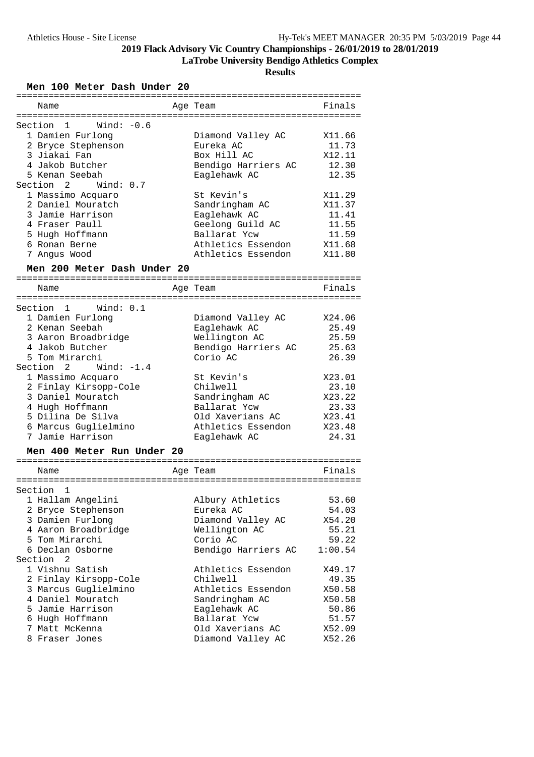## 2019 Flack Advisory Vic Country Championships - 26/01/2019 to 28/01/2019

**LaTrobe University Bendigo Athletics Complex**

**Results**

### Men 100 Meter Dash Under 20

| Name | Age | Team | Finals |
|---|---|---|---|
| **Section 1 Wind: -0.6** | | | |
| 1 Damien Furlong | | Diamond Valley AC | X11.66 |
| 2 Bryce Stephenson | | Eureka AC | 11.73 |
| 3 Jiakai Fan | | Box Hill AC | X12.11 |
| 4 Jakob Butcher | | Bendigo Harriers AC | 12.30 |
| 5 Kenan Seebah | | Eaglehawk AC | 12.35 |
| **Section 2 Wind: 0.7** | | | |
| 1 Massimo Acquaro | | St Kevin's | X11.29 |
| 2 Daniel Mouratch | | Sandringham AC | X11.37 |
| 3 Jamie Harrison | | Eaglehawk AC | 11.41 |
| 4 Fraser Paull | | Geelong Guild AC | 11.55 |
| 5 Hugh Hoffmann | | Ballarat Ycw | 11.59 |
| 6 Ronan Berne | | Athletics Essendon | X11.68 |
| 7 Angus Wood | | Athletics Essendon | X11.80 |

### Men 200 Meter Dash Under 20

| Name | Age | Team | Finals |
|---|---|---|---|
| **Section 1 Wind: 0.1** | | | |
| 1 Damien Furlong | | Diamond Valley AC | X24.06 |
| 2 Kenan Seebah | | Eaglehawk AC | 25.49 |
| 3 Aaron Broadbridge | | Wellington AC | 25.59 |
| 4 Jakob Butcher | | Bendigo Harriers AC | 25.63 |
| 5 Tom Mirarchi | | Corio AC | 26.39 |
| **Section 2 Wind: -1.4** | | | |
| 1 Massimo Acquaro | | St Kevin's | X23.01 |
| 2 Finlay Kirsopp-Cole | | Chilwell | 23.10 |
| 3 Daniel Mouratch | | Sandringham AC | X23.22 |
| 4 Hugh Hoffmann | | Ballarat Ycw | 23.33 |
| 5 Dilina De Silva | | Old Xaverians AC | X23.41 |
| 6 Marcus Guglielmino | | Athletics Essendon | X23.48 |
| 7 Jamie Harrison | | Eaglehawk AC | 24.31 |

### Men 400 Meter Run Under 20

| Name | Age | Team | Finals |
|---|---|---|---|
| **Section 1** | | | |
| 1 Hallam Angelini | | Albury Athletics | 53.60 |
| 2 Bryce Stephenson | | Eureka AC | 54.03 |
| 3 Damien Furlong | | Diamond Valley AC | X54.20 |
| 4 Aaron Broadbridge | | Wellington AC | 55.21 |
| 5 Tom Mirarchi | | Corio AC | 59.22 |
| 6 Declan Osborne | | Bendigo Harriers AC | 1:00.54 |
| **Section 2** | | | |
| 1 Vishnu Satish | | Athletics Essendon | X49.17 |
| 2 Finlay Kirsopp-Cole | | Chilwell | 49.35 |
| 3 Marcus Guglielmino | | Athletics Essendon | X50.58 |
| 4 Daniel Mouratch | | Sandringham AC | X50.58 |
| 5 Jamie Harrison | | Eaglehawk AC | 50.86 |
| 6 Hugh Hoffmann | | Ballarat Ycw | 51.57 |
| 7 Matt McKenna | | Old Xaverians AC | X52.09 |
| 8 Fraser Jones | | Diamond Valley AC | X52.26 |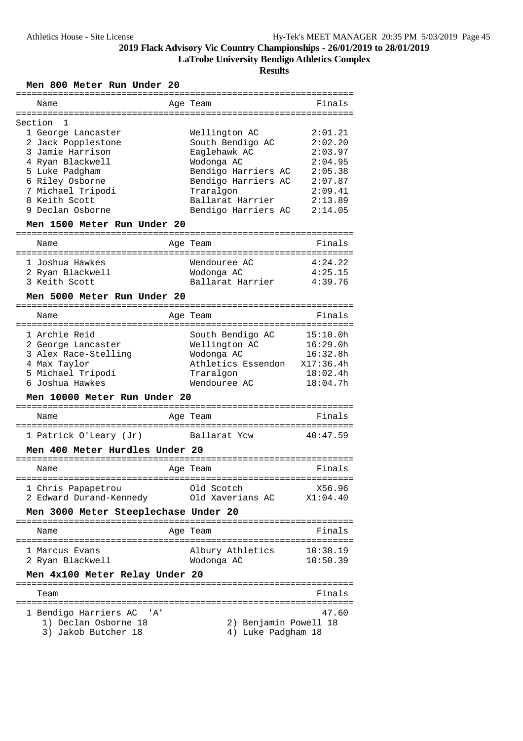# 2019 Flack Advisory Vic Country Championships - 26/01/2019 to 28/01/2019

## LaTrobe University Bendigo Athletics Complex

### Results

#### Men 800 Meter Run Under 20

Section 1

| | Name | Age | Team | Finals |
|---|---|---|---|---|
| 1 | George Lancaster | | Wellington AC | 2:01.21 |
| 2 | Jack Popplestone | | South Bendigo AC | 2:02.20 |
| 3 | Jamie Harrison | | Eaglehawk AC | 2:03.97 |
| 4 | Ryan Blackwell | | Wodonga AC | 2:04.95 |
| 5 | Luke Padgham | | Bendigo Harriers AC | 2:05.38 |
| 6 | Riley Osborne | | Bendigo Harriers AC | 2:07.87 |
| 7 | Michael Tripodi | | Traralgon | 2:09.41 |
| 8 | Keith Scott | | Ballarat Harrier | 2:13.89 |
| 9 | Declan Osborne | | Bendigo Harriers AC | 2:14.05 |

#### Men 1500 Meter Run Under 20

| | Name | Age | Team | Finals |
|---|---|---|---|---|
| 1 | Joshua Hawkes | | Wendouree AC | 4:24.22 |
| 2 | Ryan Blackwell | | Wodonga AC | 4:25.15 |
| 3 | Keith Scott | | Ballarat Harrier | 4:39.76 |

#### Men 5000 Meter Run Under 20

| | Name | Age | Team | Finals |
|---|---|---|---|---|
| 1 | Archie Reid | | South Bendigo AC | 15:10.0h |
| 2 | George Lancaster | | Wellington AC | 16:29.0h |
| 3 | Alex Race-Stelling | | Wodonga AC | 16:32.8h |
| 4 | Max Taylor | | Athletics Essendon | X17:36.4h |
| 5 | Michael Tripodi | | Traralgon | 18:02.4h |
| 6 | Joshua Hawkes | | Wendouree AC | 18:04.7h |

#### Men 10000 Meter Run Under 20

| | Name | Age | Team | Finals |
|---|---|---|---|---|
| 1 | Patrick O'Leary (Jr) | | Ballarat Ycw | 40:47.59 |

#### Men 400 Meter Hurdles Under 20

| | Name | Age | Team | Finals |
|---|---|---|---|---|
| 1 | Chris Papapetrou | | Old Scotch | X56.96 |
| 2 | Edward Durand-Kennedy | | Old Xaverians AC | X1:04.40 |

#### Men 3000 Meter Steeplechase Under 20

| | Name | Age | Team | Finals |
|---|---|---|---|---|
| 1 | Marcus Evans | | Albury Athletics | 10:38.19 |
| 2 | Ryan Blackwell | | Wodonga AC | 10:50.39 |

#### Men 4x100 Meter Relay Under 20

| | Team | Finals |
|---|---|---|
| 1 | Bendigo Harriers AC 'A' | 47.60 |

1) Declan Osborne 18 &nbsp;&nbsp; 2) Benjamin Powell 18
3) Jakob Butcher 18 &nbsp;&nbsp; 4) Luke Padgham 18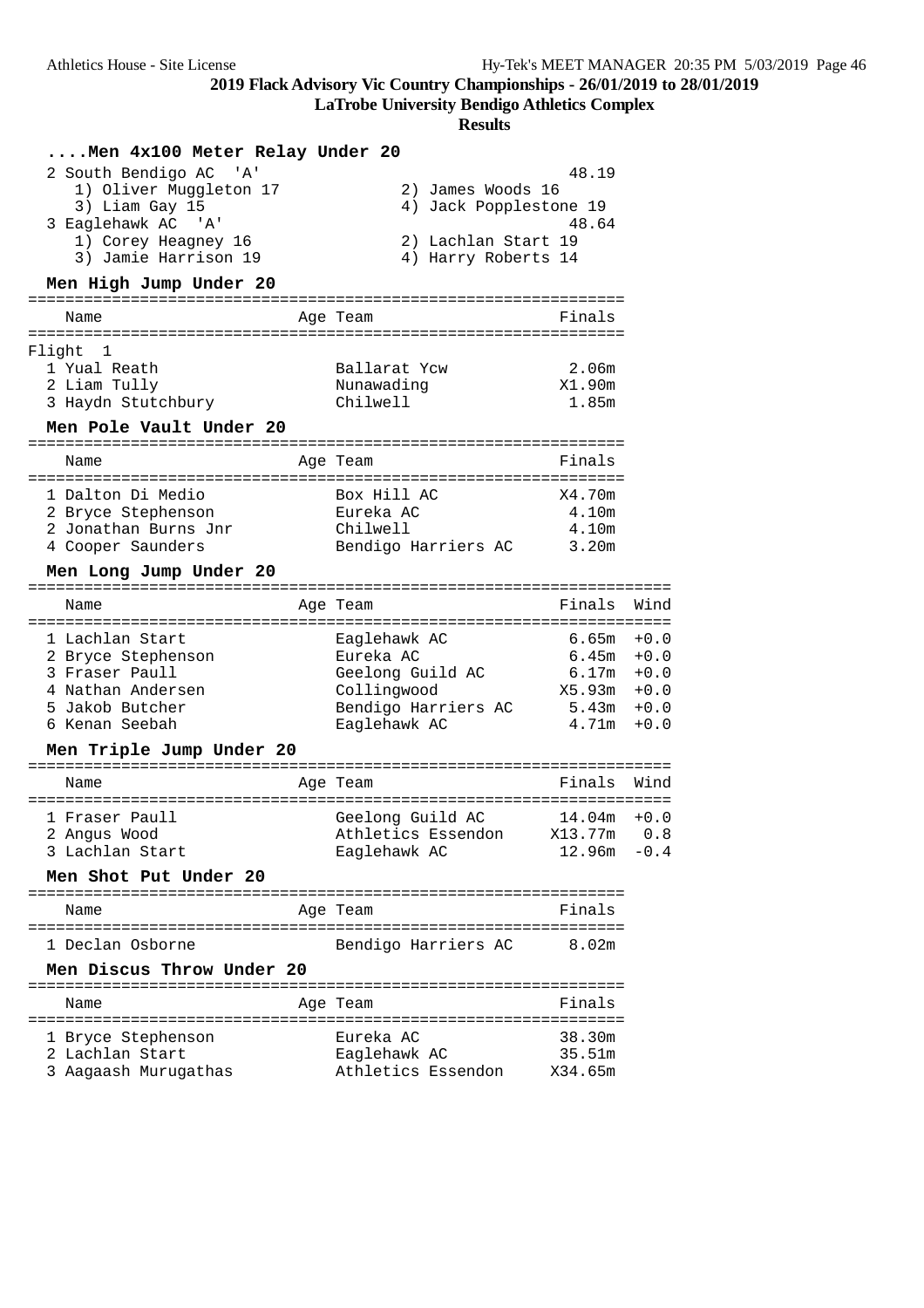## 2019 Flack Advisory Vic Country Championships - 26/01/2019 to 28/01/2019

**LaTrobe University Bendigo Athletics Complex**

**Results**

### ....Men 4x100 Meter Relay Under 20

| Place | Team | Finals |
|---|---|---|
| 2 | South Bendigo AC 'A' | 48.19 |
| | 1) Oliver Muggleton 17, 2) James Woods 16, 3) Liam Gay 15, 4) Jack Popplestone 19 | |
| 3 | Eaglehawk AC 'A' | 48.64 |
| | 1) Corey Heagney 16, 2) Lachlan Start 19, 3) Jamie Harrison 19, 4) Harry Roberts 14 | |

### Men High Jump Under 20

| Place | Name | Age | Team | Finals |
|---|---|---|---|---|
| Flight 1 | | | | |
| 1 | Yual Reath | | Ballarat Ycw | 2.06m |
| 2 | Liam Tully | | Nunawading | X1.90m |
| 3 | Haydn Stutchbury | | Chilwell | 1.85m |

### Men Pole Vault Under 20

| Place | Name | Age | Team | Finals |
|---|---|---|---|---|
| 1 | Dalton Di Medio | | Box Hill AC | X4.70m |
| 2 | Bryce Stephenson | | Eureka AC | 4.10m |
| 2 | Jonathan Burns Jnr | | Chilwell | 4.10m |
| 4 | Cooper Saunders | | Bendigo Harriers AC | 3.20m |

### Men Long Jump Under 20

| Place | Name | Age | Team | Finals | Wind |
|---|---|---|---|---|---|
| 1 | Lachlan Start | | Eaglehawk AC | 6.65m | +0.0 |
| 2 | Bryce Stephenson | | Eureka AC | 6.45m | +0.0 |
| 3 | Fraser Paull | | Geelong Guild AC | 6.17m | +0.0 |
| 4 | Nathan Andersen | | Collingwood | X5.93m | +0.0 |
| 5 | Jakob Butcher | | Bendigo Harriers AC | 5.43m | +0.0 |
| 6 | Kenan Seebah | | Eaglehawk AC | 4.71m | +0.0 |

### Men Triple Jump Under 20

| Place | Name | Age | Team | Finals | Wind |
|---|---|---|---|---|---|
| 1 | Fraser Paull | | Geelong Guild AC | 14.04m | +0.0 |
| 2 | Angus Wood | | Athletics Essendon | X13.77m | 0.8 |
| 3 | Lachlan Start | | Eaglehawk AC | 12.96m | -0.4 |

### Men Shot Put Under 20

| Place | Name | Age | Team | Finals |
|---|---|---|---|---|
| 1 | Declan Osborne | | Bendigo Harriers AC | 8.02m |

### Men Discus Throw Under 20

| Place | Name | Age | Team | Finals |
|---|---|---|---|---|
| 1 | Bryce Stephenson | | Eureka AC | 38.30m |
| 2 | Lachlan Start | | Eaglehawk AC | 35.51m |
| 3 | Aagaash Murugathas | | Athletics Essendon | X34.65m |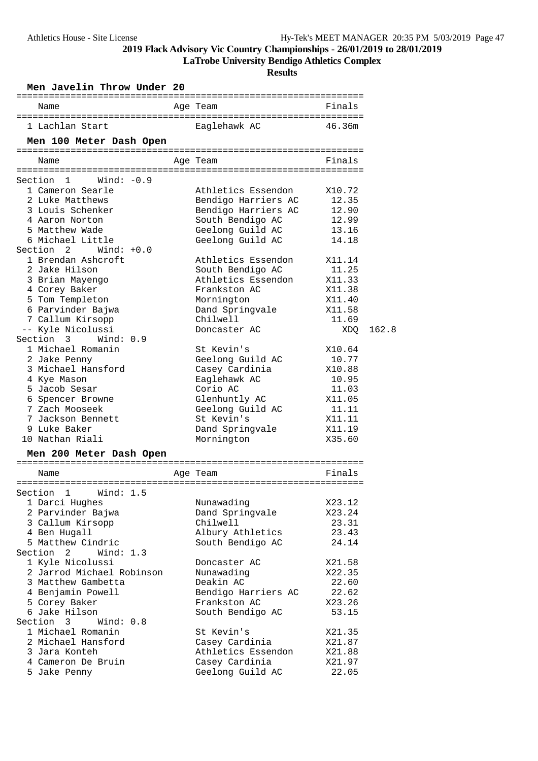## 2019 Flack Advisory Vic Country Championships - 26/01/2019 to 28/01/2019

### LaTrobe University Bendigo Athletics Complex

### Results

#### Men Javelin Throw Under 20

| | Name | Age | Team | Finals |
|---|---|---|---|---|
| 1 | Lachlan Start | | Eaglehawk AC | 46.36m |

#### Men 100 Meter Dash Open

| | Name | Age | Team | Finals | |
|---|---|---|---|---|---|
| **Section 1 Wind: -0.9** | | | | | |
| 1 | Cameron Searle | | Athletics Essendon | X10.72 | |
| 2 | Luke Matthews | | Bendigo Harriers AC | 12.35 | |
| 3 | Louis Schenker | | Bendigo Harriers AC | 12.90 | |
| 4 | Aaron Norton | | South Bendigo AC | 12.99 | |
| 5 | Matthew Wade | | Geelong Guild AC | 13.16 | |
| 6 | Michael Little | | Geelong Guild AC | 14.18 | |
| **Section 2 Wind: +0.0** | | | | | |
| 1 | Brendan Ashcroft | | Athletics Essendon | X11.14 | |
| 2 | Jake Hilson | | South Bendigo AC | 11.25 | |
| 3 | Brian Mayengo | | Athletics Essendon | X11.33 | |
| 4 | Corey Baker | | Frankston AC | X11.38 | |
| 5 | Tom Templeton | | Mornington | X11.40 | |
| 6 | Parvinder Bajwa | | Dand Springvale | X11.58 | |
| 7 | Callum Kirsopp | | Chilwell | 11.69 | |
| -- | Kyle Nicolussi | | Doncaster AC | XDQ | 162.8 |
| **Section 3 Wind: 0.9** | | | | | |
| 1 | Michael Romanin | | St Kevin's | X10.64 | |
| 2 | Jake Penny | | Geelong Guild AC | 10.77 | |
| 3 | Michael Hansford | | Casey Cardinia | X10.88 | |
| 4 | Kye Mason | | Eaglehawk AC | 10.95 | |
| 5 | Jacob Sesar | | Corio AC | 11.03 | |
| 6 | Spencer Browne | | Glenhuntly AC | X11.05 | |
| 7 | Zach Mooseek | | Geelong Guild AC | 11.11 | |
| 7 | Jackson Bennett | | St Kevin's | X11.11 | |
| 9 | Luke Baker | | Dand Springvale | X11.19 | |
| 10 | Nathan Riali | | Mornington | X35.60 | |

#### Men 200 Meter Dash Open

| | Name | Age | Team | Finals |
|---|---|---|---|---|
| **Section 1 Wind: 1.5** | | | | |
| 1 | Darci Hughes | | Nunawading | X23.12 |
| 2 | Parvinder Bajwa | | Dand Springvale | X23.24 |
| 3 | Callum Kirsopp | | Chilwell | 23.31 |
| 4 | Ben Hugall | | Albury Athletics | 23.43 |
| 5 | Matthew Cindric | | South Bendigo AC | 24.14 |
| **Section 2 Wind: 1.3** | | | | |
| 1 | Kyle Nicolussi | | Doncaster AC | X21.58 |
| 2 | Jarrod Michael Robinson | | Nunawading | X22.35 |
| 3 | Matthew Gambetta | | Deakin AC | 22.60 |
| 4 | Benjamin Powell | | Bendigo Harriers AC | 22.62 |
| 5 | Corey Baker | | Frankston AC | X23.26 |
| 6 | Jake Hilson | | South Bendigo AC | 53.15 |
| **Section 3 Wind: 0.8** | | | | |
| 1 | Michael Romanin | | St Kevin's | X21.35 |
| 2 | Michael Hansford | | Casey Cardinia | X21.87 |
| 3 | Jara Konteh | | Athletics Essendon | X21.88 |
| 4 | Cameron De Bruin | | Casey Cardinia | X21.97 |
| 5 | Jake Penny | | Geelong Guild AC | 22.05 |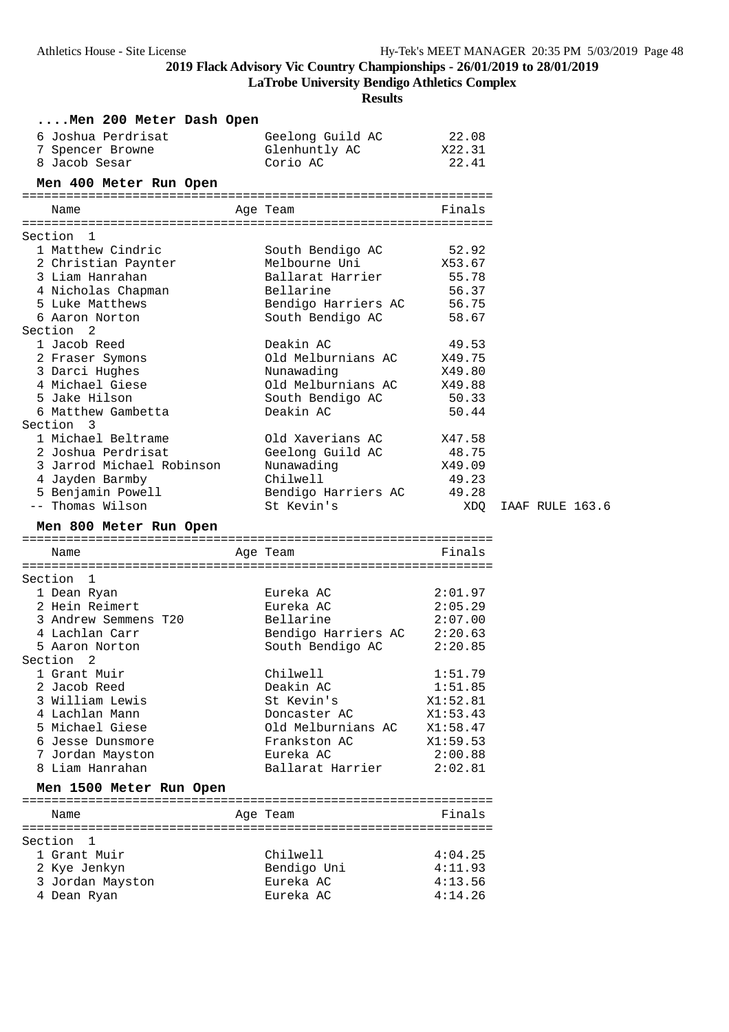# 2019 Flack Advisory Vic Country Championships - 26/01/2019 to 28/01/2019

## LaTrobe University Bendigo Athletics Complex

## Results

### ....Men 200 Meter Dash Open

| Place | Name | Age | Team | Finals |
|---|---|---|---|---|
| 6 | Joshua Perdrisat | | Geelong Guild AC | 22.08 |
| 7 | Spencer Browne | | Glenhuntly AC | X22.31 |
| 8 | Jacob Sesar | | Corio AC | 22.41 |

### Men 400 Meter Run Open

| Place | Name | Age | Team | Finals | |
|---|---|---|---|---|---|
| **Section 1** | | | | | |
| 1 | Matthew Cindric | | South Bendigo AC | 52.92 | |
| 2 | Christian Paynter | | Melbourne Uni | X53.67 | |
| 3 | Liam Hanrahan | | Ballarat Harrier | 55.78 | |
| 4 | Nicholas Chapman | | Bellarine | 56.37 | |
| 5 | Luke Matthews | | Bendigo Harriers AC | 56.75 | |
| 6 | Aaron Norton | | South Bendigo AC | 58.67 | |
| **Section 2** | | | | | |
| 1 | Jacob Reed | | Deakin AC | 49.53 | |
| 2 | Fraser Symons | | Old Melburnians AC | X49.75 | |
| 3 | Darci Hughes | | Nunawading | X49.80 | |
| 4 | Michael Giese | | Old Melburnians AC | X49.88 | |
| 5 | Jake Hilson | | South Bendigo AC | 50.33 | |
| 6 | Matthew Gambetta | | Deakin AC | 50.44 | |
| **Section 3** | | | | | |
| 1 | Michael Beltrame | | Old Xaverians AC | X47.58 | |
| 2 | Joshua Perdrisat | | Geelong Guild AC | 48.75 | |
| 3 | Jarrod Michael Robinson | | Nunawading | X49.09 | |
| 4 | Jayden Barmby | | Chilwell | 49.23 | |
| 5 | Benjamin Powell | | Bendigo Harriers AC | 49.28 | |
| -- | Thomas Wilson | | St Kevin's | XDQ | IAAF RULE 163.6 |

### Men 800 Meter Run Open

| Place | Name | Age | Team | Finals |
|---|---|---|---|---|
| **Section 1** | | | | |
| 1 | Dean Ryan | | Eureka AC | 2:01.97 |
| 2 | Hein Reimert | | Eureka AC | 2:05.29 |
| 3 | Andrew Semmens T20 | | Bellarine | 2:07.00 |
| 4 | Lachlan Carr | | Bendigo Harriers AC | 2:20.63 |
| 5 | Aaron Norton | | South Bendigo AC | 2:20.85 |
| **Section 2** | | | | |
| 1 | Grant Muir | | Chilwell | 1:51.79 |
| 2 | Jacob Reed | | Deakin AC | 1:51.85 |
| 3 | William Lewis | | St Kevin's | X1:52.81 |
| 4 | Lachlan Mann | | Doncaster AC | X1:53.43 |
| 5 | Michael Giese | | Old Melburnians AC | X1:58.47 |
| 6 | Jesse Dunsmore | | Frankston AC | X1:59.53 |
| 7 | Jordan Mayston | | Eureka AC | 2:00.88 |
| 8 | Liam Hanrahan | | Ballarat Harrier | 2:02.81 |

### Men 1500 Meter Run Open

| Place | Name | Age | Team | Finals |
|---|---|---|---|---|
| **Section 1** | | | | |
| 1 | Grant Muir | | Chilwell | 4:04.25 |
| 2 | Kye Jenkyn | | Bendigo Uni | 4:11.93 |
| 3 | Jordan Mayston | | Eureka AC | 4:13.56 |
| 4 | Dean Ryan | | Eureka AC | 4:14.26 |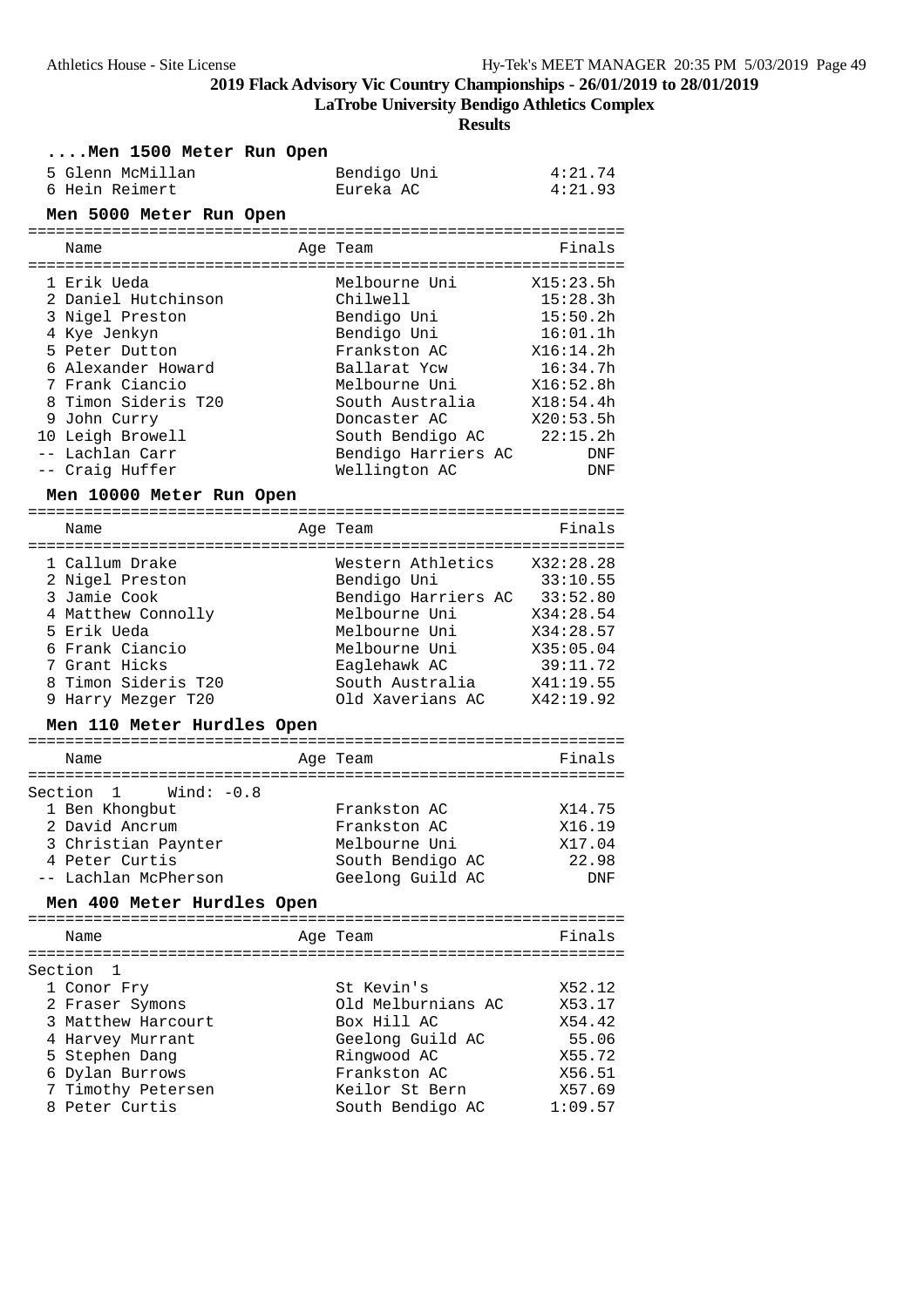## 2019 Flack Advisory Vic Country Championships - 26/01/2019 to 28/01/2019

**LaTrobe University Bendigo Athletics Complex**

**Results**

### ....Men 1500 Meter Run Open

| Place | Name | Age | Team | Finals |
|---|---|---|---|---|
| 5 | Glenn McMillan | | Bendigo Uni | 4:21.74 |
| 6 | Hein Reimert | | Eureka AC | 4:21.93 |

### Men 5000 Meter Run Open

| Place | Name | Age | Team | Finals |
|---|---|---|---|---|
| 1 | Erik Ueda | | Melbourne Uni | X15:23.5h |
| 2 | Daniel Hutchinson | | Chilwell | 15:28.3h |
| 3 | Nigel Preston | | Bendigo Uni | 15:50.2h |
| 4 | Kye Jenkyn | | Bendigo Uni | 16:01.1h |
| 5 | Peter Dutton | | Frankston AC | X16:14.2h |
| 6 | Alexander Howard | | Ballarat Ycw | 16:34.7h |
| 7 | Frank Ciancio | | Melbourne Uni | X16:52.8h |
| 8 | Timon Sideris T20 | | South Australia | X18:54.4h |
| 9 | John Curry | | Doncaster AC | X20:53.5h |
| 10 | Leigh Browell | | South Bendigo AC | 22:15.2h |
| -- | Lachlan Carr | | Bendigo Harriers AC | DNF |
| -- | Craig Huffer | | Wellington AC | DNF |

### Men 10000 Meter Run Open

| Place | Name | Age | Team | Finals |
|---|---|---|---|---|
| 1 | Callum Drake | | Western Athletics | X32:28.28 |
| 2 | Nigel Preston | | Bendigo Uni | 33:10.55 |
| 3 | Jamie Cook | | Bendigo Harriers AC | 33:52.80 |
| 4 | Matthew Connolly | | Melbourne Uni | X34:28.54 |
| 5 | Erik Ueda | | Melbourne Uni | X34:28.57 |
| 6 | Frank Ciancio | | Melbourne Uni | X35:05.04 |
| 7 | Grant Hicks | | Eaglehawk AC | 39:11.72 |
| 8 | Timon Sideris T20 | | South Australia | X41:19.55 |
| 9 | Harry Mezger T20 | | Old Xaverians AC | X42:19.92 |

### Men 110 Meter Hurdles Open

Section 1 Wind: -0.8

| Place | Name | Age | Team | Finals |
|---|---|---|---|---|
| 1 | Ben Khongbut | | Frankston AC | X14.75 |
| 2 | David Ancrum | | Frankston AC | X16.19 |
| 3 | Christian Paynter | | Melbourne Uni | X17.04 |
| 4 | Peter Curtis | | South Bendigo AC | 22.98 |
| -- | Lachlan McPherson | | Geelong Guild AC | DNF |

### Men 400 Meter Hurdles Open

Section 1

| Place | Name | Age | Team | Finals |
|---|---|---|---|---|
| 1 | Conor Fry | | St Kevin's | X52.12 |
| 2 | Fraser Symons | | Old Melburnians AC | X53.17 |
| 3 | Matthew Harcourt | | Box Hill AC | X54.42 |
| 4 | Harvey Murrant | | Geelong Guild AC | 55.06 |
| 5 | Stephen Dang | | Ringwood AC | X55.72 |
| 6 | Dylan Burrows | | Frankston AC | X56.51 |
| 7 | Timothy Petersen | | Keilor St Bern | X57.69 |
| 8 | Peter Curtis | | South Bendigo AC | 1:09.57 |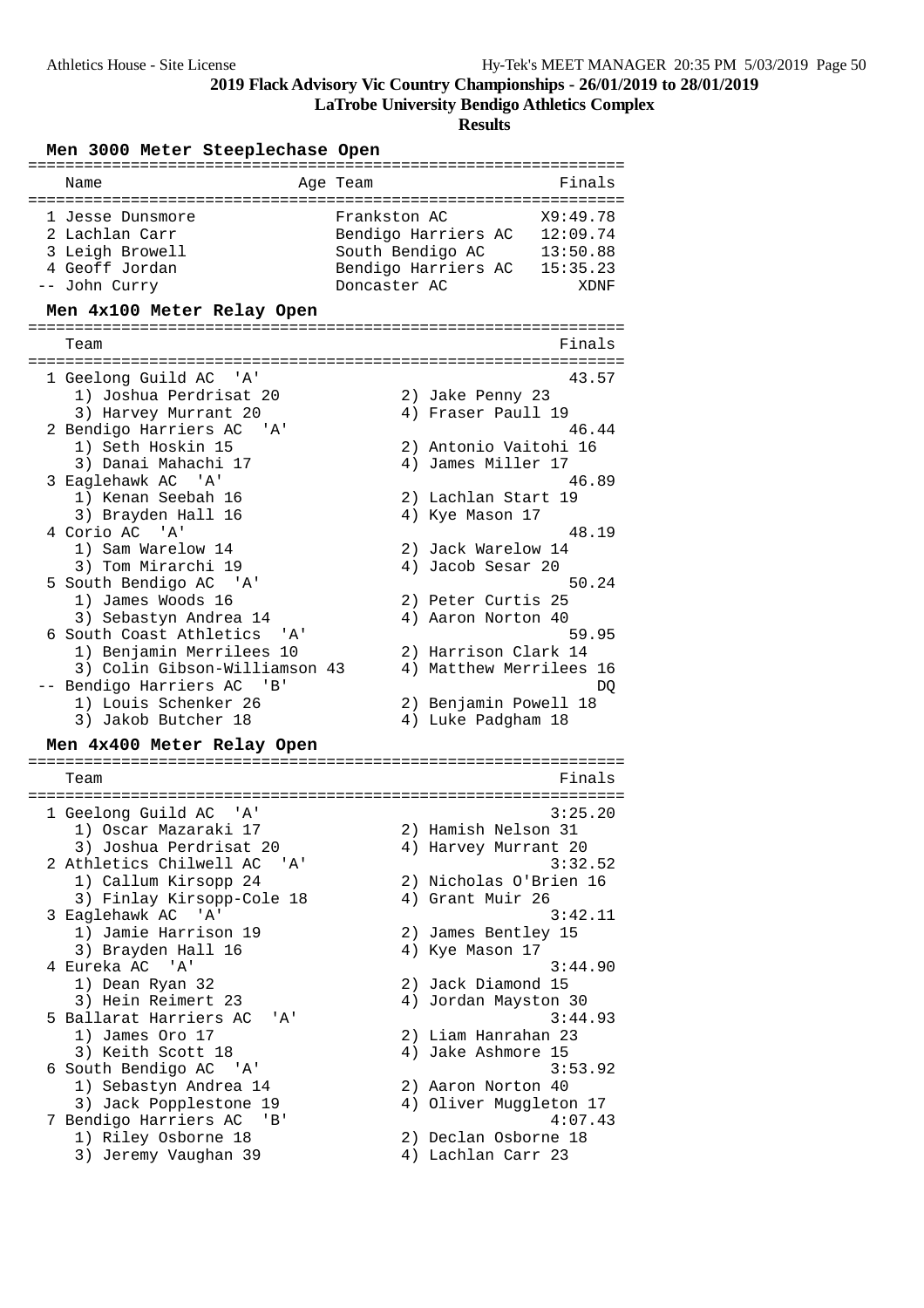## 2019 Flack Advisory Vic Country Championships - 26/01/2019 to 28/01/2019

### LaTrobe University Bendigo Athletics Complex

### Results

#### Men 3000 Meter Steeplechase Open

| | Name | Age | Team | Finals |
|---|---|---|---|---|
| 1 | Jesse Dunsmore | | Frankston AC | X9:49.78 |
| 2 | Lachlan Carr | | Bendigo Harriers AC | 12:09.74 |
| 3 | Leigh Browell | | South Bendigo AC | 13:50.88 |
| 4 | Geoff Jordan | | Bendigo Harriers AC | 15:35.23 |
| -- | John Curry | | Doncaster AC | XDNF |

#### Men 4x100 Meter Relay Open

| | Team | Finals |
|---|---|---|
| 1 | Geelong Guild AC 'A' | 43.57 |
| | 1) Joshua Perdrisat 20, 2) Jake Penny 23, 3) Harvey Murrant 20, 4) Fraser Paull 19 | |
| 2 | Bendigo Harriers AC 'A' | 46.44 |
| | 1) Seth Hoskin 15, 2) Antonio Vaitohi 16, 3) Danai Mahachi 17, 4) James Miller 17 | |
| 3 | Eaglehawk AC 'A' | 46.89 |
| | 1) Kenan Seebah 16, 2) Lachlan Start 19, 3) Brayden Hall 16, 4) Kye Mason 17 | |
| 4 | Corio AC 'A' | 48.19 |
| | 1) Sam Warelow 14, 2) Jack Warelow 14, 3) Tom Mirarchi 19, 4) Jacob Sesar 20 | |
| 5 | South Bendigo AC 'A' | 50.24 |
| | 1) James Woods 16, 2) Peter Curtis 25, 3) Sebastyn Andrea 14, 4) Aaron Norton 40 | |
| 6 | South Coast Athletics 'A' | 59.95 |
| | 1) Benjamin Merrilees 10, 2) Harrison Clark 14, 3) Colin Gibson-Williamson 43, 4) Matthew Merrilees 16 | |
| -- | Bendigo Harriers AC 'B' | DQ |
| | 1) Louis Schenker 26, 2) Benjamin Powell 18, 3) Jakob Butcher 18, 4) Luke Padgham 18 | |

#### Men 4x400 Meter Relay Open

| | Team | Finals |
|---|---|---|
| 1 | Geelong Guild AC 'A' | 3:25.20 |
| | 1) Oscar Mazaraki 17, 2) Hamish Nelson 31, 3) Joshua Perdrisat 20, 4) Harvey Murrant 20 | |
| 2 | Athletics Chilwell AC 'A' | 3:32.52 |
| | 1) Callum Kirsopp 24, 2) Nicholas O'Brien 16, 3) Finlay Kirsopp-Cole 18, 4) Grant Muir 26 | |
| 3 | Eaglehawk AC 'A' | 3:42.11 |
| | 1) Jamie Harrison 19, 2) James Bentley 15, 3) Brayden Hall 16, 4) Kye Mason 17 | |
| 4 | Eureka AC 'A' | 3:44.90 |
| | 1) Dean Ryan 32, 2) Jack Diamond 15, 3) Hein Reimert 23, 4) Jordan Mayston 30 | |
| 5 | Ballarat Harriers AC 'A' | 3:44.93 |
| | 1) James Oro 17, 2) Liam Hanrahan 23, 3) Keith Scott 18, 4) Jake Ashmore 15 | |
| 6 | South Bendigo AC 'A' | 3:53.92 |
| | 1) Sebastyn Andrea 14, 2) Aaron Norton 40, 3) Jack Popplestone 19, 4) Oliver Muggleton 17 | |
| 7 | Bendigo Harriers AC 'B' | 4:07.43 |
| | 1) Riley Osborne 18, 2) Declan Osborne 18, 3) Jeremy Vaughan 39, 4) Lachlan Carr 23 | |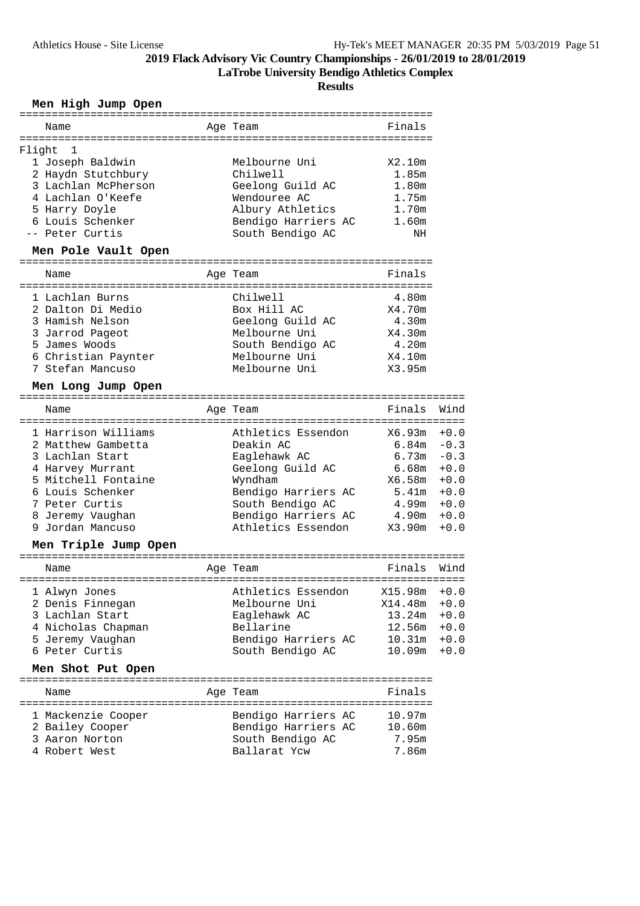**2019 Flack Advisory Vic Country Championships - 26/01/2019 to 28/01/2019**

**LaTrobe University Bendigo Athletics Complex**

**Results**

### Men High Jump Open

| Name | Age | Team | Finals |
|---|---|---|---|
| Flight 1 | | | |
| 1 Joseph Baldwin | | Melbourne Uni | X2.10m |
| 2 Haydn Stutchbury | | Chilwell | 1.85m |
| 3 Lachlan McPherson | | Geelong Guild AC | 1.80m |
| 4 Lachlan O'Keefe | | Wendouree AC | 1.75m |
| 5 Harry Doyle | | Albury Athletics | 1.70m |
| 6 Louis Schenker | | Bendigo Harriers AC | 1.60m |
| -- Peter Curtis | | South Bendigo AC | NH |

### Men Pole Vault Open

| Name | Age | Team | Finals |
|---|---|---|---|
| 1 Lachlan Burns | | Chilwell | 4.80m |
| 2 Dalton Di Medio | | Box Hill AC | X4.70m |
| 3 Hamish Nelson | | Geelong Guild AC | 4.30m |
| 3 Jarrod Pageot | | Melbourne Uni | X4.30m |
| 5 James Woods | | South Bendigo AC | 4.20m |
| 6 Christian Paynter | | Melbourne Uni | X4.10m |
| 7 Stefan Mancuso | | Melbourne Uni | X3.95m |

### Men Long Jump Open

| Name | Age | Team | Finals | Wind |
|---|---|---|---|---|
| 1 Harrison Williams | | Athletics Essendon | X6.93m | +0.0 |
| 2 Matthew Gambetta | | Deakin AC | 6.84m | -0.3 |
| 3 Lachlan Start | | Eaglehawk AC | 6.73m | -0.3 |
| 4 Harvey Murrant | | Geelong Guild AC | 6.68m | +0.0 |
| 5 Mitchell Fontaine | | Wyndham | X6.58m | +0.0 |
| 6 Louis Schenker | | Bendigo Harriers AC | 5.41m | +0.0 |
| 7 Peter Curtis | | South Bendigo AC | 4.99m | +0.0 |
| 8 Jeremy Vaughan | | Bendigo Harriers AC | 4.90m | +0.0 |
| 9 Jordan Mancuso | | Athletics Essendon | X3.90m | +0.0 |

### Men Triple Jump Open

| Name | Age | Team | Finals | Wind |
|---|---|---|---|---|
| 1 Alwyn Jones | | Athletics Essendon | X15.98m | +0.0 |
| 2 Denis Finnegan | | Melbourne Uni | X14.48m | +0.0 |
| 3 Lachlan Start | | Eaglehawk AC | 13.24m | +0.0 |
| 4 Nicholas Chapman | | Bellarine | 12.56m | +0.0 |
| 5 Jeremy Vaughan | | Bendigo Harriers AC | 10.31m | +0.0 |
| 6 Peter Curtis | | South Bendigo AC | 10.09m | +0.0 |

### Men Shot Put Open

| Name | Age | Team | Finals |
|---|---|---|---|
| 1 Mackenzie Cooper | | Bendigo Harriers AC | 10.97m |
| 2 Bailey Cooper | | Bendigo Harriers AC | 10.60m |
| 3 Aaron Norton | | South Bendigo AC | 7.95m |
| 4 Robert West | | Ballarat Ycw | 7.86m |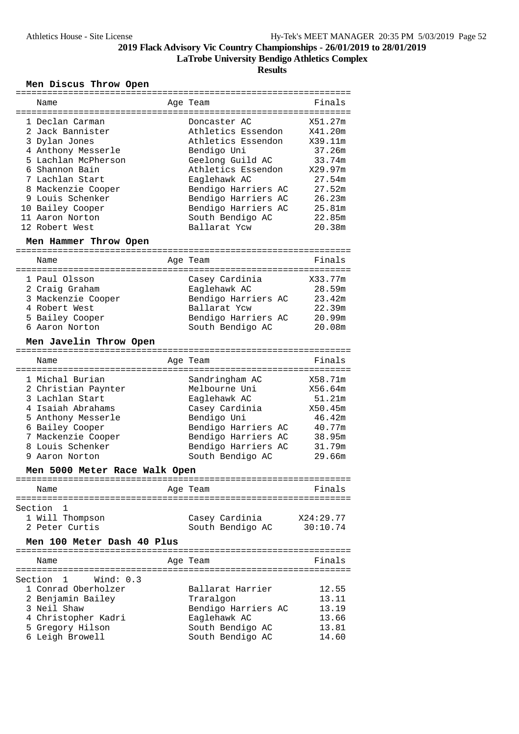# 2019 Flack Advisory Vic Country Championships - 26/01/2019 to 28/01/2019

## LaTrobe University Bendigo Athletics Complex

### Results

#### Men Discus Throw Open

| Name | Age | Team | Finals |
|---|---|---|---|
| 1 Declan Carman | | Doncaster AC | X51.27m |
| 2 Jack Bannister | | Athletics Essendon | X41.20m |
| 3 Dylan Jones | | Athletics Essendon | X39.11m |
| 4 Anthony Messerle | | Bendigo Uni | 37.26m |
| 5 Lachlan McPherson | | Geelong Guild AC | 33.74m |
| 6 Shannon Bain | | Athletics Essendon | X29.97m |
| 7 Lachlan Start | | Eaglehawk AC | 27.54m |
| 8 Mackenzie Cooper | | Bendigo Harriers AC | 27.52m |
| 9 Louis Schenker | | Bendigo Harriers AC | 26.23m |
| 10 Bailey Cooper | | Bendigo Harriers AC | 25.81m |
| 11 Aaron Norton | | South Bendigo AC | 22.85m |
| 12 Robert West | | Ballarat Ycw | 20.38m |

#### Men Hammer Throw Open

| Name | Age | Team | Finals |
|---|---|---|---|
| 1 Paul Olsson | | Casey Cardinia | X33.77m |
| 2 Craig Graham | | Eaglehawk AC | 28.59m |
| 3 Mackenzie Cooper | | Bendigo Harriers AC | 23.42m |
| 4 Robert West | | Ballarat Ycw | 22.39m |
| 5 Bailey Cooper | | Bendigo Harriers AC | 20.99m |
| 6 Aaron Norton | | South Bendigo AC | 20.08m |

#### Men Javelin Throw Open

| Name | Age | Team | Finals |
|---|---|---|---|
| 1 Michal Burian | | Sandringham AC | X58.71m |
| 2 Christian Paynter | | Melbourne Uni | X56.64m |
| 3 Lachlan Start | | Eaglehawk AC | 51.21m |
| 4 Isaiah Abrahams | | Casey Cardinia | X50.45m |
| 5 Anthony Messerle | | Bendigo Uni | 46.42m |
| 6 Bailey Cooper | | Bendigo Harriers AC | 40.77m |
| 7 Mackenzie Cooper | | Bendigo Harriers AC | 38.95m |
| 8 Louis Schenker | | Bendigo Harriers AC | 31.79m |
| 9 Aaron Norton | | South Bendigo AC | 29.66m |

#### Men 5000 Meter Race Walk Open

| Name | Age | Team | Finals |
|---|---|---|---|
| **Section 1** | | | |
| 1 Will Thompson | | Casey Cardinia | X24:29.77 |
| 2 Peter Curtis | | South Bendigo AC | 30:10.74 |

#### Men 100 Meter Dash 40 Plus

| Name | Age | Team | Finals |
|---|---|---|---|
| **Section 1 Wind: 0.3** | | | |
| 1 Conrad Oberholzer | | Ballarat Harrier | 12.55 |
| 2 Benjamin Bailey | | Traralgon | 13.11 |
| 3 Neil Shaw | | Bendigo Harriers AC | 13.19 |
| 4 Christopher Kadri | | Eaglehawk AC | 13.66 |
| 5 Gregory Hilson | | South Bendigo AC | 13.81 |
| 6 Leigh Browell | | South Bendigo AC | 14.60 |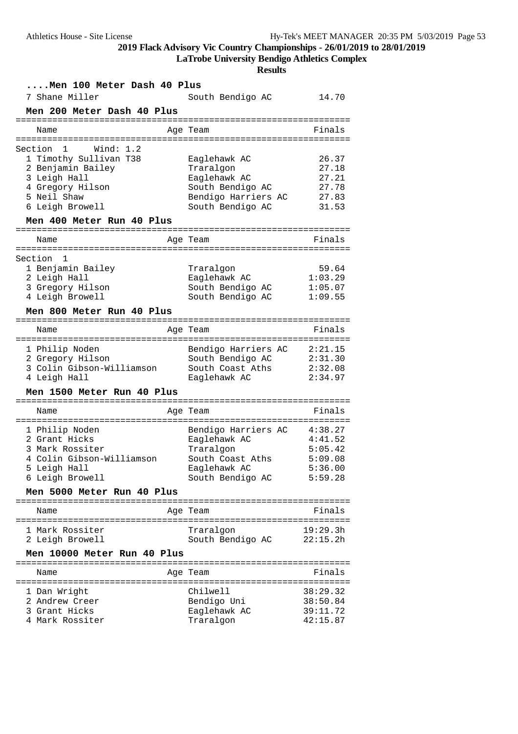## 2019 Flack Advisory Vic Country Championships - 26/01/2019 to 28/01/2019

**LaTrobe University Bendigo Athletics Complex**

**Results**

### ....Men 100 Meter Dash 40 Plus

| Name | Age | Team | Finals |
|---|---|---|---|
| 7 Shane Miller | | South Bendigo AC | 14.70 |

### Men 200 Meter Dash 40 Plus

Section 1 Wind: 1.2

| Name | Age | Team | Finals |
|---|---|---|---|
| 1 Timothy Sullivan T38 | | Eaglehawk AC | 26.37 |
| 2 Benjamin Bailey | | Traralgon | 27.18 |
| 3 Leigh Hall | | Eaglehawk AC | 27.21 |
| 4 Gregory Hilson | | South Bendigo AC | 27.78 |
| 5 Neil Shaw | | Bendigo Harriers AC | 27.83 |
| 6 Leigh Browell | | South Bendigo AC | 31.53 |

### Men 400 Meter Run 40 Plus

Section 1

| Name | Age | Team | Finals |
|---|---|---|---|
| 1 Benjamin Bailey | | Traralgon | 59.64 |
| 2 Leigh Hall | | Eaglehawk AC | 1:03.29 |
| 3 Gregory Hilson | | South Bendigo AC | 1:05.07 |
| 4 Leigh Browell | | South Bendigo AC | 1:09.55 |

### Men 800 Meter Run 40 Plus

| Name | Age | Team | Finals |
|---|---|---|---|
| 1 Philip Noden | | Bendigo Harriers AC | 2:21.15 |
| 2 Gregory Hilson | | South Bendigo AC | 2:31.30 |
| 3 Colin Gibson-Williamson | | South Coast Aths | 2:32.08 |
| 4 Leigh Hall | | Eaglehawk AC | 2:34.97 |

### Men 1500 Meter Run 40 Plus

| Name | Age | Team | Finals |
|---|---|---|---|
| 1 Philip Noden | | Bendigo Harriers AC | 4:38.27 |
| 2 Grant Hicks | | Eaglehawk AC | 4:41.52 |
| 3 Mark Rossiter | | Traralgon | 5:05.42 |
| 4 Colin Gibson-Williamson | | South Coast Aths | 5:09.08 |
| 5 Leigh Hall | | Eaglehawk AC | 5:36.00 |
| 6 Leigh Browell | | South Bendigo AC | 5:59.28 |

### Men 5000 Meter Run 40 Plus

| Name | Age | Team | Finals |
|---|---|---|---|
| 1 Mark Rossiter | | Traralgon | 19:29.3h |
| 2 Leigh Browell | | South Bendigo AC | 22:15.2h |

### Men 10000 Meter Run 40 Plus

| Name | Age | Team | Finals |
|---|---|---|---|
| 1 Dan Wright | | Chilwell | 38:29.32 |
| 2 Andrew Creer | | Bendigo Uni | 38:50.84 |
| 3 Grant Hicks | | Eaglehawk AC | 39:11.72 |
| 4 Mark Rossiter | | Traralgon | 42:15.87 |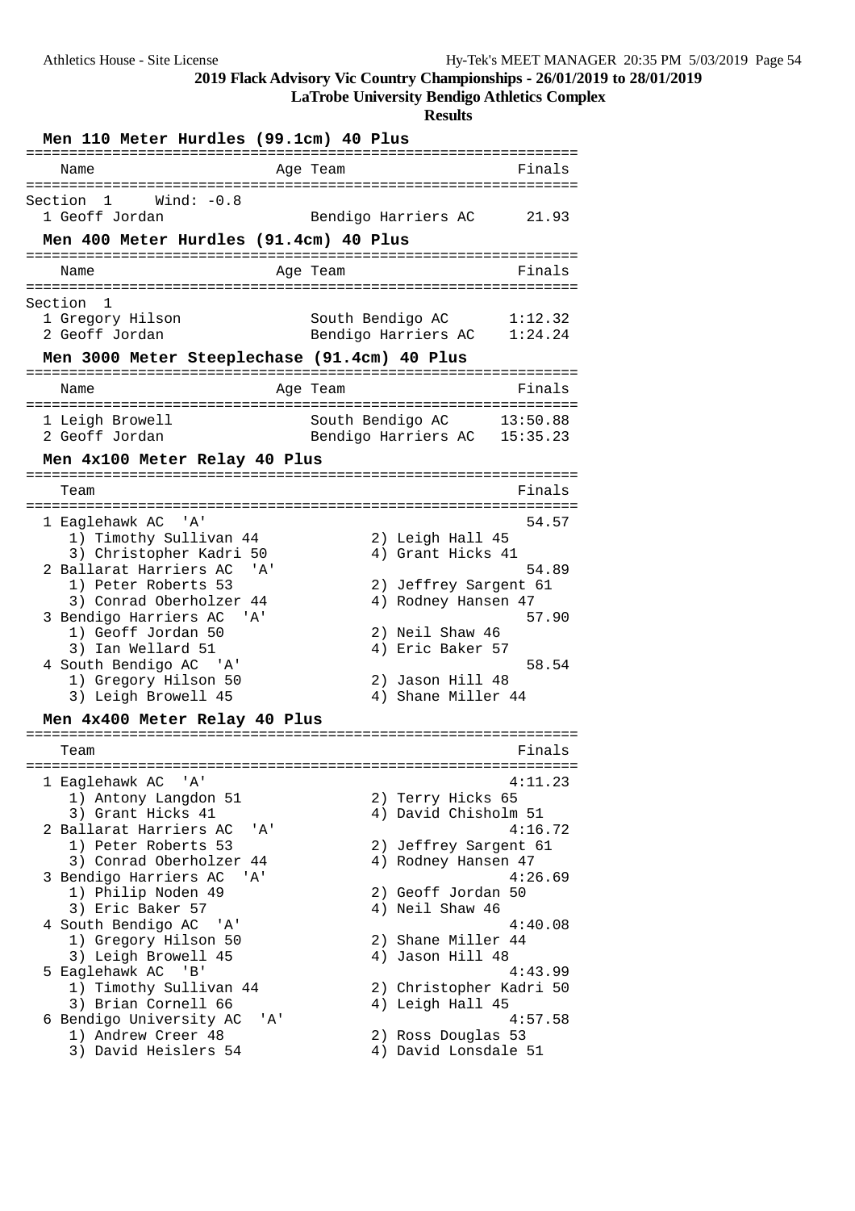# 2019 Flack Advisory Vic Country Championships - 26/01/2019 to 28/01/2019

**LaTrobe University Bendigo Athletics Complex**

**Results**

## Men 110 Meter Hurdles (99.1cm) 40 Plus

| Name | Age | Team | Finals |
|---|---|---|---|
| **Section 1 Wind: -0.8** | | | |
| 1 Geoff Jordan | | Bendigo Harriers AC | 21.93 |

## Men 400 Meter Hurdles (91.4cm) 40 Plus

| Name | Age | Team | Finals |
|---|---|---|---|
| **Section 1** | | | |
| 1 Gregory Hilson | | South Bendigo AC | 1:12.32 |
| 2 Geoff Jordan | | Bendigo Harriers AC | 1:24.24 |

## Men 3000 Meter Steeplechase (91.4cm) 40 Plus

| Name | Age | Team | Finals |
|---|---|---|---|
| 1 Leigh Browell | | South Bendigo AC | 13:50.88 |
| 2 Geoff Jordan | | Bendigo Harriers AC | 15:35.23 |

## Men 4x100 Meter Relay 40 Plus

| Team | Finals |
|---|---|
| 1 Eaglehawk AC 'A' | 54.57 |
| 1) Timothy Sullivan 44, 2) Leigh Hall 45, 3) Christopher Kadri 50, 4) Grant Hicks 41 | |
| 2 Ballarat Harriers AC 'A' | 54.89 |
| 1) Peter Roberts 53, 2) Jeffrey Sargent 61, 3) Conrad Oberholzer 44, 4) Rodney Hansen 47 | |
| 3 Bendigo Harriers AC 'A' | 57.90 |
| 1) Geoff Jordan 50, 2) Neil Shaw 46, 3) Ian Wellard 51, 4) Eric Baker 57 | |
| 4 South Bendigo AC 'A' | 58.54 |
| 1) Gregory Hilson 50, 2) Jason Hill 48, 3) Leigh Browell 45, 4) Shane Miller 44 | |

## Men 4x400 Meter Relay 40 Plus

| Team | Finals |
|---|---|
| 1 Eaglehawk AC 'A' | 4:11.23 |
| 1) Antony Langdon 51, 2) Terry Hicks 65, 3) Grant Hicks 41, 4) David Chisholm 51 | |
| 2 Ballarat Harriers AC 'A' | 4:16.72 |
| 1) Peter Roberts 53, 2) Jeffrey Sargent 61, 3) Conrad Oberholzer 44, 4) Rodney Hansen 47 | |
| 3 Bendigo Harriers AC 'A' | 4:26.69 |
| 1) Philip Noden 49, 2) Geoff Jordan 50, 3) Eric Baker 57, 4) Neil Shaw 46 | |
| 4 South Bendigo AC 'A' | 4:40.08 |
| 1) Gregory Hilson 50, 2) Shane Miller 44, 3) Leigh Browell 45, 4) Jason Hill 48 | |
| 5 Eaglehawk AC 'B' | 4:43.99 |
| 1) Timothy Sullivan 44, 2) Christopher Kadri 50, 3) Brian Cornell 66, 4) Leigh Hall 45 | |
| 6 Bendigo University AC 'A' | 4:57.58 |
| 1) Andrew Creer 48, 2) Ross Douglas 53, 3) David Heislers 54, 4) David Lonsdale 51 | |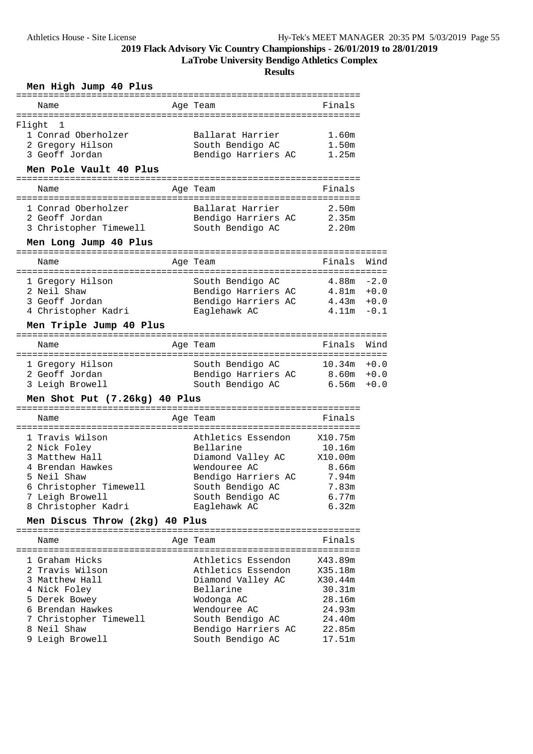# 2019 Flack Advisory Vic Country Championships - 26/01/2019 to 28/01/2019

## LaTrobe University Bendigo Athletics Complex

## Results

### Men High Jump 40 Plus

| | Name | Age | Team | Finals |
|---|---|---|---|---|
| Flight 1 | | | | |
| 1 | Conrad Oberholzer | | Ballarat Harrier | 1.60m |
| 2 | Gregory Hilson | | South Bendigo AC | 1.50m |
| 3 | Geoff Jordan | | Bendigo Harriers AC | 1.25m |

### Men Pole Vault 40 Plus

| | Name | Age | Team | Finals |
|---|---|---|---|---|
| 1 | Conrad Oberholzer | | Ballarat Harrier | 2.50m |
| 2 | Geoff Jordan | | Bendigo Harriers AC | 2.35m |
| 3 | Christopher Timewell | | South Bendigo AC | 2.20m |

### Men Long Jump 40 Plus

| | Name | Age | Team | Finals | Wind |
|---|---|---|---|---|---|
| 1 | Gregory Hilson | | South Bendigo AC | 4.88m | -2.0 |
| 2 | Neil Shaw | | Bendigo Harriers AC | 4.81m | +0.0 |
| 3 | Geoff Jordan | | Bendigo Harriers AC | 4.43m | +0.0 |
| 4 | Christopher Kadri | | Eaglehawk AC | 4.11m | -0.1 |

### Men Triple Jump 40 Plus

| | Name | Age | Team | Finals | Wind |
|---|---|---|---|---|---|
| 1 | Gregory Hilson | | South Bendigo AC | 10.34m | +0.0 |
| 2 | Geoff Jordan | | Bendigo Harriers AC | 8.60m | +0.0 |
| 3 | Leigh Browell | | South Bendigo AC | 6.56m | +0.0 |

### Men Shot Put (7.26kg) 40 Plus

| | Name | Age | Team | Finals |
|---|---|---|---|---|
| 1 | Travis Wilson | | Athletics Essendon | X10.75m |
| 2 | Nick Foley | | Bellarine | 10.16m |
| 3 | Matthew Hall | | Diamond Valley AC | X10.00m |
| 4 | Brendan Hawkes | | Wendouree AC | 8.66m |
| 5 | Neil Shaw | | Bendigo Harriers AC | 7.94m |
| 6 | Christopher Timewell | | South Bendigo AC | 7.83m |
| 7 | Leigh Browell | | South Bendigo AC | 6.77m |
| 8 | Christopher Kadri | | Eaglehawk AC | 6.32m |

### Men Discus Throw (2kg) 40 Plus

| | Name | Age | Team | Finals |
|---|---|---|---|---|
| 1 | Graham Hicks | | Athletics Essendon | X43.89m |
| 2 | Travis Wilson | | Athletics Essendon | X35.18m |
| 3 | Matthew Hall | | Diamond Valley AC | X30.44m |
| 4 | Nick Foley | | Bellarine | 30.31m |
| 5 | Derek Bowey | | Wodonga AC | 28.16m |
| 6 | Brendan Hawkes | | Wendouree AC | 24.93m |
| 7 | Christopher Timewell | | South Bendigo AC | 24.40m |
| 8 | Neil Shaw | | Bendigo Harriers AC | 22.85m |
| 9 | Leigh Browell | | South Bendigo AC | 17.51m |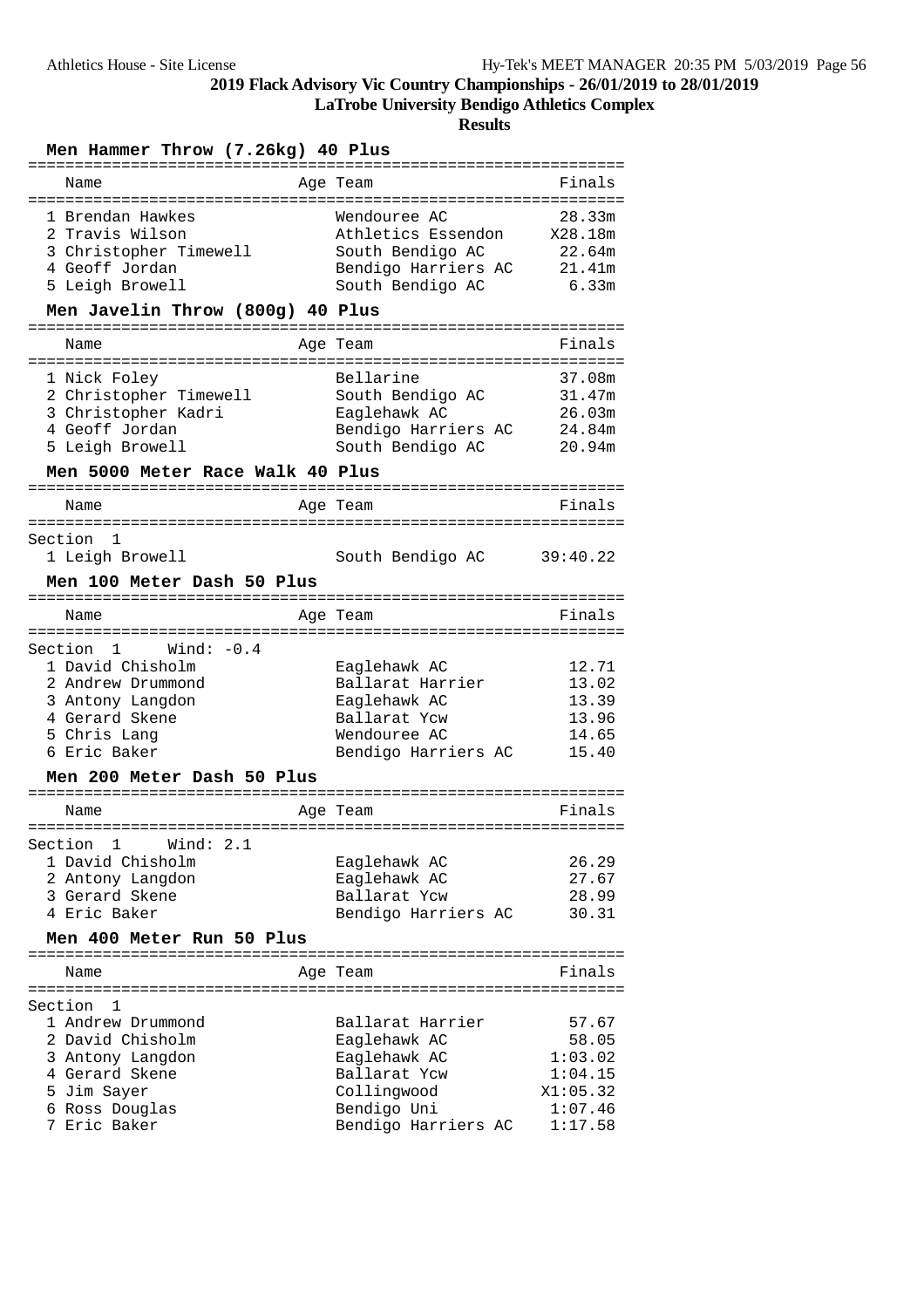## 2019 Flack Advisory Vic Country Championships - 26/01/2019 to 28/01/2019

**LaTrobe University Bendigo Athletics Complex**

**Results**

### Men Hammer Throw (7.26kg) 40 Plus

| | Name | Age | Team | Finals |
|---|---|---|---|---|
| 1 | Brendan Hawkes | | Wendouree AC | 28.33m |
| 2 | Travis Wilson | | Athletics Essendon | X28.18m |
| 3 | Christopher Timewell | | South Bendigo AC | 22.64m |
| 4 | Geoff Jordan | | Bendigo Harriers AC | 21.41m |
| 5 | Leigh Browell | | South Bendigo AC | 6.33m |

### Men Javelin Throw (800g) 40 Plus

| | Name | Age | Team | Finals |
|---|---|---|---|---|
| 1 | Nick Foley | | Bellarine | 37.08m |
| 2 | Christopher Timewell | | South Bendigo AC | 31.47m |
| 3 | Christopher Kadri | | Eaglehawk AC | 26.03m |
| 4 | Geoff Jordan | | Bendigo Harriers AC | 24.84m |
| 5 | Leigh Browell | | South Bendigo AC | 20.94m |

### Men 5000 Meter Race Walk 40 Plus

Section 1

| | Name | Age | Team | Finals |
|---|---|---|---|---|
| 1 | Leigh Browell | | South Bendigo AC | 39:40.22 |

### Men 100 Meter Dash 50 Plus

Section 1 Wind: -0.4

| | Name | Age | Team | Finals |
|---|---|---|---|---|
| 1 | David Chisholm | | Eaglehawk AC | 12.71 |
| 2 | Andrew Drummond | | Ballarat Harrier | 13.02 |
| 3 | Antony Langdon | | Eaglehawk AC | 13.39 |
| 4 | Gerard Skene | | Ballarat Ycw | 13.96 |
| 5 | Chris Lang | | Wendouree AC | 14.65 |
| 6 | Eric Baker | | Bendigo Harriers AC | 15.40 |

### Men 200 Meter Dash 50 Plus

Section 1 Wind: 2.1

| | Name | Age | Team | Finals |
|---|---|---|---|---|
| 1 | David Chisholm | | Eaglehawk AC | 26.29 |
| 2 | Antony Langdon | | Eaglehawk AC | 27.67 |
| 3 | Gerard Skene | | Ballarat Ycw | 28.99 |
| 4 | Eric Baker | | Bendigo Harriers AC | 30.31 |

### Men 400 Meter Run 50 Plus

Section 1

| | Name | Age | Team | Finals |
|---|---|---|---|---|
| 1 | Andrew Drummond | | Ballarat Harrier | 57.67 |
| 2 | David Chisholm | | Eaglehawk AC | 58.05 |
| 3 | Antony Langdon | | Eaglehawk AC | 1:03.02 |
| 4 | Gerard Skene | | Ballarat Ycw | 1:04.15 |
| 5 | Jim Sayer | | Collingwood | X1:05.32 |
| 6 | Ross Douglas | | Bendigo Uni | 1:07.46 |
| 7 | Eric Baker | | Bendigo Harriers AC | 1:17.58 |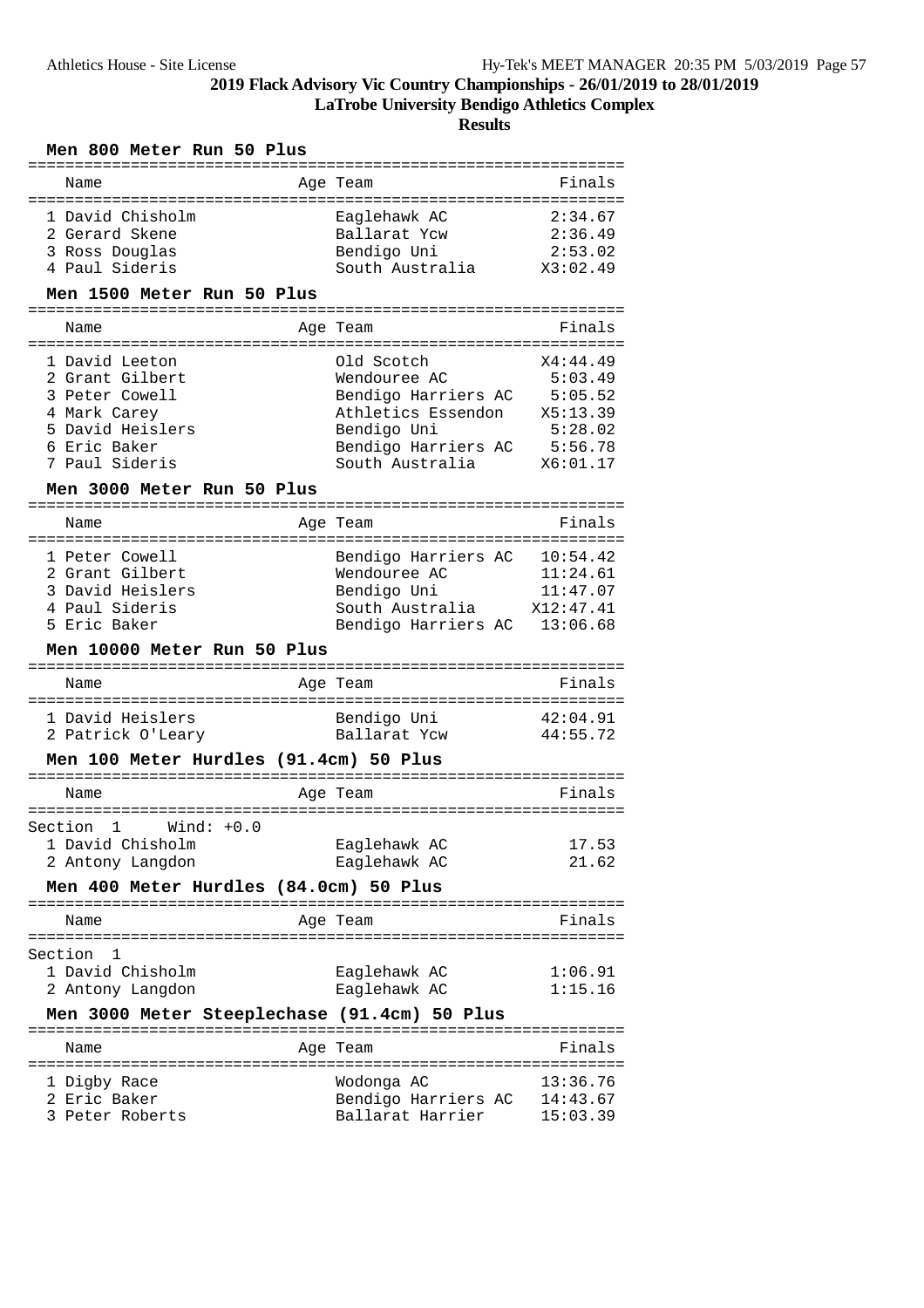# 2019 Flack Advisory Vic Country Championships - 26/01/2019 to 28/01/2019

## LaTrobe University Bendigo Athletics Complex

## Results

### Men 800 Meter Run 50 Plus

| | Name | Age | Team | Finals |
|---|---|---|---|---|
| 1 | David Chisholm | | Eaglehawk AC | 2:34.67 |
| 2 | Gerard Skene | | Ballarat Ycw | 2:36.49 |
| 3 | Ross Douglas | | Bendigo Uni | 2:53.02 |
| 4 | Paul Sideris | | South Australia | X3:02.49 |

### Men 1500 Meter Run 50 Plus

| | Name | Age | Team | Finals |
|---|---|---|---|---|
| 1 | David Leeton | | Old Scotch | X4:44.49 |
| 2 | Grant Gilbert | | Wendouree AC | 5:03.49 |
| 3 | Peter Cowell | | Bendigo Harriers AC | 5:05.52 |
| 4 | Mark Carey | | Athletics Essendon | X5:13.39 |
| 5 | David Heislers | | Bendigo Uni | 5:28.02 |
| 6 | Eric Baker | | Bendigo Harriers AC | 5:56.78 |
| 7 | Paul Sideris | | South Australia | X6:01.17 |

### Men 3000 Meter Run 50 Plus

| | Name | Age | Team | Finals |
|---|---|---|---|---|
| 1 | Peter Cowell | | Bendigo Harriers AC | 10:54.42 |
| 2 | Grant Gilbert | | Wendouree AC | 11:24.61 |
| 3 | David Heislers | | Bendigo Uni | 11:47.07 |
| 4 | Paul Sideris | | South Australia | X12:47.41 |
| 5 | Eric Baker | | Bendigo Harriers AC | 13:06.68 |

### Men 10000 Meter Run 50 Plus

| | Name | Age | Team | Finals |
|---|---|---|---|---|
| 1 | David Heislers | | Bendigo Uni | 42:04.91 |
| 2 | Patrick O'Leary | | Ballarat Ycw | 44:55.72 |

### Men 100 Meter Hurdles (91.4cm) 50 Plus

Section 1 Wind: +0.0

| | Name | Age | Team | Finals |
|---|---|---|---|---|
| 1 | David Chisholm | | Eaglehawk AC | 17.53 |
| 2 | Antony Langdon | | Eaglehawk AC | 21.62 |

### Men 400 Meter Hurdles (84.0cm) 50 Plus

Section 1

| | Name | Age | Team | Finals |
|---|---|---|---|---|
| 1 | David Chisholm | | Eaglehawk AC | 1:06.91 |
| 2 | Antony Langdon | | Eaglehawk AC | 1:15.16 |

### Men 3000 Meter Steeplechase (91.4cm) 50 Plus

| | Name | Age | Team | Finals |
|---|---|---|---|---|
| 1 | Digby Race | | Wodonga AC | 13:36.76 |
| 2 | Eric Baker | | Bendigo Harriers AC | 14:43.67 |
| 3 | Peter Roberts | | Ballarat Harrier | 15:03.39 |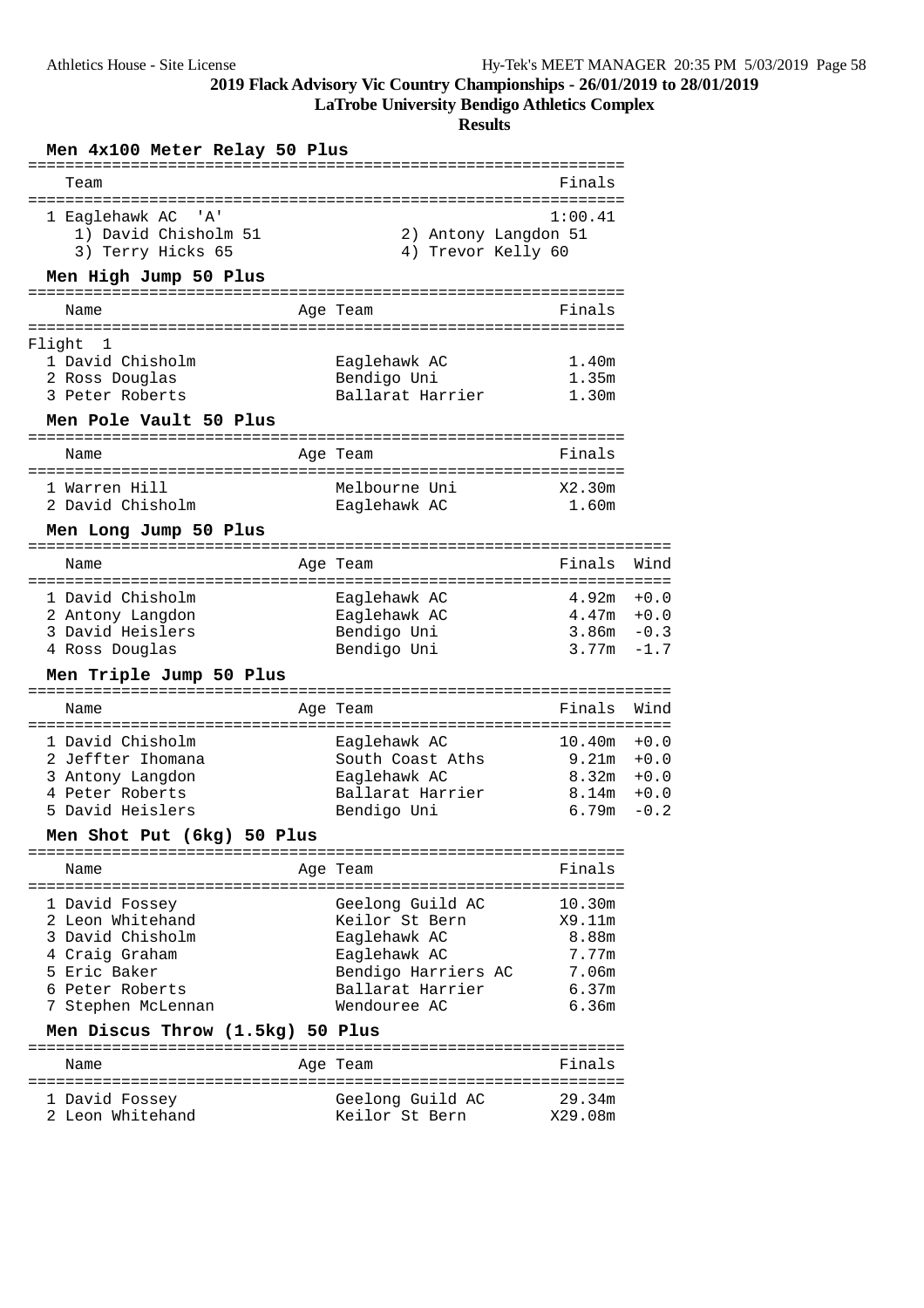## 2019 Flack Advisory Vic Country Championships - 26/01/2019 to 28/01/2019

**LaTrobe University Bendigo Athletics Complex**

**Results**

### Men 4x100 Meter Relay 50 Plus

| Team | Finals |
|---|---|
| 1 Eaglehawk AC 'A' | 1:00.41 |
| 1) David Chisholm 51; 2) Antony Langdon 51; 3) Terry Hicks 65; 4) Trevor Kelly 60 | |

### Men High Jump 50 Plus

| Name | Age | Team | Finals |
|---|---|---|---|
| **Flight 1** | | | |
| 1 David Chisholm | | Eaglehawk AC | 1.40m |
| 2 Ross Douglas | | Bendigo Uni | 1.35m |
| 3 Peter Roberts | | Ballarat Harrier | 1.30m |

### Men Pole Vault 50 Plus

| Name | Age | Team | Finals |
|---|---|---|---|
| 1 Warren Hill | | Melbourne Uni | X2.30m |
| 2 David Chisholm | | Eaglehawk AC | 1.60m |

### Men Long Jump 50 Plus

| Name | Age | Team | Finals | Wind |
|---|---|---|---|---|
| 1 David Chisholm | | Eaglehawk AC | 4.92m | +0.0 |
| 2 Antony Langdon | | Eaglehawk AC | 4.47m | +0.0 |
| 3 David Heislers | | Bendigo Uni | 3.86m | -0.3 |
| 4 Ross Douglas | | Bendigo Uni | 3.77m | -1.7 |

### Men Triple Jump 50 Plus

| Name | Age | Team | Finals | Wind |
|---|---|---|---|---|
| 1 David Chisholm | | Eaglehawk AC | 10.40m | +0.0 |
| 2 Jeffter Ihomana | | South Coast Aths | 9.21m | +0.0 |
| 3 Antony Langdon | | Eaglehawk AC | 8.32m | +0.0 |
| 4 Peter Roberts | | Ballarat Harrier | 8.14m | +0.0 |
| 5 David Heislers | | Bendigo Uni | 6.79m | -0.2 |

### Men Shot Put (6kg) 50 Plus

| Name | Age | Team | Finals |
|---|---|---|---|
| 1 David Fossey | | Geelong Guild AC | 10.30m |
| 2 Leon Whitehand | | Keilor St Bern | X9.11m |
| 3 David Chisholm | | Eaglehawk AC | 8.88m |
| 4 Craig Graham | | Eaglehawk AC | 7.77m |
| 5 Eric Baker | | Bendigo Harriers AC | 7.06m |
| 6 Peter Roberts | | Ballarat Harrier | 6.37m |
| 7 Stephen McLennan | | Wendouree AC | 6.36m |

### Men Discus Throw (1.5kg) 50 Plus

| Name | Age | Team | Finals |
|---|---|---|---|
| 1 David Fossey | | Geelong Guild AC | 29.34m |
| 2 Leon Whitehand | | Keilor St Bern | X29.08m |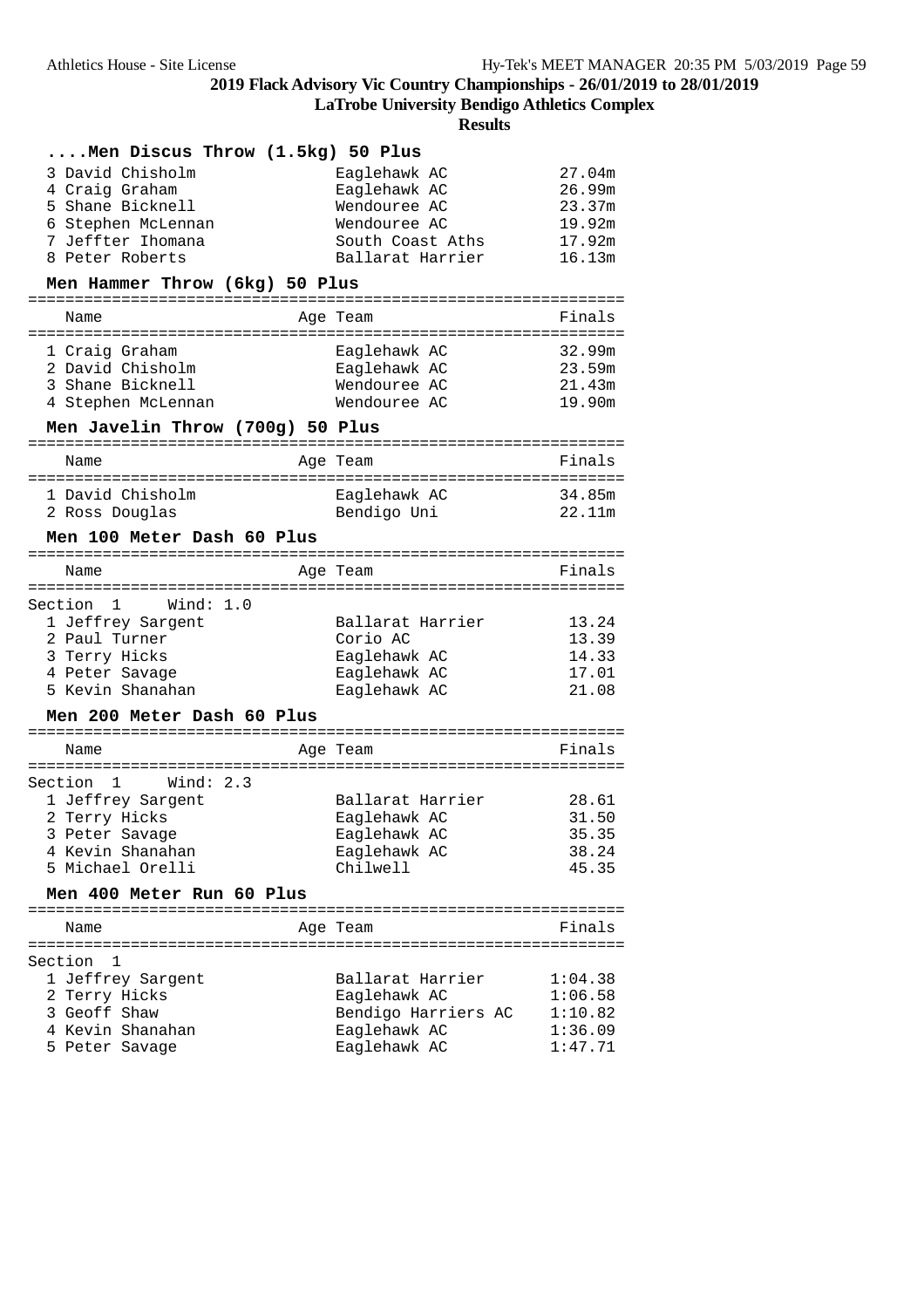# 2019 Flack Advisory Vic Country Championships - 26/01/2019 to 28/01/2019

## LaTrobe University Bendigo Athletics Complex

### Results

#### ....Men Discus Throw (1.5kg) 50 Plus

| Place | Name | Age | Team | Finals |
|---|---|---|---|---|
| 3 | David Chisholm | | Eaglehawk AC | 27.04m |
| 4 | Craig Graham | | Eaglehawk AC | 26.99m |
| 5 | Shane Bicknell | | Wendouree AC | 23.37m |
| 6 | Stephen McLennan | | Wendouree AC | 19.92m |
| 7 | Jeffter Ihomana | | South Coast Aths | 17.92m |
| 8 | Peter Roberts | | Ballarat Harrier | 16.13m |

#### Men Hammer Throw (6kg) 50 Plus

| Place | Name | Age | Team | Finals |
|---|---|---|---|---|
| 1 | Craig Graham | | Eaglehawk AC | 32.99m |
| 2 | David Chisholm | | Eaglehawk AC | 23.59m |
| 3 | Shane Bicknell | | Wendouree AC | 21.43m |
| 4 | Stephen McLennan | | Wendouree AC | 19.90m |

#### Men Javelin Throw (700g) 50 Plus

| Place | Name | Age | Team | Finals |
|---|---|---|---|---|
| 1 | David Chisholm | | Eaglehawk AC | 34.85m |
| 2 | Ross Douglas | | Bendigo Uni | 22.11m |

#### Men 100 Meter Dash 60 Plus

Section 1 Wind: 1.0

| Place | Name | Age | Team | Finals |
|---|---|---|---|---|
| 1 | Jeffrey Sargent | | Ballarat Harrier | 13.24 |
| 2 | Paul Turner | | Corio AC | 13.39 |
| 3 | Terry Hicks | | Eaglehawk AC | 14.33 |
| 4 | Peter Savage | | Eaglehawk AC | 17.01 |
| 5 | Kevin Shanahan | | Eaglehawk AC | 21.08 |

#### Men 200 Meter Dash 60 Plus

Section 1 Wind: 2.3

| Place | Name | Age | Team | Finals |
|---|---|---|---|---|
| 1 | Jeffrey Sargent | | Ballarat Harrier | 28.61 |
| 2 | Terry Hicks | | Eaglehawk AC | 31.50 |
| 3 | Peter Savage | | Eaglehawk AC | 35.35 |
| 4 | Kevin Shanahan | | Eaglehawk AC | 38.24 |
| 5 | Michael Orelli | | Chilwell | 45.35 |

#### Men 400 Meter Run 60 Plus

Section 1

| Place | Name | Age | Team | Finals |
|---|---|---|---|---|
| 1 | Jeffrey Sargent | | Ballarat Harrier | 1:04.38 |
| 2 | Terry Hicks | | Eaglehawk AC | 1:06.58 |
| 3 | Geoff Shaw | | Bendigo Harriers AC | 1:10.82 |
| 4 | Kevin Shanahan | | Eaglehawk AC | 1:36.09 |
| 5 | Peter Savage | | Eaglehawk AC | 1:47.71 |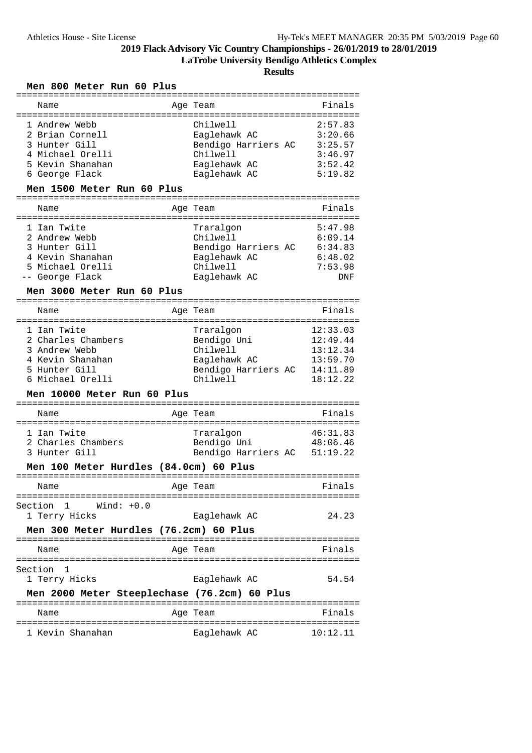# 2019 Flack Advisory Vic Country Championships - 26/01/2019 to 28/01/2019

## LaTrobe University Bendigo Athletics Complex

## Results

### Men 800 Meter Run 60 Plus

| | Name | Age | Team | Finals |
|---|---|---|---|---|
| 1 | Andrew Webb | | Chilwell | 2:57.83 |
| 2 | Brian Cornell | | Eaglehawk AC | 3:20.66 |
| 3 | Hunter Gill | | Bendigo Harriers AC | 3:25.57 |
| 4 | Michael Orelli | | Chilwell | 3:46.97 |
| 5 | Kevin Shanahan | | Eaglehawk AC | 3:52.42 |
| 6 | George Flack | | Eaglehawk AC | 5:19.82 |

### Men 1500 Meter Run 60 Plus

| | Name | Age | Team | Finals |
|---|---|---|---|---|
| 1 | Ian Twite | | Traralgon | 5:47.98 |
| 2 | Andrew Webb | | Chilwell | 6:09.14 |
| 3 | Hunter Gill | | Bendigo Harriers AC | 6:34.83 |
| 4 | Kevin Shanahan | | Eaglehawk AC | 6:48.02 |
| 5 | Michael Orelli | | Chilwell | 7:53.98 |
| -- | George Flack | | Eaglehawk AC | DNF |

### Men 3000 Meter Run 60 Plus

| | Name | Age | Team | Finals |
|---|---|---|---|---|
| 1 | Ian Twite | | Traralgon | 12:33.03 |
| 2 | Charles Chambers | | Bendigo Uni | 12:49.44 |
| 3 | Andrew Webb | | Chilwell | 13:12.34 |
| 4 | Kevin Shanahan | | Eaglehawk AC | 13:59.70 |
| 5 | Hunter Gill | | Bendigo Harriers AC | 14:11.89 |
| 6 | Michael Orelli | | Chilwell | 18:12.22 |

### Men 10000 Meter Run 60 Plus

| | Name | Age | Team | Finals |
|---|---|---|---|---|
| 1 | Ian Twite | | Traralgon | 46:31.83 |
| 2 | Charles Chambers | | Bendigo Uni | 48:06.46 |
| 3 | Hunter Gill | | Bendigo Harriers AC | 51:19.22 |

### Men 100 Meter Hurdles (84.0cm) 60 Plus

Section 1 Wind: +0.0

| | Name | Age | Team | Finals |
|---|---|---|---|---|
| 1 | Terry Hicks | | Eaglehawk AC | 24.23 |

### Men 300 Meter Hurdles (76.2cm) 60 Plus

Section 1

| | Name | Age | Team | Finals |
|---|---|---|---|---|
| 1 | Terry Hicks | | Eaglehawk AC | 54.54 |

### Men 2000 Meter Steeplechase (76.2cm) 60 Plus

| | Name | Age | Team | Finals |
|---|---|---|---|---|
| 1 | Kevin Shanahan | | Eaglehawk AC | 10:12.11 |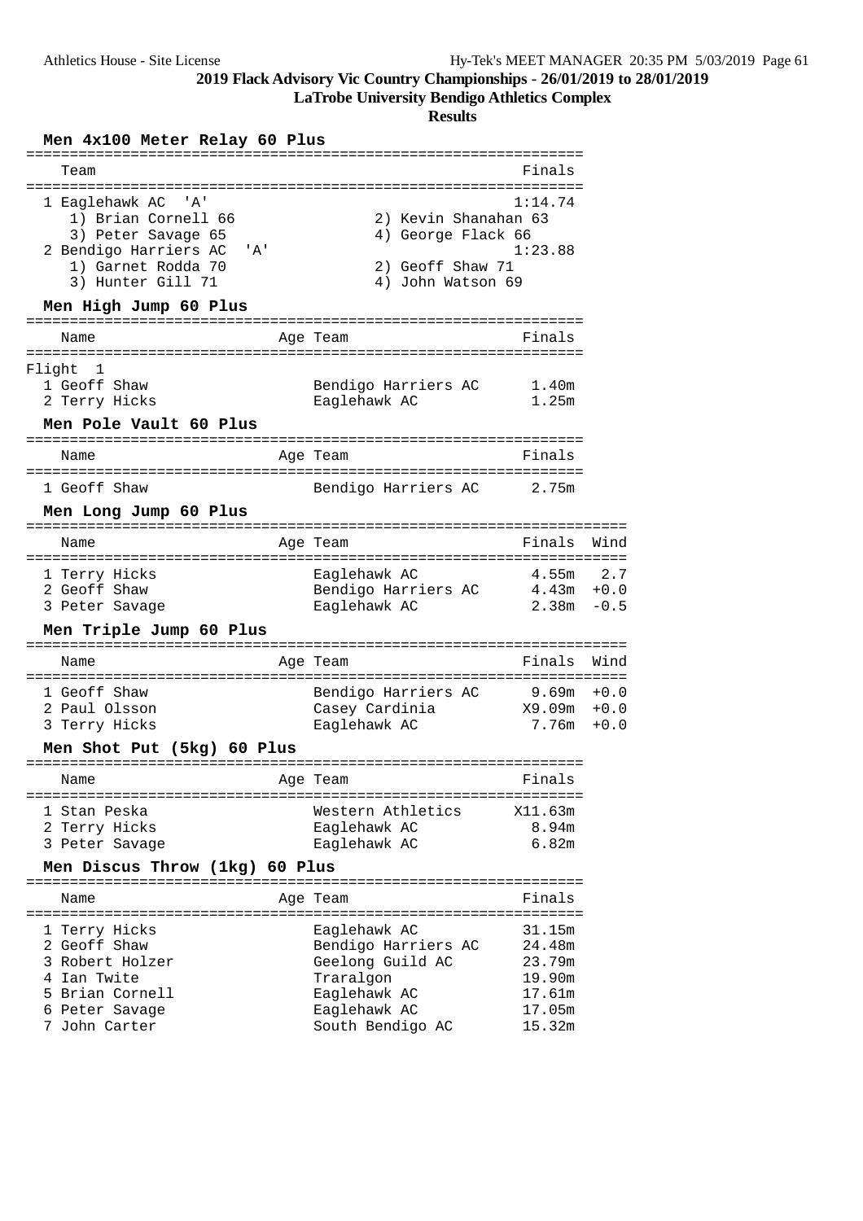**2019 Flack Advisory Vic Country Championships - 26/01/2019 to 28/01/2019**

**LaTrobe University Bendigo Athletics Complex**

**Results**

### Men 4x100 Meter Relay 60 Plus

| Team | Finals |
|---|---|
| 1 Eaglehawk AC 'A' | 1:14.74 |
| 1) Brian Cornell 66, 2) Kevin Shanahan 63, 3) Peter Savage 65, 4) George Flack 66 | |
| 2 Bendigo Harriers AC 'A' | 1:23.88 |
| 1) Garnet Rodda 70, 2) Geoff Shaw 71, 3) Hunter Gill 71, 4) John Watson 69 | |

### Men High Jump 60 Plus

| Name | Age | Team | Finals |
|---|---|---|---|
| Flight 1 | | | |
| 1 Geoff Shaw | | Bendigo Harriers AC | 1.40m |
| 2 Terry Hicks | | Eaglehawk AC | 1.25m |

### Men Pole Vault 60 Plus

| Name | Age | Team | Finals |
|---|---|---|---|
| 1 Geoff Shaw | | Bendigo Harriers AC | 2.75m |

### Men Long Jump 60 Plus

| Name | Age | Team | Finals | Wind |
|---|---|---|---|---|
| 1 Terry Hicks | | Eaglehawk AC | 4.55m | 2.7 |
| 2 Geoff Shaw | | Bendigo Harriers AC | 4.43m | +0.0 |
| 3 Peter Savage | | Eaglehawk AC | 2.38m | -0.5 |

### Men Triple Jump 60 Plus

| Name | Age | Team | Finals | Wind |
|---|---|---|---|---|
| 1 Geoff Shaw | | Bendigo Harriers AC | 9.69m | +0.0 |
| 2 Paul Olsson | | Casey Cardinia | X9.09m | +0.0 |
| 3 Terry Hicks | | Eaglehawk AC | 7.76m | +0.0 |

### Men Shot Put (5kg) 60 Plus

| Name | Age | Team | Finals |
|---|---|---|---|
| 1 Stan Peska | | Western Athletics | X11.63m |
| 2 Terry Hicks | | Eaglehawk AC | 8.94m |
| 3 Peter Savage | | Eaglehawk AC | 6.82m |

### Men Discus Throw (1kg) 60 Plus

| Name | Age | Team | Finals |
|---|---|---|---|
| 1 Terry Hicks | | Eaglehawk AC | 31.15m |
| 2 Geoff Shaw | | Bendigo Harriers AC | 24.48m |
| 3 Robert Holzer | | Geelong Guild AC | 23.79m |
| 4 Ian Twite | | Traralgon | 19.90m |
| 5 Brian Cornell | | Eaglehawk AC | 17.61m |
| 6 Peter Savage | | Eaglehawk AC | 17.05m |
| 7 John Carter | | South Bendigo AC | 15.32m |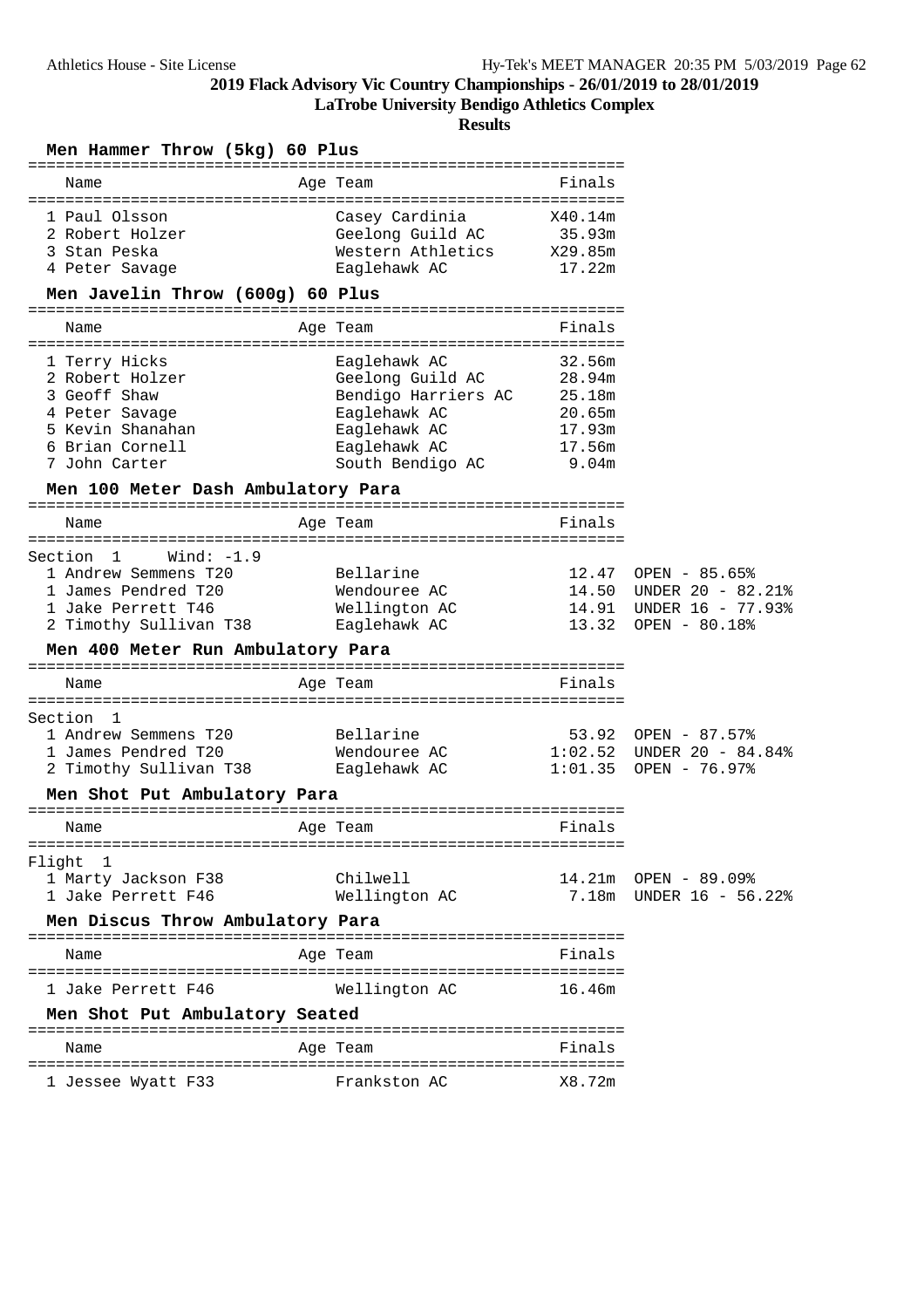## 2019 Flack Advisory Vic Country Championships - 26/01/2019 to 28/01/2019

### LaTrobe University Bendigo Athletics Complex

### Results

#### Men Hammer Throw (5kg) 60 Plus

| Name | Age | Team | Finals |
|---|---|---|---|
| 1 Paul Olsson | | Casey Cardinia | X40.14m |
| 2 Robert Holzer | | Geelong Guild AC | 35.93m |
| 3 Stan Peska | | Western Athletics | X29.85m |
| 4 Peter Savage | | Eaglehawk AC | 17.22m |

#### Men Javelin Throw (600g) 60 Plus

| Name | Age | Team | Finals |
|---|---|---|---|
| 1 Terry Hicks | | Eaglehawk AC | 32.56m |
| 2 Robert Holzer | | Geelong Guild AC | 28.94m |
| 3 Geoff Shaw | | Bendigo Harriers AC | 25.18m |
| 4 Peter Savage | | Eaglehawk AC | 20.65m |
| 5 Kevin Shanahan | | Eaglehawk AC | 17.93m |
| 6 Brian Cornell | | Eaglehawk AC | 17.56m |
| 7 John Carter | | South Bendigo AC | 9.04m |

#### Men 100 Meter Dash Ambulatory Para

Section 1 Wind: -1.9

| Name | Age | Team | Finals | |
|---|---|---|---|---|
| 1 Andrew Semmens T20 | | Bellarine | 12.47 | OPEN - 85.65% |
| 1 James Pendred T20 | | Wendouree AC | 14.50 | UNDER 20 - 82.21% |
| 1 Jake Perrett T46 | | Wellington AC | 14.91 | UNDER 16 - 77.93% |
| 2 Timothy Sullivan T38 | | Eaglehawk AC | 13.32 | OPEN - 80.18% |

#### Men 400 Meter Run Ambulatory Para

Section 1

| Name | Age | Team | Finals | |
|---|---|---|---|---|
| 1 Andrew Semmens T20 | | Bellarine | 53.92 | OPEN - 87.57% |
| 1 James Pendred T20 | | Wendouree AC | 1:02.52 | UNDER 20 - 84.84% |
| 2 Timothy Sullivan T38 | | Eaglehawk AC | 1:01.35 | OPEN - 76.97% |

#### Men Shot Put Ambulatory Para

Flight 1

| Name | Age | Team | Finals | |
|---|---|---|---|---|
| 1 Marty Jackson F38 | | Chilwell | 14.21m | OPEN - 89.09% |
| 1 Jake Perrett F46 | | Wellington AC | 7.18m | UNDER 16 - 56.22% |

#### Men Discus Throw Ambulatory Para

| Name | Age | Team | Finals |
|---|---|---|---|
| 1 Jake Perrett F46 | | Wellington AC | 16.46m |

#### Men Shot Put Ambulatory Seated

| Name | Age | Team | Finals |
|---|---|---|---|
| 1 Jessee Wyatt F33 | | Frankston AC | X8.72m |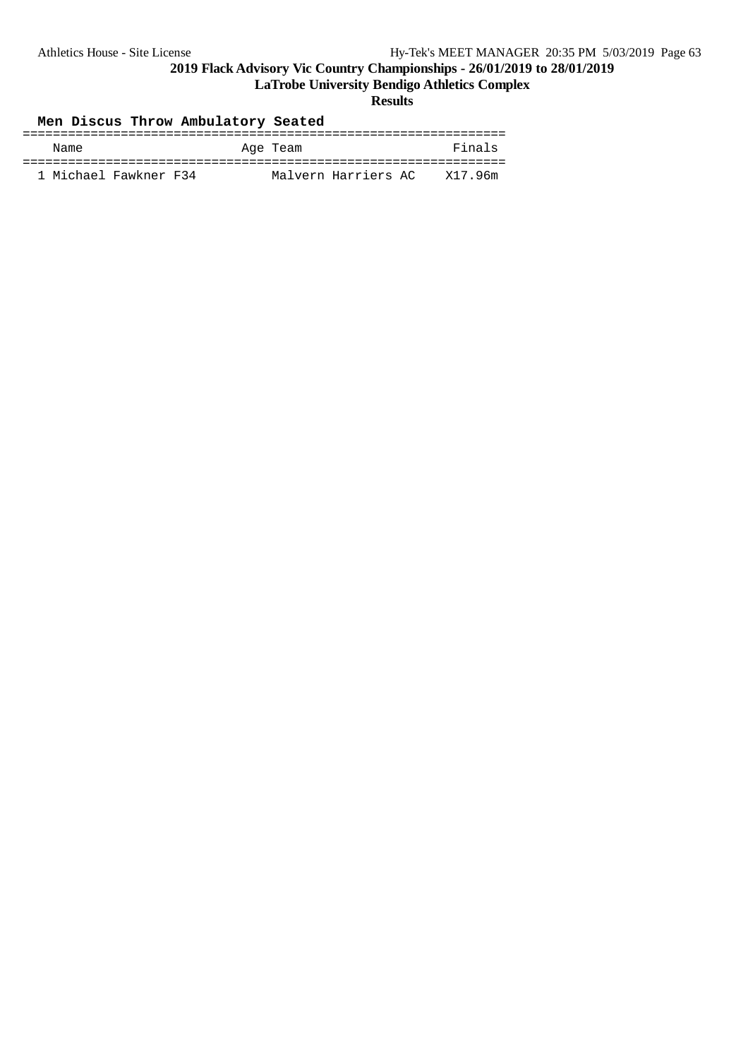**2019 Flack Advisory Vic Country Championships - 26/01/2019 to 28/01/2019**

**LaTrobe University Bendigo Athletics Complex**

**Results**

### Men Discus Throw Ambulatory Seated

| | Name | Age | Team | Finals |
|---|---|---|---|---|
| 1 | Michael Fawkner F34 | | Malvern Harriers AC | X17.96m |